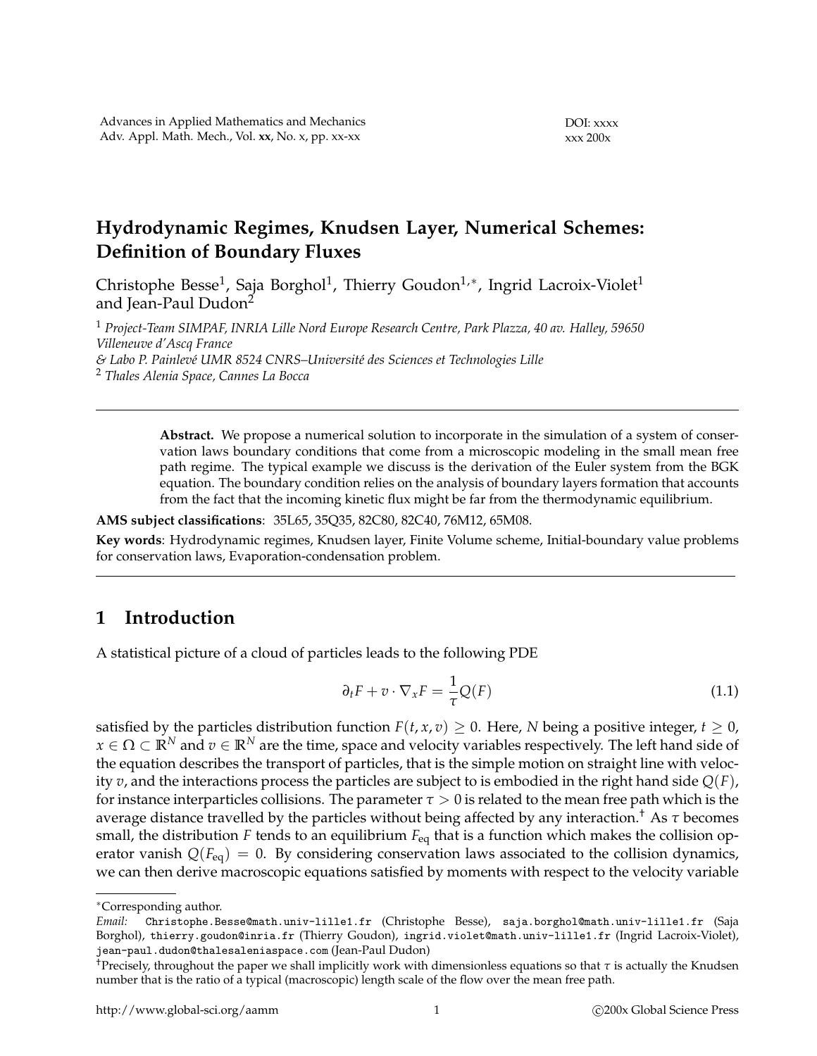# Hydrodynamic Regimes, Knudsen Layer, Numerical Schemes: Definition of Boundary Fluxes

Christophe Besse[1], Saja Borghol[1], Thierry Goudon[1,*], Ingrid Lacroix-Violet[1] and Jean-Paul Dudon[2]

[1] *Project-Team SIMPAF, INRIA Lille Nord Europe Research Centre, Park Plazza, 40 av. Halley, 59650 Villeneuve d'Ascq France*
*& Labo P. Painlevé UMR 8524 CNRS–Université des Sciences et Technologies Lille*
[2] *Thales Alenia Space, Cannes La Bocca*

---

**Abstract.** We propose a numerical solution to incorporate in the simulation of a system of conservation laws boundary conditions that come from a microscopic modeling in the small mean free path regime. The typical example we discuss is the derivation of the Euler system from the BGK equation. The boundary condition relies on the analysis of boundary layers formation that accounts from the fact that the incoming kinetic flux might be far from the thermodynamic equilibrium.

**AMS subject classifications**: 35L65, 35Q35, 82C80, 82C40, 76M12, 65M08.

**Key words**: Hydrodynamic regimes, Knudsen layer, Finite Volume scheme, Initial-boundary value problems for conservation laws, Evaporation-condensation problem.

---

## 1 Introduction

A statistical picture of a cloud of particles leads to the following PDE

$$\partial_t F + v \cdot \nabla_x F = \frac{1}{\tau} Q(F) \tag{1.1}$$

satisfied by the particles distribution function $F(t, x, v) \geq 0$. Here, $N$ being a positive integer, $t \geq 0$, $x \in \Omega \subset \mathbb{R}^N$ and $v \in \mathbb{R}^N$ are the time, space and velocity variables respectively. The left hand side of the equation describes the transport of particles, that is the simple motion on straight line with velocity $v$, and the interactions process the particles are subject to is embodied in the right hand side $Q(F)$, for instance interparticles collisions. The parameter $\tau > 0$ is related to the mean free path which is the average distance travelled by the particles without being affected by any interaction.[†] As $\tau$ becomes small, the distribution $F$ tends to an equilibrium $F_{\text{eq}}$ that is a function which makes the collision operator vanish $Q(F_{\text{eq}}) = 0$. By considering conservation laws associated to the collision dynamics, we can then derive macroscopic equations satisfied by moments with respect to the velocity variable

---

*Corresponding author.
*Email:* Christophe.Besse@math.univ-lille1.fr (Christophe Besse), saja.borghol@math.univ-lille1.fr (Saja Borghol), thierry.goudon@inria.fr (Thierry Goudon), ingrid.violet@math.univ-lille1.fr (Ingrid Lacroix-Violet), jean-paul.dudon@thalesaleniaspace.com (Jean-Paul Dudon)

[†] Precisely, throughout the paper we shall implicitly work with dimensionless equations so that $\tau$ is actually the Knudsen number that is the ratio of a typical (macroscopic) length scale of the flow over the mean free path.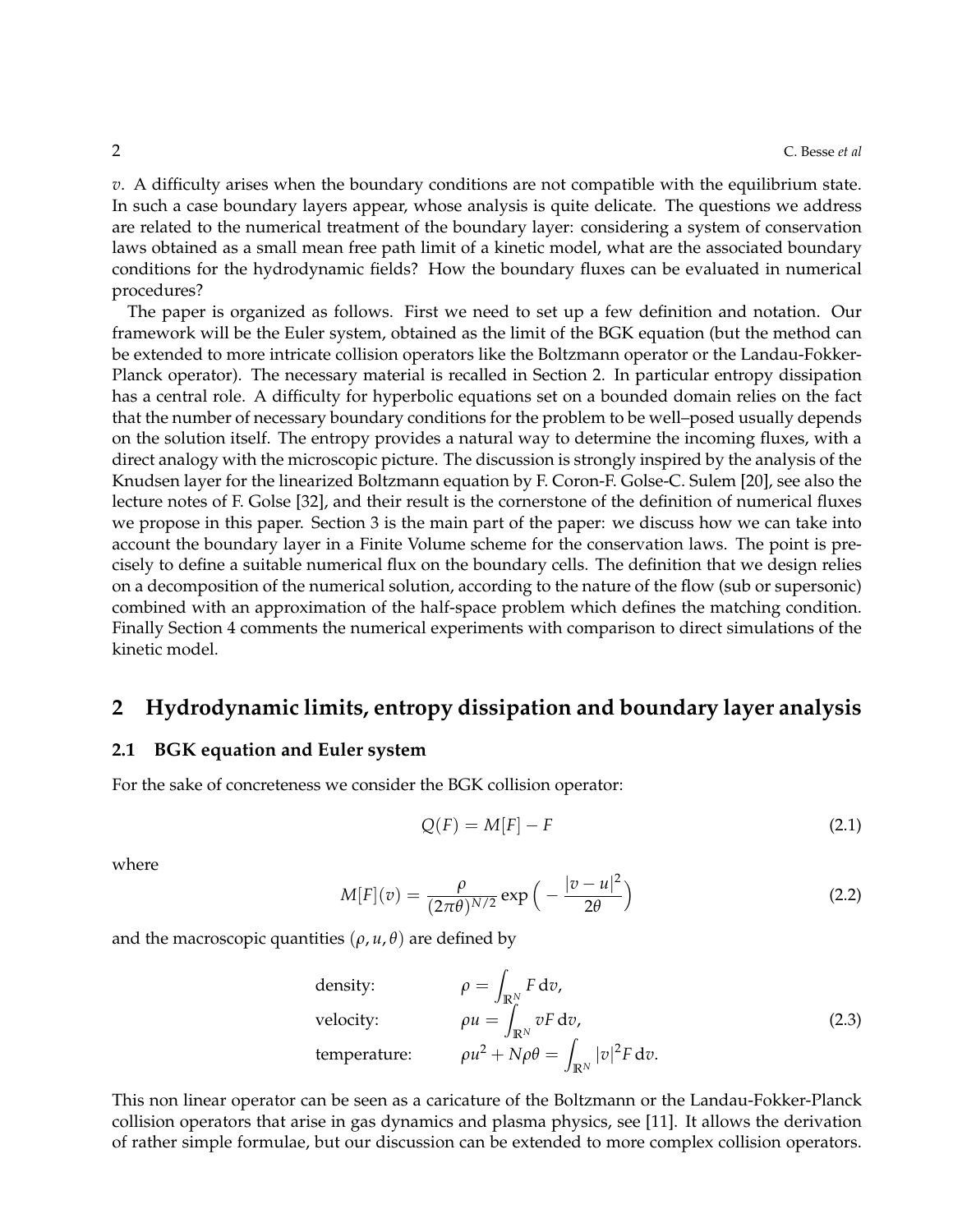$v$. A difficulty arises when the boundary conditions are not compatible with the equilibrium state. In such a case boundary layers appear, whose analysis is quite delicate. The questions we address are related to the numerical treatment of the boundary layer: considering a system of conservation laws obtained as a small mean free path limit of a kinetic model, what are the associated boundary conditions for the hydrodynamic fields? How the boundary fluxes can be evaluated in numerical procedures?

The paper is organized as follows. First we need to set up a few definition and notation. Our framework will be the Euler system, obtained as the limit of the BGK equation (but the method can be extended to more intricate collision operators like the Boltzmann operator or the Landau-Fokker-Planck operator). The necessary material is recalled in Section 2. In particular entropy dissipation has a central role. A difficulty for hyperbolic equations set on a bounded domain relies on the fact that the number of necessary boundary conditions for the problem to be well–posed usually depends on the solution itself. The entropy provides a natural way to determine the incoming fluxes, with a direct analogy with the microscopic picture. The discussion is strongly inspired by the analysis of the Knudsen layer for the linearized Boltzmann equation by F. Coron-F. Golse-C. Sulem [20], see also the lecture notes of F. Golse [32], and their result is the cornerstone of the definition of numerical fluxes we propose in this paper. Section 3 is the main part of the paper: we discuss how we can take into account the boundary layer in a Finite Volume scheme for the conservation laws. The point is precisely to define a suitable numerical flux on the boundary cells. The definition that we design relies on a decomposition of the numerical solution, according to the nature of the flow (sub or supersonic) combined with an approximation of the half-space problem which defines the matching condition. Finally Section 4 comments the numerical experiments with comparison to direct simulations of the kinetic model.

## 2 Hydrodynamic limits, entropy dissipation and boundary layer analysis

### 2.1 BGK equation and Euler system

For the sake of concreteness we consider the BGK collision operator:

$$Q(F) = M[F] - F \tag{2.1}$$

where

$$M[F](v) = \frac{\rho}{(2\pi\theta)^{N/2}} \exp\Big( - \frac{|v-u|^2}{2\theta}\Big) \tag{2.2}$$

and the macroscopic quantities $(\rho, u, \theta)$ are defined by

$$\begin{aligned}
&\text{density:} && \rho = \int_{\mathbb{R}^N} F \, \mathrm{d}v, \\
&\text{velocity:} && \rho u = \int_{\mathbb{R}^N} vF \, \mathrm{d}v, \\
&\text{temperature:} && \rho u^2 + N\rho\theta = \int_{\mathbb{R}^N} |v|^2 F \, \mathrm{d}v.
\end{aligned} \tag{2.3}$$

This non linear operator can be seen as a caricature of the Boltzmann or the Landau-Fokker-Planck collision operators that arise in gas dynamics and plasma physics, see [11]. It allows the derivation of rather simple formulae, but our discussion can be extended to more complex collision operators.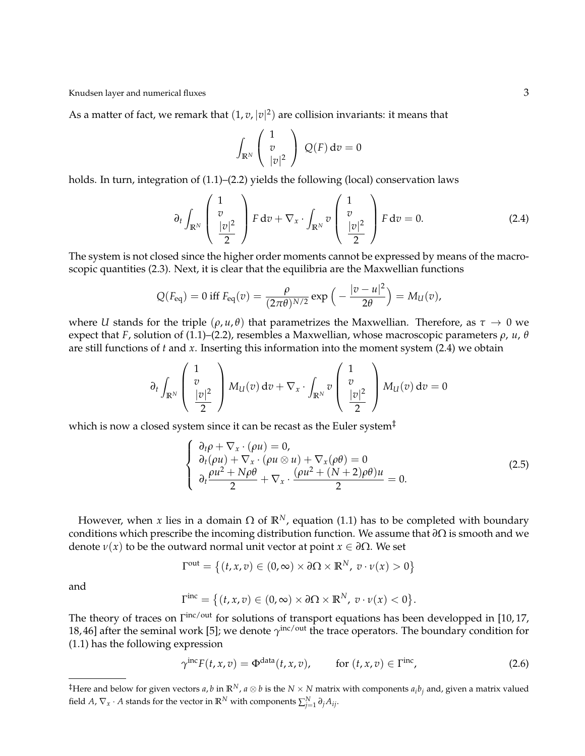As a matter of fact, we remark that $(1, v, |v|^2)$ are collision invariants: it means that

$$\int_{\mathbb{R}^N} \begin{pmatrix} 1 \\ v \\ |v|^2 \end{pmatrix} Q(F)\, \mathrm{d}v = 0$$

holds. In turn, integration of (1.1)–(2.2) yields the following (local) conservation laws

$$\partial_t \int_{\mathbb{R}^N} \begin{pmatrix} 1 \\ v \\ \dfrac{|v|^2}{2} \end{pmatrix} F\, \mathrm{d}v + \nabla_x \cdot \int_{\mathbb{R}^N} v \begin{pmatrix} 1 \\ v \\ \dfrac{|v|^2}{2} \end{pmatrix} F\, \mathrm{d}v = 0. \tag{2.4}$$

The system is not closed since the higher order moments cannot be expressed by means of the macroscopic quantities (2.3). Next, it is clear that the equilibria are the Maxwellian functions

$$Q(F_{\mathrm{eq}}) = 0 \text{ iff } F_{\mathrm{eq}}(v) = \frac{\rho}{(2\pi\theta)^{N/2}} \exp\Big( - \frac{|v-u|^2}{2\theta}\Big) = M_U(v),$$

where $U$ stands for the triple $(\rho, u, \theta)$ that parametrizes the Maxwellian. Therefore, as $\tau \to 0$ we expect that $F$, solution of (1.1)–(2.2), resembles a Maxwellian, whose macroscopic parameters $\rho$, $u$, $\theta$ are still functions of $t$ and $x$. Inserting this information into the moment system (2.4) we obtain

$$\partial_t \int_{\mathbb{R}^N} \begin{pmatrix} 1 \\ v \\ \dfrac{|v|^2}{2} \end{pmatrix} M_U(v)\, \mathrm{d}v + \nabla_x \cdot \int_{\mathbb{R}^N} v \begin{pmatrix} 1 \\ v \\ \dfrac{|v|^2}{2} \end{pmatrix} M_U(v)\, \mathrm{d}v = 0$$

which is now a closed system since it can be recast as the Euler system[‡]

$$\left\{ \begin{array}{l} \partial_t \rho + \nabla_x \cdot (\rho u) = 0, \\ \partial_t (\rho u) + \nabla_x \cdot (\rho u \otimes u) + \nabla_x (\rho\theta) = 0 \\ \partial_t \dfrac{\rho u^2 + N\rho\theta}{2} + \nabla_x \cdot \dfrac{(\rho u^2 + (N+2)\rho\theta) u}{2} = 0. \end{array} \right. \tag{2.5}$$

However, when $x$ lies in a domain $\Omega$ of $\mathbb{R}^N$, equation (1.1) has to be completed with boundary conditions which prescribe the incoming distribution function. We assume that $\partial\Omega$ is smooth and we denote $\nu(x)$ to be the outward normal unit vector at point $x \in \partial\Omega$. We set

$$\Gamma^{\mathrm{out}} = \big\{ (t, x, v) \in (0, \infty) \times \partial\Omega \times \mathbb{R}^N,\ v \cdot \nu(x) > 0 \big\}$$

and

$$\Gamma^{\mathrm{inc}} = \big\{ (t, x, v) \in (0, \infty) \times \partial\Omega \times \mathbb{R}^N,\ v \cdot \nu(x) < 0 \big\}.$$

The theory of traces on $\Gamma^{\mathrm{inc/out}}$ for solutions of transport equations has been developped in [10, 17, 18, 46] after the seminal work [5]; we denote $\gamma^{\mathrm{inc/out}}$ the trace operators. The boundary condition for (1.1) has the following expression

$$\gamma^{\mathrm{inc}} F(t, x, v) = \Phi^{\mathrm{data}}(t, x, v), \qquad \text{for } (t, x, v) \in \Gamma^{\mathrm{inc}}, \tag{2.6}$$

---

[‡]Here and below for given vectors $a, b$ in $\mathbb{R}^N$, $a \otimes b$ is the $N \times N$ matrix with components $a_i b_j$ and, given a matrix valued field $A$, $\nabla_x \cdot A$ stands for the vector in $\mathbb{R}^N$ with components $\sum_{j=1}^N \partial_j A_{ij}$.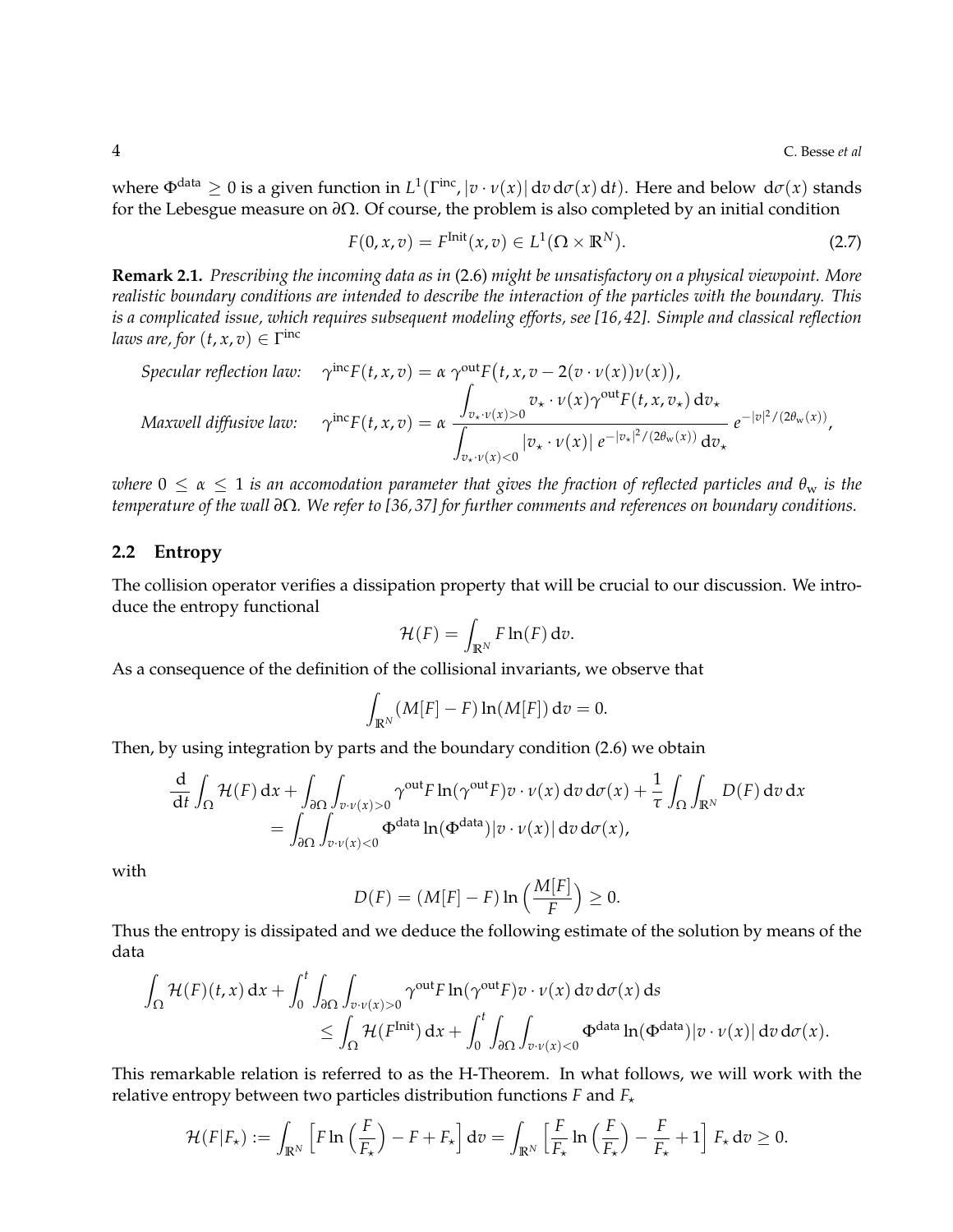where $\Phi^{\text{data}} \geq 0$ is a given function in $L^1(\Gamma^{\text{inc}}, |v \cdot \nu(x)| \, \mathrm{d}v \, \mathrm{d}\sigma(x) \, \mathrm{d}t)$. Here and below $\mathrm{d}\sigma(x)$ stands for the Lebesgue measure on $\partial\Omega$. Of course, the problem is also completed by an initial condition

$$F(0, x, v) = F^{\text{Init}}(x, v) \in L^1(\Omega \times \mathbb{R}^N). \tag{2.7}$$

**Remark 2.1.** *Prescribing the incoming data as in* (2.6) *might be unsatisfactory on a physical viewpoint. More realistic boundary conditions are intended to describe the interaction of the particles with the boundary. This is a complicated issue, which requires subsequent modeling efforts, see [16, 42]. Simple and classical reflection laws are, for $(t, x, v) \in \Gamma^{\text{inc}}$*

*Specular reflection law:* $\quad \gamma^{\text{inc}} F(t, x, v) = \alpha \, \gamma^{\text{out}} F\big(t, x, v - 2(v \cdot \nu(x))\nu(x)\big),$

*Maxwell diffusive law:* $\quad \gamma^{\text{inc}} F(t, x, v) = \alpha \, \dfrac{\displaystyle\int_{v_\star \cdot \nu(x) > 0} v_\star \cdot \nu(x) \gamma^{\text{out}} F(t, x, v_\star) \, \mathrm{d}v_\star}{\displaystyle\int_{v_\star \cdot \nu(x) < 0} |v_\star \cdot \nu(x)| \, e^{-|v_\star|^2/(2\theta_{\text{w}}(x))} \, \mathrm{d}v_\star} \, e^{-|v|^2/(2\theta_{\text{w}}(x))},$

*where $0 \leq \alpha \leq 1$ is an accomodation parameter that gives the fraction of reflected particles and $\theta_{\text{w}}$ is the temperature of the wall $\partial\Omega$. We refer to [36, 37] for further comments and references on boundary conditions.*

## 2.2 Entropy

The collision operator verifies a dissipation property that will be crucial to our discussion. We introduce the entropy functional

$$\mathcal{H}(F) = \int_{\mathbb{R}^N} F \ln(F) \, \mathrm{d}v.$$

As a consequence of the definition of the collisional invariants, we observe that

$$\int_{\mathbb{R}^N} (M[F] - F) \ln(M[F]) \, \mathrm{d}v = 0.$$

Then, by using integration by parts and the boundary condition (2.6) we obtain

$$\begin{aligned}\frac{\mathrm{d}}{\mathrm{d}t} \int_\Omega \mathcal{H}(F) \, \mathrm{d}x + \int_{\partial\Omega} \int_{v \cdot \nu(x) > 0} \gamma^{\text{out}} F \ln(\gamma^{\text{out}} F) v \cdot \nu(x) \, \mathrm{d}v \, \mathrm{d}\sigma(x) + \frac{1}{\tau} \int_\Omega \int_{\mathbb{R}^N} D(F) \, \mathrm{d}v \, \mathrm{d}x \\ = \int_{\partial\Omega} \int_{v \cdot \nu(x) < 0} \Phi^{\text{data}} \ln(\Phi^{\text{data}}) |v \cdot \nu(x)| \, \mathrm{d}v \, \mathrm{d}\sigma(x),\end{aligned}$$

with

$$D(F) = (M[F] - F) \ln\Big(\frac{M[F]}{F}\Big) \geq 0.$$

Thus the entropy is dissipated and we deduce the following estimate of the solution by means of the data

$$\begin{aligned}\int_\Omega \mathcal{H}(F)(t, x) \, \mathrm{d}x + \int_0^t \int_{\partial\Omega} \int_{v \cdot \nu(x) > 0} \gamma^{\text{out}} F \ln(\gamma^{\text{out}} F) v \cdot \nu(x) \, \mathrm{d}v \, \mathrm{d}\sigma(x) \, \mathrm{d}s \\ \leq \int_\Omega \mathcal{H}(F^{\text{Init}}) \, \mathrm{d}x + \int_0^t \int_{\partial\Omega} \int_{v \cdot \nu(x) < 0} \Phi^{\text{data}} \ln(\Phi^{\text{data}}) |v \cdot \nu(x)| \, \mathrm{d}v \, \mathrm{d}\sigma(x).\end{aligned}$$

This remarkable relation is referred to as the H-Theorem. In what follows, we will work with the relative entropy between two particles distribution functions $F$ and $F_\star$

$$\mathcal{H}(F|F_\star) := \int_{\mathbb{R}^N} \Big[F \ln\Big(\frac{F}{F_\star}\Big) - F + F_\star\Big] \, \mathrm{d}v = \int_{\mathbb{R}^N} \Big[\frac{F}{F_\star} \ln\Big(\frac{F}{F_\star}\Big) - \frac{F}{F_\star} + 1\Big] F_\star \, \mathrm{d}v \geq 0.$$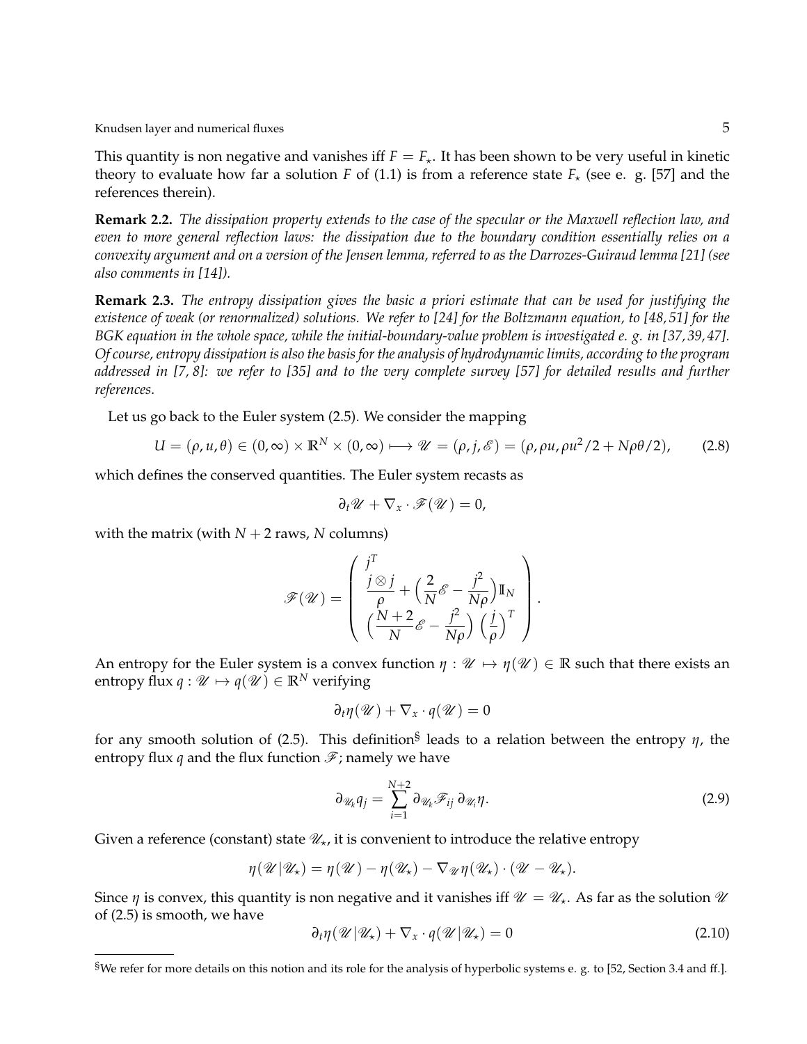This quantity is non negative and vanishes iff $F = F_\star$. It has been shown to be very useful in kinetic theory to evaluate how far a solution $F$ of (1.1) is from a reference state $F_\star$ (see e. g. [57] and the references therein).

**Remark 2.2.** *The dissipation property extends to the case of the specular or the Maxwell reflection law, and even to more general reflection laws: the dissipation due to the boundary condition essentially relies on a convexity argument and on a version of the Jensen lemma, referred to as the Darrozes-Guiraud lemma [21] (see also comments in [14]).*

**Remark 2.3.** *The entropy dissipation gives the basic a priori estimate that can be used for justifying the existence of weak (or renormalized) solutions. We refer to [24] for the Boltzmann equation, to [48, 51] for the BGK equation in the whole space, while the initial-boundary-value problem is investigated e. g. in [37, 39, 47]. Of course, entropy dissipation is also the basis for the analysis of hydrodynamic limits, according to the program addressed in [7, 8]: we refer to [35] and to the very complete survey [57] for detailed results and further references.*

Let us go back to the Euler system (2.5). We consider the mapping

$$U = (\rho, u, \theta) \in (0, \infty) \times \mathbb{R}^N \times (0, \infty) \longmapsto \mathscr{U} = (\rho, j, \mathscr{E}) = (\rho, \rho u, \rho u^2/2 + N\rho\theta/2), \tag{2.8}$$

which defines the conserved quantities. The Euler system recasts as

$$\partial_t \mathscr{U} + \nabla_x \cdot \mathscr{F}(\mathscr{U}) = 0,$$

with the matrix (with $N+2$ raws, $N$ columns)

$$\mathscr{F}(\mathscr{U}) = \begin{pmatrix} j^T \\ \dfrac{j \otimes j}{\rho} + \Big(\dfrac{2}{N}\mathscr{E} - \dfrac{j^2}{N\rho}\Big)\mathbb{I}_N \\ \Big(\dfrac{N+2}{N}\mathscr{E} - \dfrac{j^2}{N\rho}\Big)\Big(\dfrac{j}{\rho}\Big)^T \end{pmatrix}.$$

An entropy for the Euler system is a convex function $\eta : \mathscr{U} \mapsto \eta(\mathscr{U}) \in \mathbb{R}$ such that there exists an entropy flux $q : \mathscr{U} \mapsto q(\mathscr{U}) \in \mathbb{R}^N$ verifying

$$\partial_t \eta(\mathscr{U}) + \nabla_x \cdot q(\mathscr{U}) = 0$$

for any smooth solution of (2.5). This definition[§] leads to a relation between the entropy $\eta$, the entropy flux $q$ and the flux function $\mathscr{F}$; namely we have

$$\partial_{\mathscr{U}_k} q_j = \sum_{i=1}^{N+2} \partial_{\mathscr{U}_k} \mathscr{F}_{ij}\, \partial_{\mathscr{U}_i} \eta. \tag{2.9}$$

Given a reference (constant) state $\mathscr{U}_\star$, it is convenient to introduce the relative entropy

$$\eta(\mathscr{U}|\mathscr{U}_\star) = \eta(\mathscr{U}) - \eta(\mathscr{U}_\star) - \nabla_{\mathscr{U}} \eta(\mathscr{U}_\star) \cdot (\mathscr{U} - \mathscr{U}_\star).$$

Since $\eta$ is convex, this quantity is non negative and it vanishes iff $\mathscr{U} = \mathscr{U}_\star$. As far as the solution $\mathscr{U}$ of (2.5) is smooth, we have

$$\partial_t \eta(\mathscr{U}|\mathscr{U}_\star) + \nabla_x \cdot q(\mathscr{U}|\mathscr{U}_\star) = 0 \tag{2.10}$$

---

[§] We refer for more details on this notion and its role for the analysis of hyperbolic systems e. g. to [52, Section 3.4 and ff.].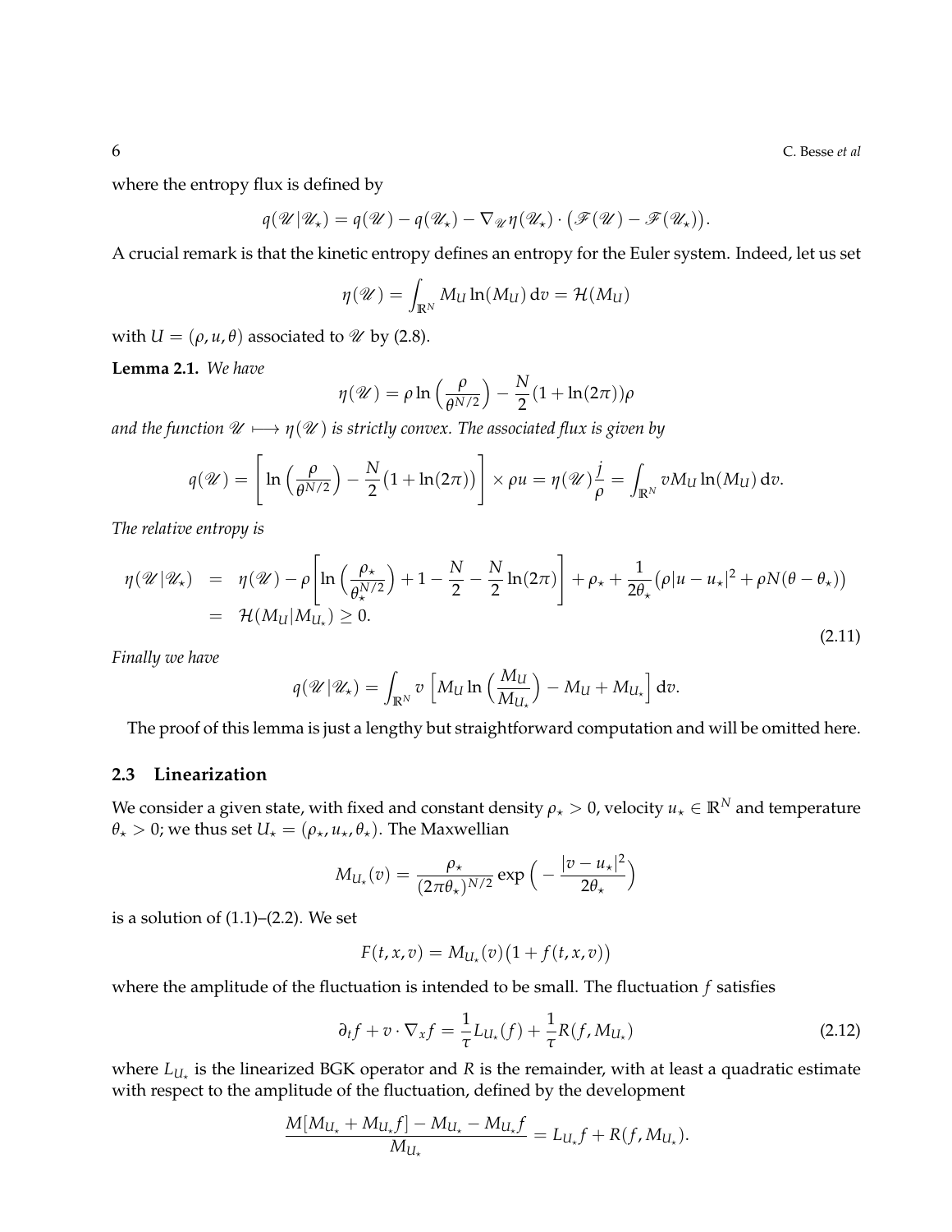where the entropy flux is defined by

$$q(\mathscr{U}|\mathscr{U}_\star) = q(\mathscr{U}) - q(\mathscr{U}_\star) - \nabla_{\mathscr{U}}\eta(\mathscr{U}_\star)\cdot\big(\mathscr{F}(\mathscr{U}) - \mathscr{F}(\mathscr{U}_\star)\big).$$

A crucial remark is that the kinetic entropy defines an entropy for the Euler system. Indeed, let us set

$$\eta(\mathscr{U}) = \int_{\mathbb{R}^N} M_U \ln(M_U)\,\mathrm{d}v = \mathcal{H}(M_U)$$

with $U = (\rho, u, \theta)$ associated to $\mathscr{U}$ by (2.8).

**Lemma 2.1.** *We have*

$$\eta(\mathscr{U}) = \rho\ln\Big(\frac{\rho}{\theta^{N/2}}\Big) - \frac{N}{2}(1+\ln(2\pi))\rho$$

*and the function $\mathscr{U} \longmapsto \eta(\mathscr{U})$ is strictly convex. The associated flux is given by*

$$q(\mathscr{U}) = \left[\ln\Big(\frac{\rho}{\theta^{N/2}}\Big) - \frac{N}{2}\big(1+\ln(2\pi)\big)\right]\times\rho u = \eta(\mathscr{U})\frac{j}{\rho} = \int_{\mathbb{R}^N} v M_U\ln(M_U)\,\mathrm{d}v.$$

*The relative entropy is*

$$\begin{aligned}
\eta(\mathscr{U}|\mathscr{U}_\star) &= \eta(\mathscr{U}) - \rho\left[\ln\Big(\frac{\rho_\star}{\theta_\star^{N/2}}\Big) + 1 - \frac{N}{2} - \frac{N}{2}\ln(2\pi)\right] + \rho_\star + \frac{1}{2\theta_\star}\big(\rho|u-u_\star|^2 + \rho N(\theta-\theta_\star)\big)\\
&= \mathcal{H}(M_U|M_{U_\star}) \geq 0.
\end{aligned} \tag{2.11}$$

*Finally we have*

$$q(\mathscr{U}|\mathscr{U}_\star) = \int_{\mathbb{R}^N} v\,\Big[M_U\ln\Big(\frac{M_U}{M_{U_\star}}\Big) - M_U + M_{U_\star}\Big]\,\mathrm{d}v.$$

The proof of this lemma is just a lengthy but straightforward computation and will be omitted here.

## 2.3 Linearization

We consider a given state, with fixed and constant density $\rho_\star > 0$, velocity $u_\star \in \mathbb{R}^N$ and temperature $\theta_\star > 0$; we thus set $U_\star = (\rho_\star, u_\star, \theta_\star)$. The Maxwellian

$$M_{U_\star}(v) = \frac{\rho_\star}{(2\pi\theta_\star)^{N/2}}\exp\Big(-\frac{|v-u_\star|^2}{2\theta_\star}\Big)$$

is a solution of (1.1)–(2.2). We set

$$F(t,x,v) = M_{U_\star}(v)\big(1+f(t,x,v)\big)$$

where the amplitude of the fluctuation is intended to be small. The fluctuation $f$ satisfies

$$\partial_t f + v\cdot\nabla_x f = \frac{1}{\tau}L_{U_\star}(f) + \frac{1}{\tau}R(f, M_{U_\star}) \tag{2.12}$$

where $L_{U_\star}$ is the linearized BGK operator and $R$ is the remainder, with at least a quadratic estimate with respect to the amplitude of the fluctuation, defined by the development

$$\frac{M[M_{U_\star} + M_{U_\star}f] - M_{U_\star} - M_{U_\star}f}{M_{U_\star}} = L_{U_\star}f + R(f, M_{U_\star}).$$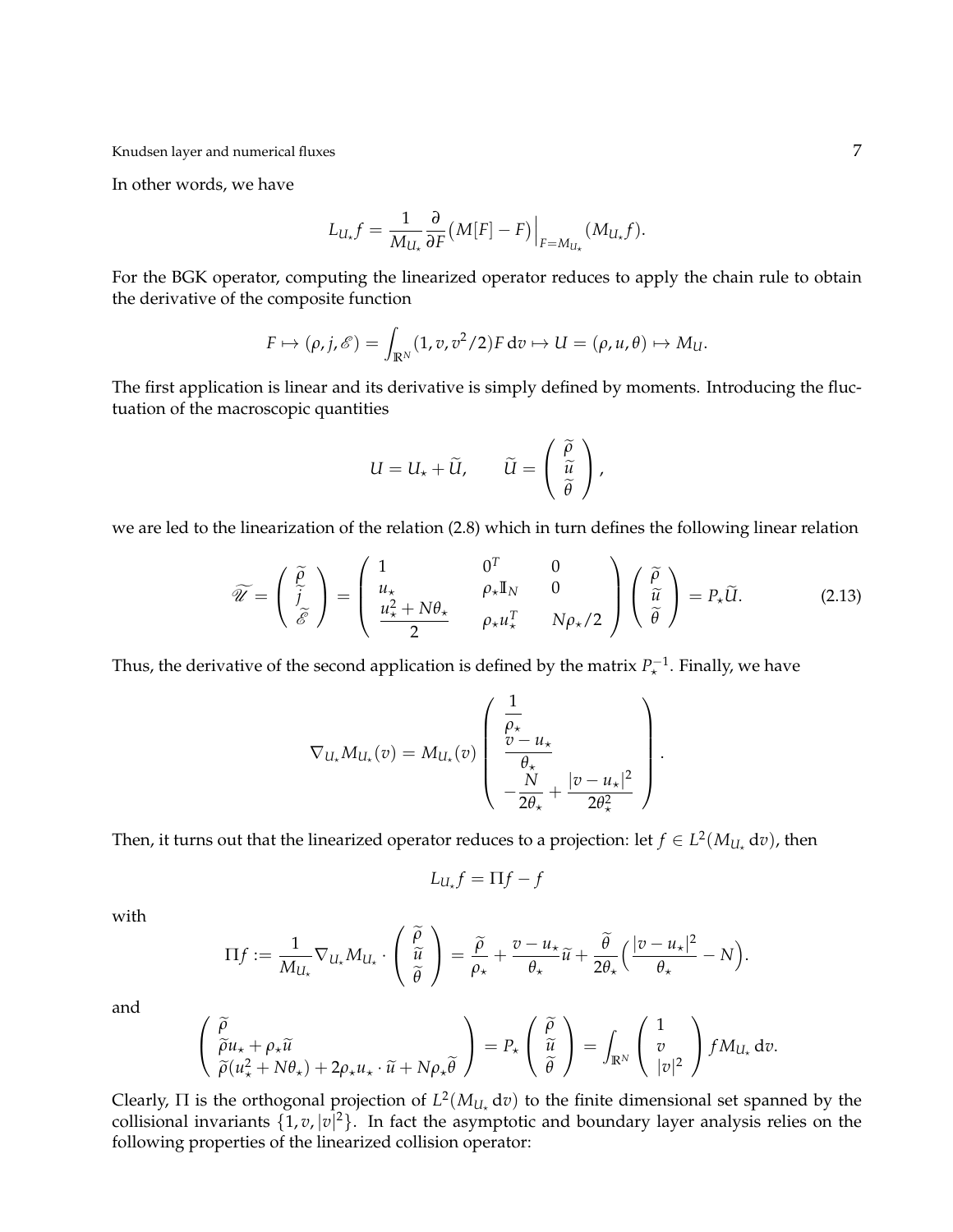In other words, we have

$$L_{U_\star} f = \frac{1}{M_{U_\star}} \frac{\partial}{\partial F}\big(M[F] - F\big)\Big|_{F = M_{U_\star}} (M_{U_\star} f).$$

For the BGK operator, computing the linearized operator reduces to apply the chain rule to obtain the derivative of the composite function

$$F \mapsto (\rho, j, \mathscr{E}) = \int_{\mathbb{R}^N} (1, v, v^2/2) F \,\mathrm{d}v \mapsto U = (\rho, u, \theta) \mapsto M_U.$$

The first application is linear and its derivative is simply defined by moments. Introducing the fluctuation of the macroscopic quantities

$$U = U_\star + \widetilde{U}, \qquad \widetilde{U} = \begin{pmatrix} \widetilde{\rho} \\ \widetilde{u} \\ \widetilde{\theta} \end{pmatrix},$$

we are led to the linearization of the relation (2.8) which in turn defines the following linear relation

$$\widetilde{\mathscr{U}} = \begin{pmatrix} \widetilde{\rho} \\ \widetilde{j} \\ \widetilde{\mathscr{E}} \end{pmatrix} = \begin{pmatrix} 1 & 0^T & 0 \\ u_\star & \rho_\star \mathbb{I}_N & 0 \\ \dfrac{u_\star^2 + N\theta_\star}{2} & \rho_\star u_\star^T & N\rho_\star/2 \end{pmatrix} \begin{pmatrix} \widetilde{\rho} \\ \widetilde{u} \\ \widetilde{\theta} \end{pmatrix} = P_\star \widetilde{U}. \tag{2.13}$$

Thus, the derivative of the second application is defined by the matrix $P_\star^{-1}$. Finally, we have

$$\nabla_{U_\star} M_{U_\star}(v) = M_{U_\star}(v) \begin{pmatrix} \dfrac{1}{\rho_\star} \\ \dfrac{v - u_\star}{\theta_\star} \\ -\dfrac{N}{2\theta_\star} + \dfrac{|v - u_\star|^2}{2\theta_\star^2} \end{pmatrix}.$$

Then, it turns out that the linearized operator reduces to a projection: let $f \in L^2(M_{U_\star}\,\mathrm{d}v)$, then

$$L_{U_\star} f = \Pi f - f$$

with

$$\Pi f := \frac{1}{M_{U_\star}} \nabla_{U_\star} M_{U_\star} \cdot \begin{pmatrix} \widetilde{\rho} \\ \widetilde{u} \\ \widetilde{\theta} \end{pmatrix} = \frac{\widetilde{\rho}}{\rho_\star} + \frac{v - u_\star}{\theta_\star} \widetilde{u} + \frac{\widetilde{\theta}}{2\theta_\star}\Big(\frac{|v - u_\star|^2}{\theta_\star} - N\Big).$$

and

$$\begin{pmatrix} \widetilde{\rho} \\ \widetilde{\rho} u_\star + \rho_\star \widetilde{u} \\ \widetilde{\rho}(u_\star^2 + N\theta_\star) + 2\rho_\star u_\star \cdot \widetilde{u} + N\rho_\star \widetilde{\theta} \end{pmatrix} = P_\star \begin{pmatrix} \widetilde{\rho} \\ \widetilde{u} \\ \widetilde{\theta} \end{pmatrix} = \int_{\mathbb{R}^N} \begin{pmatrix} 1 \\ v \\ |v|^2 \end{pmatrix} f M_{U_\star} \,\mathrm{d}v.$$

Clearly, $\Pi$ is the orthogonal projection of $L^2(M_{U_\star}\,\mathrm{d}v)$ to the finite dimensional set spanned by the collisional invariants $\{1, v, |v|^2\}$. In fact the asymptotic and boundary layer analysis relies on the following properties of the linearized collision operator: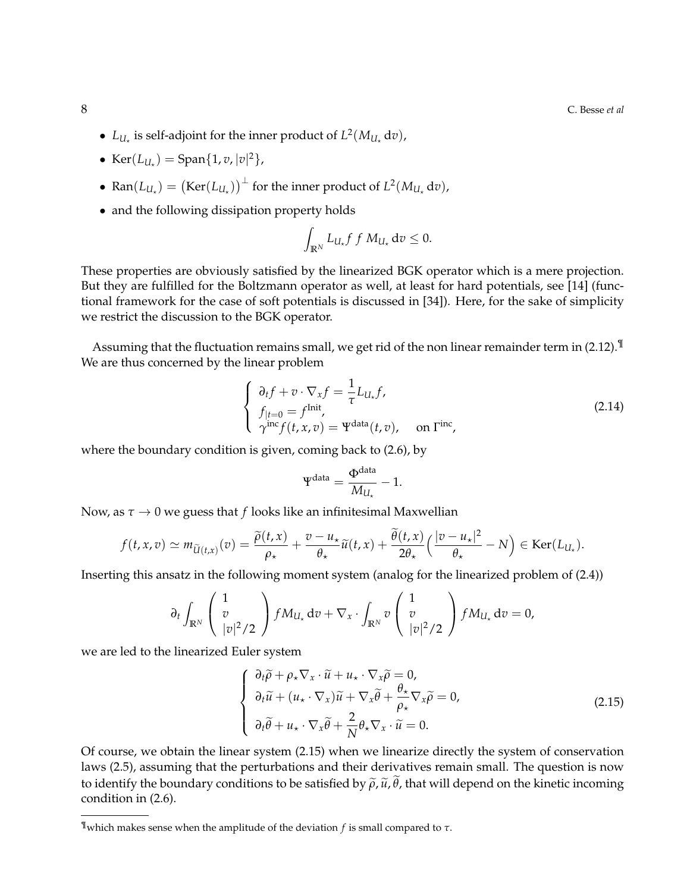- $L_{U_\star}$ is self-adjoint for the inner product of $L^2(M_{U_\star}\,\mathrm{d}v)$,
- $\mathrm{Ker}(L_{U_\star}) = \mathrm{Span}\{1, v, |v|^2\}$,
- $\mathrm{Ran}(L_{U_\star}) = \big(\mathrm{Ker}(L_{U_\star})\big)^\perp$ for the inner product of $L^2(M_{U_\star}\,\mathrm{d}v)$,
- and the following dissipation property holds

$$\int_{\mathbb{R}^N} L_{U_\star} f\, f\, M_{U_\star}\,\mathrm{d}v \leq 0.$$

These properties are obviously satisfied by the linearized BGK operator which is a mere projection. But they are fulfilled for the Boltzmann operator as well, at least for hard potentials, see [14] (functional framework for the case of soft potentials is discussed in [34]). Here, for the sake of simplicity we restrict the discussion to the BGK operator.

Assuming that the fluctuation remains small, we get rid of the non linear remainder term in (2.12).[¶] We are thus concerned by the linear problem

$$\left\{ \begin{array}{l} \partial_t f + v\cdot\nabla_x f = \dfrac{1}{\tau} L_{U_\star} f, \\ f_{|t=0} = f^{\mathrm{Init}}, \\ \gamma^{\mathrm{inc}} f(t,x,v) = \Psi^{\mathrm{data}}(t,v), \quad \text{ on } \Gamma^{\mathrm{inc}}, \end{array} \right. \tag{2.14}$$

where the boundary condition is given, coming back to (2.6), by

$$\Psi^{\mathrm{data}} = \frac{\Phi^{\mathrm{data}}}{M_{U_\star}} - 1.$$

Now, as $\tau \to 0$ we guess that $f$ looks like an infinitesimal Maxwellian

$$f(t,x,v) \simeq m_{\widetilde{U}(t,x)}(v) = \frac{\widetilde{\rho}(t,x)}{\rho_\star} + \frac{v-u_\star}{\theta_\star}\widetilde{u}(t,x) + \frac{\widetilde{\theta}(t,x)}{2\theta_\star}\Big(\frac{|v-u_\star|^2}{\theta_\star} - N\Big) \in \mathrm{Ker}(L_{U_\star}).$$

Inserting this ansatz in the following moment system (analog for the linearized problem of (2.4))

$$\partial_t \int_{\mathbb{R}^N} \begin{pmatrix} 1 \\ v \\ |v|^2/2 \end{pmatrix} f M_{U_\star}\,\mathrm{d}v + \nabla_x\cdot \int_{\mathbb{R}^N} v \begin{pmatrix} 1 \\ v \\ |v|^2/2 \end{pmatrix} f M_{U_\star}\,\mathrm{d}v = 0,$$

we are led to the linearized Euler system

$$\left\{ \begin{array}{l} \partial_t\widetilde{\rho} + \rho_\star \nabla_x\cdot\widetilde{u} + u_\star\cdot\nabla_x\widetilde{\rho} = 0, \\ \partial_t\widetilde{u} + (u_\star\cdot\nabla_x)\widetilde{u} + \nabla_x\widetilde{\theta} + \dfrac{\theta_\star}{\rho_\star}\nabla_x\widetilde{\rho} = 0, \\ \partial_t\widetilde{\theta} + u_\star\cdot\nabla_x\widetilde{\theta} + \dfrac{2}{N}\theta_\star\nabla_x\cdot\widetilde{u} = 0. \end{array} \right. \tag{2.15}$$

Of course, we obtain the linear system (2.15) when we linearize directly the system of conservation laws (2.5), assuming that the perturbations and their derivatives remain small. The question is now to identify the boundary conditions to be satisfied by $\widetilde{\rho}, \widetilde{u}, \widetilde{\theta}$, that will depend on the kinetic incoming condition in (2.6).

---

[¶] which makes sense when the amplitude of the deviation $f$ is small compared to $\tau$.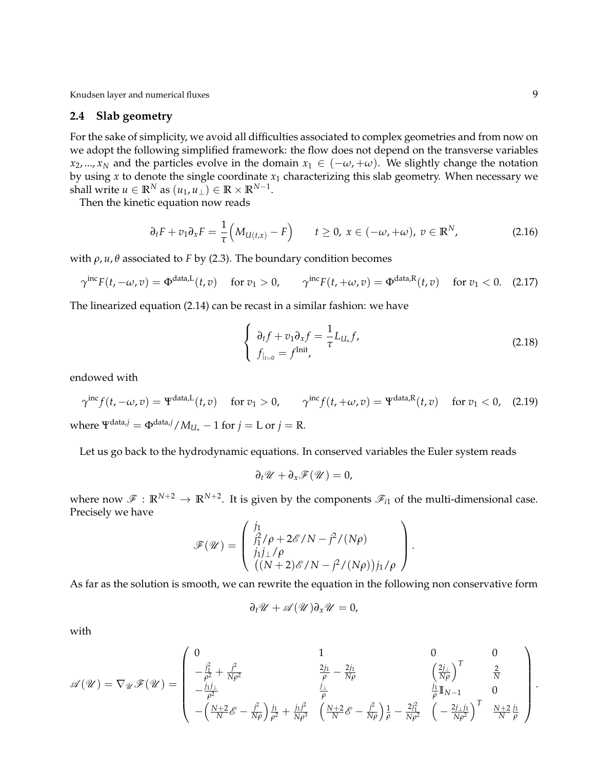### 2.4 Slab geometry

For the sake of simplicity, we avoid all difficulties associated to complex geometries and from now on we adopt the following simplified framework: the flow does not depend on the transverse variables $x_2, ..., x_N$ and the particles evolve in the domain $x_1 \in (-\omega, +\omega)$. We slightly change the notation by using $x$ to denote the single coordinate $x_1$ characterizing this slab geometry. When necessary we shall write $u \in \mathbb{R}^N$ as $(u_1, u_\perp) \in \mathbb{R} \times \mathbb{R}^{N-1}$.

Then the kinetic equation now reads

$$\partial_t F + v_1 \partial_x F = \frac{1}{\tau}\Big(M_{U(t,x)} - F\Big) \qquad t \geq 0,\ x \in (-\omega, +\omega),\ v \in \mathbb{R}^N, \tag{2.16}$$

with $\rho, u, \theta$ associated to $F$ by (2.3). The boundary condition becomes

$$\gamma^{\text{inc}} F(t, -\omega, v) = \Phi^{\text{data,L}}(t, v) \quad \text{for } v_1 > 0, \qquad \gamma^{\text{inc}} F(t, +\omega, v) = \Phi^{\text{data,R}}(t, v) \quad \text{for } v_1 < 0. \tag{2.17}$$

The linearized equation (2.14) can be recast in a similar fashion: we have

$$\left\{ \begin{array}{l} \partial_t f + v_1 \partial_x f = \dfrac{1}{\tau} L_{U_\star} f, \\ f_{|_{t=0}} = f^{\text{Init}}, \end{array} \right. \tag{2.18}$$

endowed with

$$\gamma^{\text{inc}} f(t, -\omega, v) = \Psi^{\text{data,L}}(t, v) \quad \text{for } v_1 > 0, \qquad \gamma^{\text{inc}} f(t, +\omega, v) = \Psi^{\text{data,R}}(t, v) \quad \text{for } v_1 < 0, \tag{2.19}$$

where $\Psi^{\text{data},j} = \Phi^{\text{data},j}/M_{U_\star} - 1$ for $j = \text{L}$ or $j = \text{R}$.

Let us go back to the hydrodynamic equations. In conserved variables the Euler system reads

$$\partial_t \mathscr{U} + \partial_x \mathscr{F}(\mathscr{U}) = 0,$$

where now $\mathscr{F} : \mathbb{R}^{N+2} \to \mathbb{R}^{N+2}$. It is given by the components $\mathscr{F}_{i1}$ of the multi-dimensional case. Precisely we have

$$\mathscr{F}(\mathscr{U}) = \begin{pmatrix} j_1 \\ j_1^2/\rho + 2\mathscr{E}/N - j^2/(N\rho) \\ j_1 j_\perp/\rho \\ \big((N+2)\mathscr{E}/N - j^2/(N\rho)\big) j_1/\rho \end{pmatrix}.$$

As far as the solution is smooth, we can rewrite the equation in the following non conservative form

$$\partial_t \mathscr{U} + \mathscr{A}(\mathscr{U}) \partial_x \mathscr{U} = 0,$$

with

$$\mathscr{A}(\mathscr{U}) = \nabla_{\mathscr{U}} \mathscr{F}(\mathscr{U}) = \begin{pmatrix} 0 & 1 & 0 & 0 \\ -\frac{j_1^2}{\rho^2} + \frac{j^2}{N\rho^2} & \frac{2j_1}{\rho} - \frac{2j_1}{N\rho} & \left(\frac{2j_\perp}{N\rho}\right)^T & \frac{2}{N} \\ -\frac{j_1 j_\perp}{\rho^2} & \frac{j_\perp}{\rho} & \frac{j_1}{\rho}\mathbb{I}_{N-1} & 0 \\ -\left(\frac{N+2}{N}\mathscr{E} - \frac{j^2}{N\rho}\right)\frac{j_1}{\rho^2} + \frac{j_1 j^2}{N\rho^3} & \left(\frac{N+2}{N}\mathscr{E} - \frac{j^2}{N\rho}\right)\frac{1}{\rho} - \frac{2j_1^2}{N\rho^2} & \left(-\frac{2j_\perp j_1}{N\rho^2}\right)^T & \frac{N+2}{N}\frac{j_1}{\rho} \end{pmatrix}.$$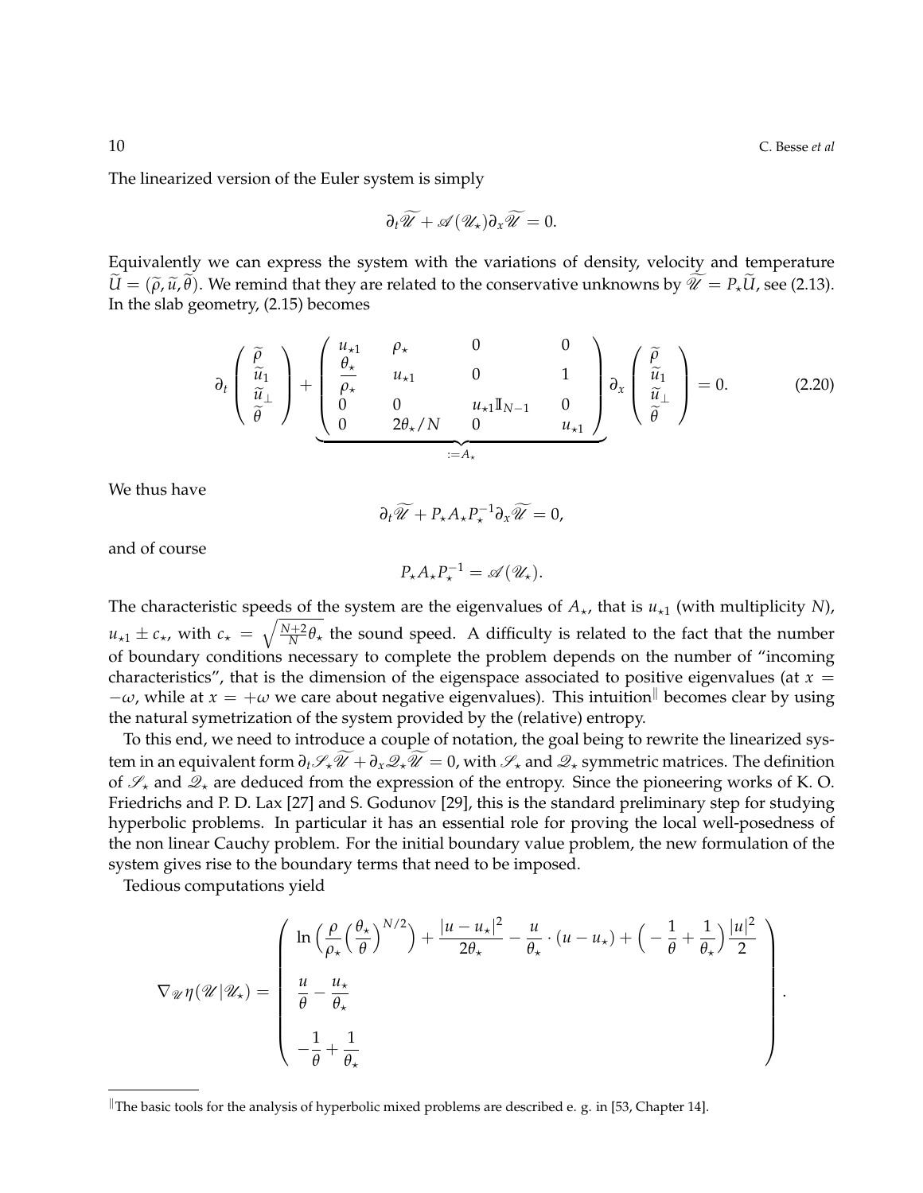The linearized version of the Euler system is simply

$$\partial_t \widetilde{\mathscr{U}} + \mathscr{A}(\mathscr{U}_\star)\partial_x \widetilde{\mathscr{U}} = 0.$$

Equivalently we can express the system with the variations of density, velocity and temperature $\widetilde{U} = (\widetilde{\rho}, \widetilde{u}, \widetilde{\theta})$. We remind that they are related to the conservative unknowns by $\widetilde{\mathscr{U}} = P_\star \widetilde{U}$, see (2.13). In the slab geometry, (2.15) becomes

$$\partial_t \begin{pmatrix} \widetilde{\rho} \\ \widetilde{u}_1 \\ \widetilde{u}_\perp \\ \widetilde{\theta} \end{pmatrix} + \underbrace{\begin{pmatrix} u_{\star 1} & \rho_\star & 0 & 0 \\ \dfrac{\theta_\star}{\rho_\star} & u_{\star 1} & 0 & 1 \\ 0 & 0 & u_{\star 1}\mathbb{I}_{N-1} & 0 \\ 0 & 2\theta_\star/N & 0 & u_{\star 1} \end{pmatrix}}_{:=A_\star} \partial_x \begin{pmatrix} \widetilde{\rho} \\ \widetilde{u}_1 \\ \widetilde{u}_\perp \\ \widetilde{\theta} \end{pmatrix} = 0. \tag{2.20}$$

We thus have

$$\partial_t \widetilde{\mathscr{U}} + P_\star A_\star P_\star^{-1} \partial_x \widetilde{\mathscr{U}} = 0,$$

and of course

$$P_\star A_\star P_\star^{-1} = \mathscr{A}(\mathscr{U}_\star).$$

The characteristic speeds of the system are the eigenvalues of $A_\star$, that is $u_{\star 1}$ (with multiplicity $N$), $u_{\star 1} \pm c_\star$, with $c_\star = \sqrt{\frac{N+2}{N}\theta_\star}$ the sound speed. A difficulty is related to the fact that the number of boundary conditions necessary to complete the problem depends on the number of "incoming characteristics", that is the dimension of the eigenspace associated to positive eigenvalues (at $x = -\omega$, while at $x = +\omega$ we care about negative eigenvalues). This intuition[‖] becomes clear by using the natural symetrization of the system provided by the (relative) entropy.

To this end, we need to introduce a couple of notation, the goal being to rewrite the linearized system in an equivalent form $\partial_t \mathscr{S}_\star \widetilde{\mathscr{U}} + \partial_x \mathscr{Q}_\star \widetilde{\mathscr{U}} = 0$, with $\mathscr{S}_\star$ and $\mathscr{Q}_\star$ symmetric matrices. The definition of $\mathscr{S}_\star$ and $\mathscr{Q}_\star$ are deduced from the expression of the entropy. Since the pioneering works of K. O. Friedrichs and P. D. Lax [27] and S. Godunov [29], this is the standard preliminary step for studying hyperbolic problems. In particular it has an essential role for proving the local well-posedness of the non linear Cauchy problem. For the initial boundary value problem, the new formulation of the system gives rise to the boundary terms that need to be imposed.

Tedious computations yield

$$\nabla_{\mathscr{U}} \eta(\mathscr{U}|\mathscr{U}_\star) = \begin{pmatrix} \ln\Big(\dfrac{\rho}{\rho_\star}\Big(\dfrac{\theta_\star}{\theta}\Big)^{N/2}\Big) + \dfrac{|u-u_\star|^2}{2\theta_\star} - \dfrac{u}{\theta_\star}\cdot(u-u_\star) + \Big(-\dfrac{1}{\theta} + \dfrac{1}{\theta_\star}\Big)\dfrac{|u|^2}{2} \\ \\ \dfrac{u}{\theta} - \dfrac{u_\star}{\theta_\star} \\ \\ -\dfrac{1}{\theta} + \dfrac{1}{\theta_\star} \end{pmatrix}.$$

---

[‖] The basic tools for the analysis of hyperbolic mixed problems are described e. g. in [53, Chapter 14].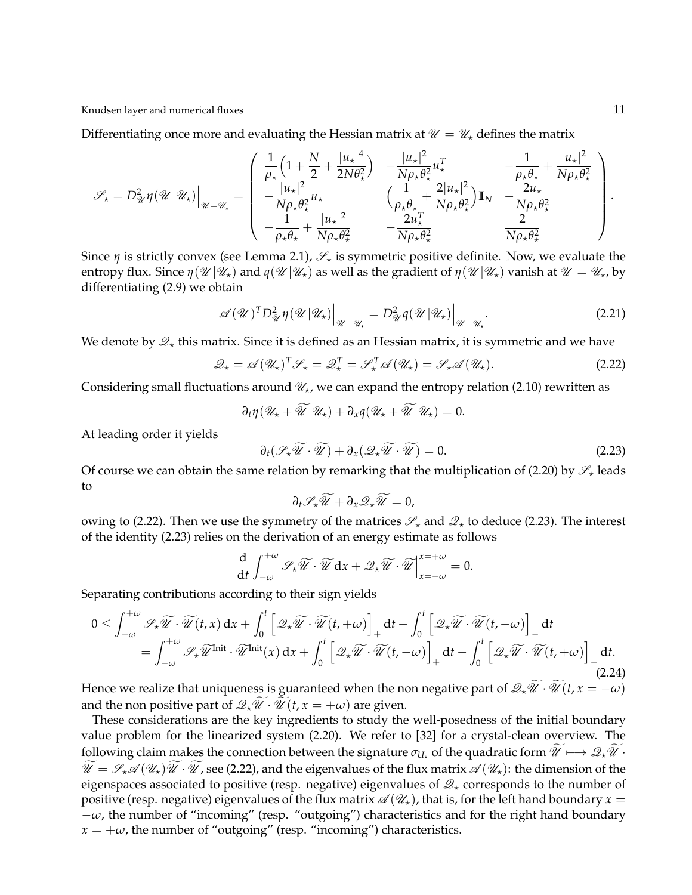Differentiating once more and evaluating the Hessian matrix at $\mathscr{U} = \mathscr{U}_\star$ defines the matrix

$$
\mathscr{S}_\star = D^2_{\mathscr{U}} \eta(\mathscr{U}|\mathscr{U}_\star)\Big|_{\mathscr{U}=\mathscr{U}_\star} = \begin{pmatrix} \dfrac{1}{\rho_\star}\Big(1 + \dfrac{N}{2} + \dfrac{|u_\star|^4}{2N\theta_\star^2}\Big) & -\dfrac{|u_\star|^2}{N\rho_\star\theta_\star^2} u_\star^T & -\dfrac{1}{\rho_\star\theta_\star} + \dfrac{|u_\star|^2}{N\rho_\star\theta_\star^2} \\ -\dfrac{|u_\star|^2}{N\rho_\star\theta_\star^2} u_\star & \Big(\dfrac{1}{\rho_\star\theta_\star} + \dfrac{2|u_\star|^2}{N\rho_\star\theta_\star^2}\Big)\mathbb{I}_N & -\dfrac{2u_\star}{N\rho_\star\theta_\star^2} \\ -\dfrac{1}{\rho_\star\theta_\star} + \dfrac{|u_\star|^2}{N\rho_\star\theta_\star^2} & -\dfrac{2u_\star^T}{N\rho_\star\theta_\star^2} & \dfrac{2}{N\rho_\star\theta_\star^2} \end{pmatrix}.
$$

Since $\eta$ is strictly convex (see Lemma 2.1), $\mathscr{S}_\star$ is symmetric positive definite. Now, we evaluate the entropy flux. Since $\eta(\mathscr{U}|\mathscr{U}_\star)$ and $q(\mathscr{U}|\mathscr{U}_\star)$ as well as the gradient of $\eta(\mathscr{U}|\mathscr{U}_\star)$ vanish at $\mathscr{U} = \mathscr{U}_\star$, by differentiating (2.9) we obtain

$$
\mathscr{A}(\mathscr{U})^T D^2_{\mathscr{U}} \eta(\mathscr{U}|\mathscr{U}_\star)\Big|_{\mathscr{U}=\mathscr{U}_\star} = D^2_{\mathscr{U}} q(\mathscr{U}|\mathscr{U}_\star)\Big|_{\mathscr{U}=\mathscr{U}_\star}. \tag{2.21}
$$

We denote by $\mathscr{Q}_\star$ this matrix. Since it is defined as an Hessian matrix, it is symmetric and we have

$$
\mathscr{Q}_\star = \mathscr{A}(\mathscr{U}_\star)^T \mathscr{S}_\star = \mathscr{Q}_\star^T = \mathscr{S}_\star^T \mathscr{A}(\mathscr{U}_\star) = \mathscr{S}_\star \mathscr{A}(\mathscr{U}_\star). \tag{2.22}
$$

Considering small fluctuations around $\mathscr{U}_\star$, we can expand the entropy relation (2.10) rewritten as

$$
\partial_t \eta(\mathscr{U}_\star + \widetilde{\mathscr{U}}|\mathscr{U}_\star) + \partial_x q(\mathscr{U}_\star + \widetilde{\mathscr{U}}|\mathscr{U}_\star) = 0.
$$

At leading order it yields

$$
\partial_t(\mathscr{S}_\star \widetilde{\mathscr{U}} \cdot \widetilde{\mathscr{U}}) + \partial_x(\mathscr{Q}_\star \widetilde{\mathscr{U}} \cdot \widetilde{\mathscr{U}}) = 0. \tag{2.23}
$$

Of course we can obtain the same relation by remarking that the multiplication of (2.20) by $\mathscr{S}_\star$ leads to

$$
\partial_t \mathscr{S}_\star \widetilde{\mathscr{U}} + \partial_x \mathscr{Q}_\star \widetilde{\mathscr{U}} = 0,
$$

owing to (2.22). Then we use the symmetry of the matrices $\mathscr{S}_\star$ and $\mathscr{Q}_\star$ to deduce (2.23). The interest of the identity (2.23) relies on the derivation of an energy estimate as follows

$$
\frac{\mathrm{d}}{\mathrm{d}t} \int_{-\omega}^{+\omega} \mathscr{S}_\star \widetilde{\mathscr{U}} \cdot \widetilde{\mathscr{U}} \,\mathrm{d}x + \mathscr{Q}_\star \widetilde{\mathscr{U}} \cdot \widetilde{\mathscr{U}} \Big|_{x=-\omega}^{x=+\omega} = 0.
$$

Separating contributions according to their sign yields

$$
\begin{aligned}
0 \le \int_{-\omega}^{+\omega} \mathscr{S}_\star \widetilde{\mathscr{U}} \cdot \widetilde{\mathscr{U}}(t,x)\,\mathrm{d}x &+ \int_0^t \Big[\mathscr{Q}_\star \widetilde{\mathscr{U}} \cdot \widetilde{\mathscr{U}}(t,+\omega)\Big]_+ \mathrm{d}t - \int_0^t \Big[\mathscr{Q}_\star \widetilde{\mathscr{U}} \cdot \widetilde{\mathscr{U}}(t,-\omega)\Big]_- \mathrm{d}t \\
= \int_{-\omega}^{+\omega} \mathscr{S}_\star \widetilde{\mathscr{U}}^{\mathrm{Init}} \cdot \widetilde{\mathscr{U}}^{\mathrm{Init}}(x)\,\mathrm{d}x &+ \int_0^t \Big[\mathscr{Q}_\star \widetilde{\mathscr{U}} \cdot \widetilde{\mathscr{U}}(t,-\omega)\Big]_+ \mathrm{d}t - \int_0^t \Big[\mathscr{Q}_\star \widetilde{\mathscr{U}} \cdot \widetilde{\mathscr{U}}(t,+\omega)\Big]_- \mathrm{d}t.
\end{aligned} \tag{2.24}
$$

Hence we realize that uniqueness is guaranteed when the non negative part of $\mathscr{Q}_\star \widetilde{\mathscr{U}} \cdot \widetilde{\mathscr{U}}(t, x = -\omega)$ and the non positive part of $\mathscr{Q}_\star \widetilde{\mathscr{U}} \cdot \widetilde{\mathscr{U}}(t, x = +\omega)$ are given.

These considerations are the key ingredients to study the well-posedness of the initial boundary value problem for the linearized system (2.20). We refer to [32] for a crystal-clean overview. The following claim makes the connection between the signature $\sigma_{U_\star}$ of the quadratic form $\widetilde{\mathscr{U}} \longmapsto \mathscr{Q}_\star \widetilde{\mathscr{U}} \cdot \widetilde{\mathscr{U}} = \mathscr{S}_\star \mathscr{A}(\mathscr{U}_\star) \widetilde{\mathscr{U}} \cdot \widetilde{\mathscr{U}}$, see (2.22), and the eigenvalues of the flux matrix $\mathscr{A}(\mathscr{U}_\star)$: the dimension of the eigenspaces associated to positive (resp. negative) eigenvalues of $\mathscr{Q}_\star$ corresponds to the number of positive (resp. negative) eigenvalues of the flux matrix $\mathscr{A}(\mathscr{U}_\star)$, that is, for the left hand boundary $x = -\omega$, the number of "incoming" (resp. "outgoing") characteristics and for the right hand boundary $x = +\omega$, the number of "outgoing" (resp. "incoming") characteristics.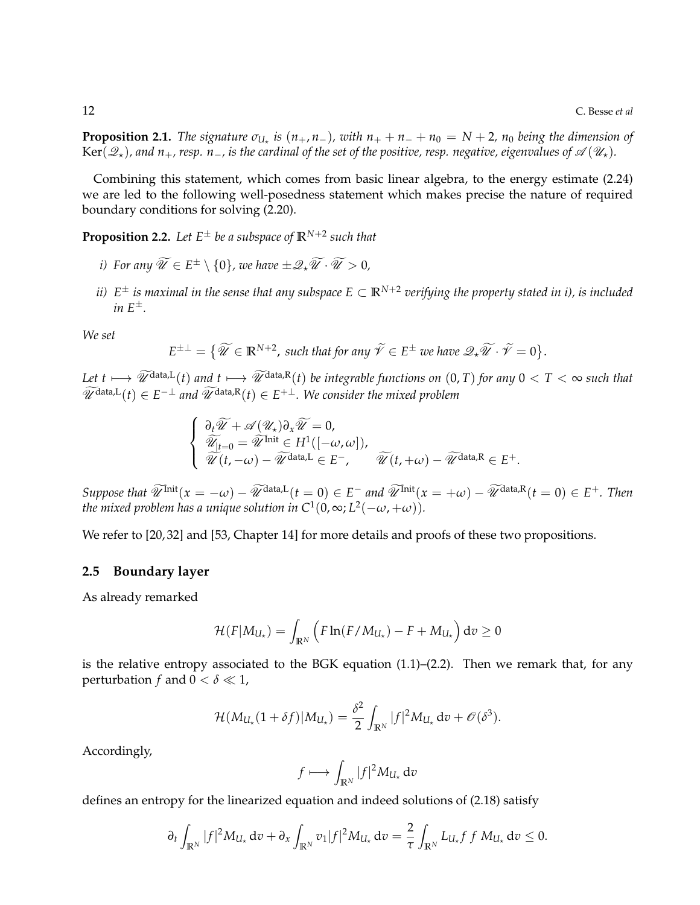**Proposition 2.1.** *The signature $\sigma_{U_\star}$ is $(n_+, n_-)$, with $n_+ + n_- + n_0 = N+2$, $n_0$ being the dimension of $\mathrm{Ker}(\mathscr{Q}_\star)$, and $n_+$, resp. $n_-$, is the cardinal of the set of the positive, resp. negative, eigenvalues of $\mathscr{A}(\mathscr{U}_\star)$.*

Combining this statement, which comes from basic linear algebra, to the energy estimate (2.24) we are led to the following well-posedness statement which makes precise the nature of required boundary conditions for solving (2.20).

**Proposition 2.2.** *Let $E^\pm$ be a subspace of $\mathbb{R}^{N+2}$ such that*

*i) For any $\widetilde{\mathscr{U}} \in E^\pm \setminus \{0\}$, we have $\pm \mathscr{Q}_\star \widetilde{\mathscr{U}} \cdot \widetilde{\mathscr{U}} > 0$,*

*ii) $E^\pm$ is maximal in the sense that any subspace $E \subset \mathbb{R}^{N+2}$ verifying the property stated in i), is included in $E^\pm$.*

*We set*

$$E^{\pm\perp} = \big\{ \widetilde{\mathscr{U}} \in \mathbb{R}^{N+2}, \text{ such that for any } \widetilde{\mathscr{V}} \in E^\pm \text{ we have } \mathscr{Q}_\star \widetilde{\mathscr{U}} \cdot \widetilde{\mathscr{V}} = 0 \big\}.$$

*Let $t \longmapsto \widetilde{\mathscr{U}}^{\mathrm{data,L}}(t)$ and $t \longmapsto \widetilde{\mathscr{U}}^{\mathrm{data,R}}(t)$ be integrable functions on $(0,T)$ for any $0 < T < \infty$ such that $\widetilde{\mathscr{U}}^{\mathrm{data,L}}(t) \in E^{-\perp}$ and $\widetilde{\mathscr{U}}^{\mathrm{data,R}}(t) \in E^{+\perp}$. We consider the mixed problem*

$$\begin{cases} \partial_t \widetilde{\mathscr{U}} + \mathscr{A}(\mathscr{U}_\star)\partial_x \widetilde{\mathscr{U}} = 0, \\ \widetilde{\mathscr{U}}_{|t=0} = \widetilde{\mathscr{U}}^{\mathrm{Init}} \in H^1([-\omega,\omega]), \\ \widetilde{\mathscr{U}}(t,-\omega) - \widetilde{\mathscr{U}}^{\mathrm{data,L}} \in E^-, \qquad \widetilde{\mathscr{U}}(t,+\omega) - \widetilde{\mathscr{U}}^{\mathrm{data,R}} \in E^+. \end{cases}$$

*Suppose that $\widetilde{\mathscr{U}}^{\mathrm{Init}}(x=-\omega) - \widetilde{\mathscr{U}}^{\mathrm{data,L}}(t=0) \in E^-$ and $\widetilde{\mathscr{U}}^{\mathrm{Init}}(x=+\omega) - \widetilde{\mathscr{U}}^{\mathrm{data,R}}(t=0) \in E^+$. Then the mixed problem has a unique solution in $C^1(0,\infty; L^2(-\omega,+\omega))$.*

We refer to [20,32] and [53, Chapter 14] for more details and proofs of these two propositions.

## 2.5 Boundary layer

As already remarked

$$\mathcal{H}(F|M_{U_\star}) = \int_{\mathbb{R}^N} \Big( F \ln(F/M_{U_\star}) - F + M_{U_\star} \Big)\,\mathrm{d}v \geq 0$$

is the relative entropy associated to the BGK equation (1.1)–(2.2). Then we remark that, for any perturbation $f$ and $0 < \delta \ll 1$,

$$\mathcal{H}(M_{U_\star}(1+\delta f)|M_{U_\star}) = \frac{\delta^2}{2}\int_{\mathbb{R}^N} |f|^2 M_{U_\star}\,\mathrm{d}v + \mathscr{O}(\delta^3).$$

Accordingly,

$$f \longmapsto \int_{\mathbb{R}^N} |f|^2 M_{U_\star}\,\mathrm{d}v$$

defines an entropy for the linearized equation and indeed solutions of (2.18) satisfy

$$\partial_t \int_{\mathbb{R}^N} |f|^2 M_{U_\star}\,\mathrm{d}v + \partial_x \int_{\mathbb{R}^N} v_1 |f|^2 M_{U_\star}\,\mathrm{d}v = \frac{2}{\tau}\int_{\mathbb{R}^N} L_{U_\star} f\, f\, M_{U_\star}\,\mathrm{d}v \leq 0.$$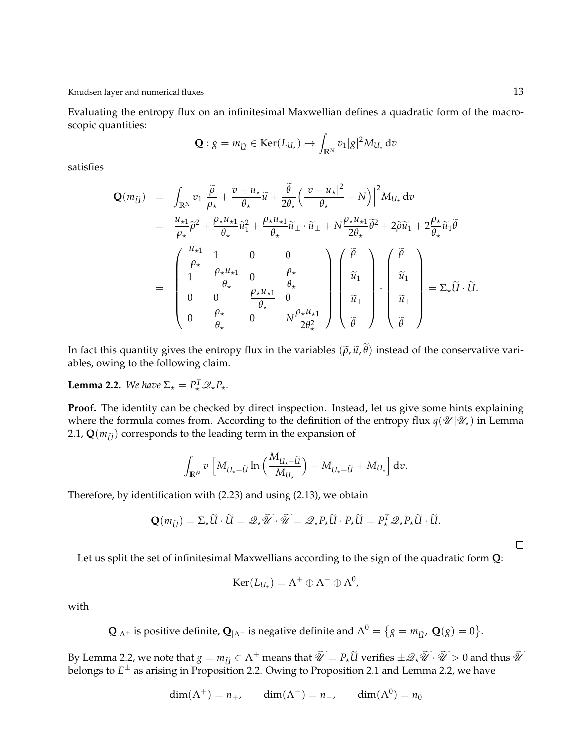Evaluating the entropy flux on an infinitesimal Maxwellian defines a quadratic form of the macroscopic quantities:

$$\mathbf{Q} : g = m_{\widetilde{U}} \in \mathrm{Ker}(L_{U_\star}) \mapsto \int_{\mathbb{R}^N} v_1 |g|^2 M_{U_\star} \,\mathrm{d}v$$

satisfies

$$\begin{aligned}
\mathbf{Q}(m_{\widetilde{U}}) &= \int_{\mathbb{R}^N} v_1 \Big| \frac{\widetilde{\rho}}{\rho_\star} + \frac{v - u_\star}{\theta_\star}\widetilde{u} + \frac{\widetilde{\theta}}{2\theta_\star}\Big(\frac{|v-u_\star|^2}{\theta_\star} - N\Big)\Big|^2 M_{U_\star}\,\mathrm{d}v \\
&= \frac{u_{\star 1}}{\rho_\star}\widetilde{\rho}^2 + \frac{\rho_\star u_{\star 1}}{\theta_\star}\widetilde{u}_1^2 + \frac{\rho_\star u_{\star 1}}{\theta_\star}\widetilde{u}_\perp \cdot \widetilde{u}_\perp + N\frac{\rho_\star u_{\star 1}}{2\theta_\star}\widetilde{\theta}^2 + 2\widetilde{\rho}\widetilde{u}_1 + 2\frac{\rho_\star}{\theta_\star}\widetilde{u}_1\widetilde{\theta} \\
&= \begin{pmatrix} \frac{u_{\star 1}}{\rho_\star} & 1 & 0 & 0 \\ 1 & \frac{\rho_\star u_{\star 1}}{\theta_\star} & 0 & \frac{\rho_\star}{\theta_\star} \\ 0 & 0 & \frac{\rho_\star u_{\star 1}}{\theta_\star} & 0 \\ 0 & \frac{\rho_\star}{\theta_\star} & 0 & N\frac{\rho_\star u_{\star 1}}{2\theta_\star^2} \end{pmatrix} \begin{pmatrix} \widetilde{\rho} \\ \widetilde{u}_1 \\ \widetilde{u}_\perp \\ \widetilde{\theta} \end{pmatrix} \cdot \begin{pmatrix} \widetilde{\rho} \\ \widetilde{u}_1 \\ \widetilde{u}_\perp \\ \widetilde{\theta} \end{pmatrix} = \Sigma_\star \widetilde{U} \cdot \widetilde{U}.
\end{aligned}$$

In fact this quantity gives the entropy flux in the variables $(\widetilde{\rho}, \widetilde{u}, \widetilde{\theta})$ instead of the conservative variables, owing to the following claim.

**Lemma 2.2.** *We have $\Sigma_\star = P_\star^T \mathscr{Q}_\star P_\star$.*

**Proof.** The identity can be checked by direct inspection. Instead, let us give some hints explaining where the formula comes from. According to the definition of the entropy flux $q(\mathscr{U}|\mathscr{U}_\star)$ in Lemma 2.1, $\mathbf{Q}(m_{\widetilde{U}})$ corresponds to the leading term in the expansion of

$$\int_{\mathbb{R}^N} v \left[ M_{U_\star + \widetilde{U}} \ln\Big(\frac{M_{U_\star + \widetilde{U}}}{M_{U_\star}}\Big) - M_{U_\star + \widetilde{U}} + M_{U_\star} \right] \mathrm{d}v.$$

Therefore, by identification with (2.23) and using (2.13), we obtain

$$\mathbf{Q}(m_{\widetilde{U}}) = \Sigma_\star \widetilde{U} \cdot \widetilde{U} = \mathscr{Q}_\star \widetilde{\mathscr{U}} \cdot \widetilde{\mathscr{U}} = \mathscr{Q}_\star P_\star \widetilde{U} \cdot P_\star \widetilde{U} = P_\star^T \mathscr{Q}_\star P_\star \widetilde{U} \cdot \widetilde{U}.$$

□

Let us split the set of infinitesimal Maxwellians according to the sign of the quadratic form $\mathbf{Q}$:

$$\mathrm{Ker}(L_{U_\star}) = \Lambda^+ \oplus \Lambda^- \oplus \Lambda^0,$$

with

$$\mathbf{Q}_{|\Lambda^+} \text{ is positive definite, } \mathbf{Q}_{|\Lambda^-} \text{ is negative definite and } \Lambda^0 = \big\{ g = m_{\widetilde{U}},\ \mathbf{Q}(g) = 0 \big\}.$$

By Lemma 2.2, we note that $g = m_{\widetilde{U}} \in \Lambda^\pm$ means that $\widetilde{\mathscr{U}} = P_\star \widetilde{U}$ verifies $\pm \mathscr{Q}_\star \widetilde{\mathscr{U}} \cdot \widetilde{\mathscr{U}} > 0$ and thus $\widetilde{\mathscr{U}}$ belongs to $E^\pm$ as arising in Proposition 2.2. Owing to Proposition 2.1 and Lemma 2.2, we have

$$\dim(\Lambda^+) = n_+, \qquad \dim(\Lambda^-) = n_-, \qquad \dim(\Lambda^0) = n_0$$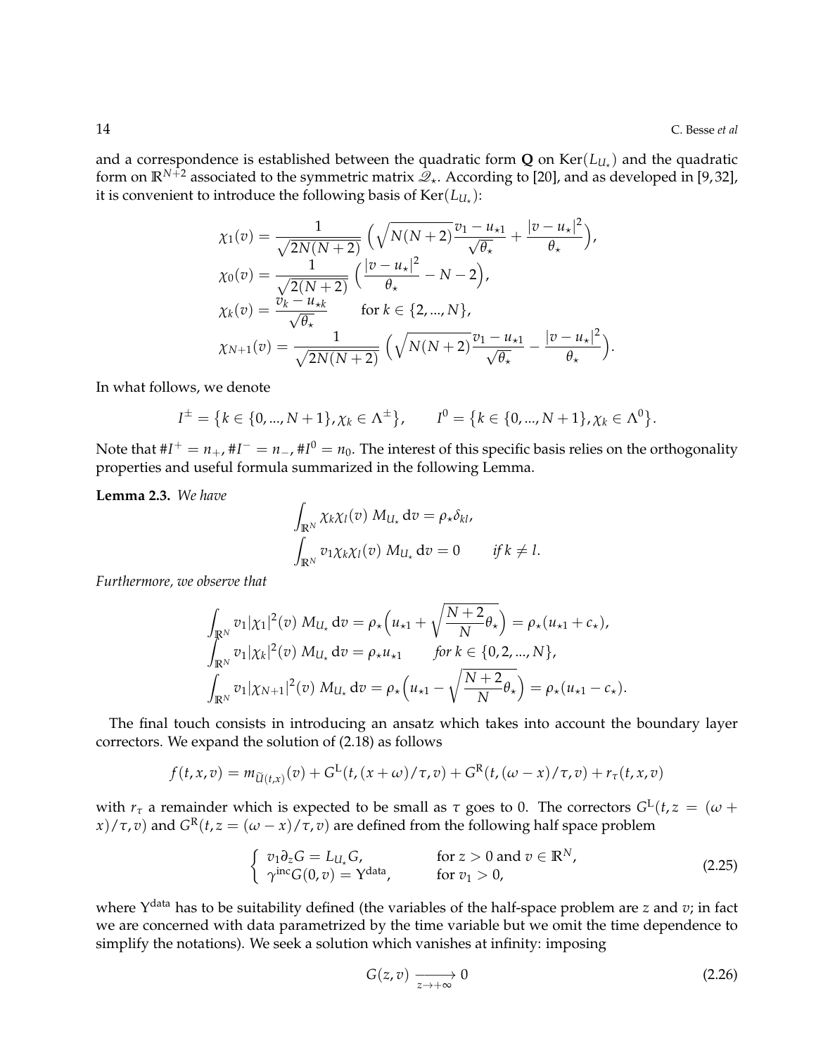and a correspondence is established between the quadratic form $\mathbf{Q}$ on $\mathrm{Ker}(L_{U_\star})$ and the quadratic form on $\mathbb{R}^{N+2}$ associated to the symmetric matrix $\mathscr{Q}_\star$. According to [20], and as developed in [9,32], it is convenient to introduce the following basis of $\mathrm{Ker}(L_{U_\star})$:

$$
\begin{aligned}
\chi_1(v) &= \frac{1}{\sqrt{2N(N+2)}}\Big(\sqrt{N(N+2)}\frac{v_1 - u_{\star 1}}{\sqrt{\theta_\star}} + \frac{|v-u_\star|^2}{\theta_\star}\Big),\\
\chi_0(v) &= \frac{1}{\sqrt{2(N+2)}}\Big(\frac{|v-u_\star|^2}{\theta_\star} - N - 2\Big),\\
\chi_k(v) &= \frac{v_k - u_{\star k}}{\sqrt{\theta_\star}} \qquad \text{for } k \in \{2,...,N\},\\
\chi_{N+1}(v) &= \frac{1}{\sqrt{2N(N+2)}}\Big(\sqrt{N(N+2)}\frac{v_1 - u_{\star 1}}{\sqrt{\theta_\star}} - \frac{|v-u_\star|^2}{\theta_\star}\Big).
\end{aligned}
$$

In what follows, we denote

$$
I^\pm = \big\{k \in \{0,...,N+1\}, \chi_k \in \Lambda^\pm\big\}, \qquad I^0 = \big\{k \in \{0,...,N+1\}, \chi_k \in \Lambda^0\big\}.
$$

Note that $\#I^+ = n_+$, $\#I^- = n_-$, $\#I^0 = n_0$. The interest of this specific basis relies on the orthogonality properties and useful formula summarized in the following Lemma.

**Lemma 2.3.** *We have*

$$
\begin{aligned}
&\int_{\mathbb{R}^N} \chi_k\chi_l(v)\, M_{U_\star}\,\mathrm{d}v = \rho_\star \delta_{kl},\\
&\int_{\mathbb{R}^N} v_1\chi_k\chi_l(v)\, M_{U_\star}\,\mathrm{d}v = 0 \qquad \textit{if } k \neq l.
\end{aligned}
$$

*Furthermore, we observe that*

$$
\begin{aligned}
&\int_{\mathbb{R}^N} v_1|\chi_1|^2(v)\, M_{U_\star}\,\mathrm{d}v = \rho_\star\Big(u_{\star 1} + \sqrt{\frac{N+2}{N}\theta_\star}\Big) = \rho_\star(u_{\star 1} + c_\star),\\
&\int_{\mathbb{R}^N} v_1|\chi_k|^2(v)\, M_{U_\star}\,\mathrm{d}v = \rho_\star u_{\star 1} \qquad \textit{for } k \in \{0,2,...,N\},\\
&\int_{\mathbb{R}^N} v_1|\chi_{N+1}|^2(v)\, M_{U_\star}\,\mathrm{d}v = \rho_\star\Big(u_{\star 1} - \sqrt{\frac{N+2}{N}\theta_\star}\Big) = \rho_\star(u_{\star 1} - c_\star).
\end{aligned}
$$

The final touch consists in introducing an ansatz which takes into account the boundary layer correctors. We expand the solution of (2.18) as follows

$$
f(t,x,v) = m_{\widetilde{U}(t,x)}(v) + G^{\mathrm{L}}(t,(x+\omega)/\tau, v) + G^{\mathrm{R}}(t,(\omega - x)/\tau, v) + r_\tau(t,x,v)
$$

with $r_\tau$ a remainder which is expected to be small as $\tau$ goes to 0. The correctors $G^{\mathrm{L}}(t, z = (\omega + x)/\tau, v)$ and $G^{\mathrm{R}}(t, z = (\omega - x)/\tau, v)$ are defined from the following half space problem

$$
\begin{cases}
v_1\partial_z G = L_{U_\star} G, & \text{for } z > 0 \text{ and } v \in \mathbb{R}^N,\\
\gamma^{\mathrm{inc}} G(0,v) = \mathrm{Y}^{\mathrm{data}}, & \text{for } v_1 > 0,
\end{cases}
\tag{2.25}
$$

where $\mathrm{Y}^{\mathrm{data}}$ has to be suitability defined (the variables of the half-space problem are $z$ and $v$; in fact we are concerned with data parametrized by the time variable but we omit the time dependence to simplify the notations). We seek a solution which vanishes at infinity: imposing

$$
G(z,v) \xrightarrow[z\to+\infty]{} 0 \tag{2.26}
$$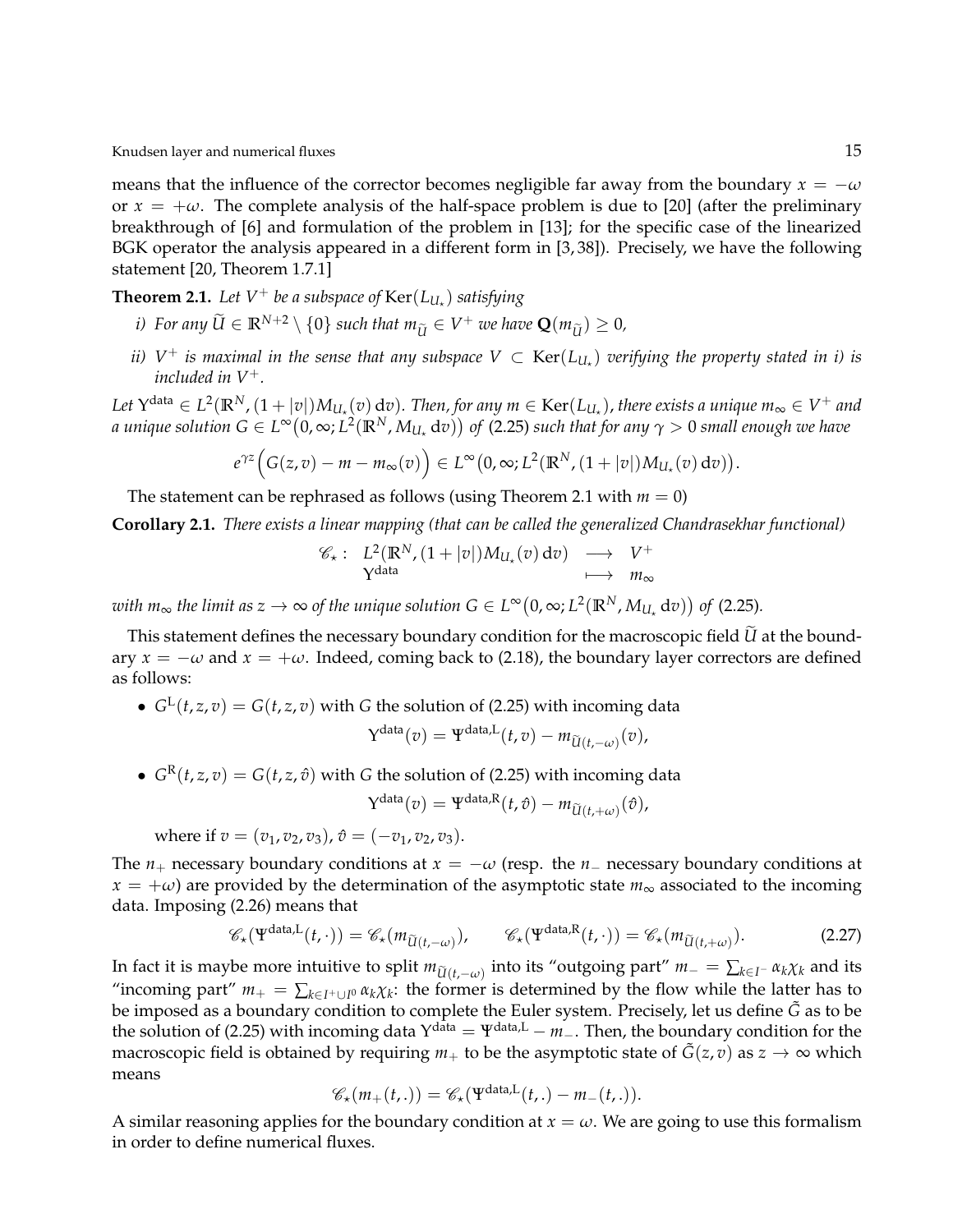means that the influence of the corrector becomes negligible far away from the boundary $x = -\omega$ or $x = +\omega$. The complete analysis of the half-space problem is due to [20] (after the preliminary breakthrough of [6] and formulation of the problem in [13]; for the specific case of the linearized BGK operator the analysis appeared in a different form in [3, 38]). Precisely, we have the following statement [20, Theorem 1.7.1]

**Theorem 2.1.** *Let $V^+$ be a subspace of $\mathrm{Ker}(L_{U_\star})$ satisfying*

- *i) For any $\widetilde{U} \in \mathbb{R}^{N+2} \setminus \{0\}$ such that $m_{\widetilde{U}} \in V^+$ we have $\mathbf{Q}(m_{\widetilde{U}}) \geq 0$,*
- *ii) $V^+$ is maximal in the sense that any subspace $V \subset \mathrm{Ker}(L_{U_\star})$ verifying the property stated in i) is included in $V^+$.*

*Let $\Upsilon^{\text{data}} \in L^2(\mathbb{R}^N, (1+|v|)M_{U_\star}(v)\,\mathrm{d}v)$. Then, for any $m \in \mathrm{Ker}(L_{U_\star})$, there exists a unique $m_\infty \in V^+$ and a unique solution $G \in L^\infty\big(0,\infty; L^2(\mathbb{R}^N, M_{U_\star}\,\mathrm{d}v)\big)$ of* (2.25) *such that for any $\gamma > 0$ small enough we have*

$$e^{\gamma z}\Big(G(z,v) - m - m_\infty(v)\Big) \in L^\infty\big(0,\infty; L^2(\mathbb{R}^N, (1+|v|)M_{U_\star}(v)\,\mathrm{d}v)\big).$$

The statement can be rephrased as follows (using Theorem 2.1 with $m = 0$)

**Corollary 2.1.** *There exists a linear mapping (that can be called the generalized Chandrasekhar functional)*

$$\begin{array}{rccc} \mathscr{C}_\star : & L^2(\mathbb{R}^N, (1+|v|)M_{U_\star}(v)\,\mathrm{d}v) & \longrightarrow & V^+ \\ & \Upsilon^{\text{data}} & \longmapsto & m_\infty \end{array}$$

*with $m_\infty$ the limit as $z \to \infty$ of the unique solution $G \in L^\infty\big(0,\infty; L^2(\mathbb{R}^N, M_{U_\star}\,\mathrm{d}v)\big)$ of* (2.25)*.*

This statement defines the necessary boundary condition for the macroscopic field $\widetilde{U}$ at the boundary $x = -\omega$ and $x = +\omega$. Indeed, coming back to (2.18), the boundary layer correctors are defined as follows:

- $G^{\mathrm{L}}(t,z,v) = G(t,z,v)$ with $G$ the solution of (2.25) with incoming data
$$\Upsilon^{\text{data}}(v) = \Psi^{\text{data,L}}(t,v) - m_{\widetilde{U}(t,-\omega)}(v),$$
- $G^{\mathrm{R}}(t,z,v) = G(t,z,\hat{v})$ with $G$ the solution of (2.25) with incoming data
$$\Upsilon^{\text{data}}(v) = \Psi^{\text{data,R}}(t,\hat{v}) - m_{\widetilde{U}(t,+\omega)}(\hat{v}),$$

  where if $v = (v_1, v_2, v_3)$, $\hat{v} = (-v_1, v_2, v_3)$.

The $n_+$ necessary boundary conditions at $x = -\omega$ (resp. the $n_-$ necessary boundary conditions at $x = +\omega$) are provided by the determination of the asymptotic state $m_\infty$ associated to the incoming data. Imposing (2.26) means that

$$\mathscr{C}_\star(\Psi^{\text{data,L}}(t,\cdot)) = \mathscr{C}_\star(m_{\widetilde{U}(t,-\omega)}), \qquad \mathscr{C}_\star(\Psi^{\text{data,R}}(t,\cdot)) = \mathscr{C}_\star(m_{\widetilde{U}(t,+\omega)}). \tag{2.27}$$

In fact it is maybe more intuitive to split $m_{\widetilde{U}(t,-\omega)}$ into its "outgoing part" $m_- = \sum_{k\in I^-} \alpha_k \chi_k$ and its "incoming part" $m_+ = \sum_{k \in I^+ \cup I^0} \alpha_k \chi_k$: the former is determined by the flow while the latter has to be imposed as a boundary condition to complete the Euler system. Precisely, let us define $\tilde{G}$ as to be the solution of (2.25) with incoming data $\Upsilon^{\text{data}} = \Psi^{\text{data,L}} - m_-$. Then, the boundary condition for the macroscopic field is obtained by requiring $m_+$ to be the asymptotic state of $\tilde{G}(z,v)$ as $z \to \infty$ which means

$$\mathscr{C}_\star(m_+(t,.)) = \mathscr{C}_\star(\Psi^{\text{data,L}}(t,.) - m_-(t,.)).$$

A similar reasoning applies for the boundary condition at $x = \omega$. We are going to use this formalism in order to define numerical fluxes.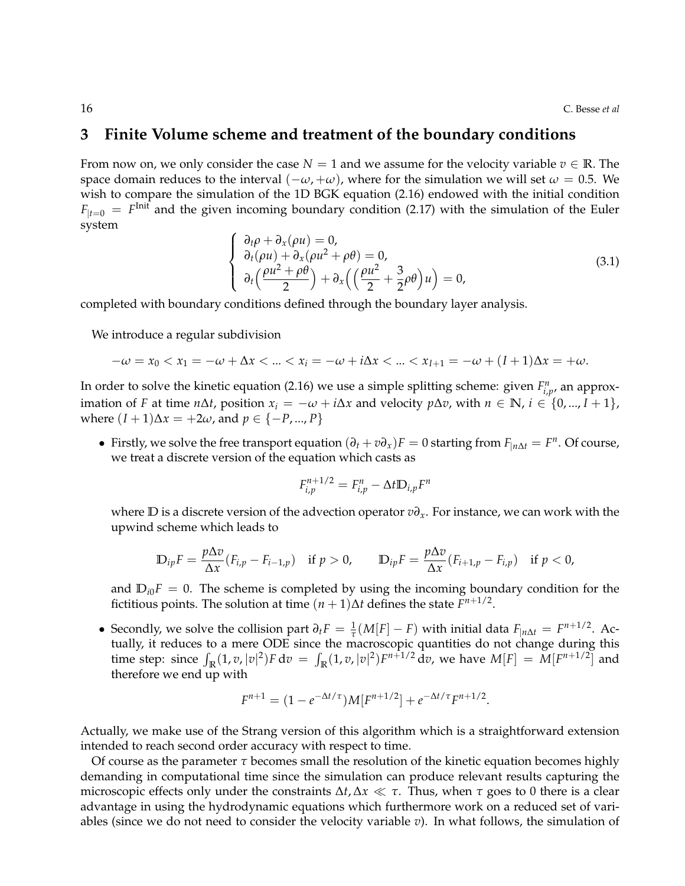## 3 Finite Volume scheme and treatment of the boundary conditions

From now on, we only consider the case $N = 1$ and we assume for the velocity variable $v \in \mathbb{R}$. The space domain reduces to the interval $(-\omega, +\omega)$, where for the simulation we will set $\omega = 0.5$. We wish to compare the simulation of the 1D BGK equation (2.16) endowed with the initial condition $F_{|t=0} = F^{\text{Init}}$ and the given incoming boundary condition (2.17) with the simulation of the Euler system

$$\left\{ \begin{array}{l} \partial_t \rho + \partial_x(\rho u) = 0, \\ \partial_t(\rho u) + \partial_x(\rho u^2 + \rho\theta) = 0, \\ \partial_t\Big(\dfrac{\rho u^2 + \rho\theta}{2}\Big) + \partial_x\Big(\Big(\dfrac{\rho u^2}{2} + \dfrac{3}{2}\rho\theta\Big)u\Big) = 0, \end{array} \right. \tag{3.1}$$

completed with boundary conditions defined through the boundary layer analysis.

We introduce a regular subdivision

$$-\omega = x_0 < x_1 = -\omega + \Delta x < ... < x_i = -\omega + i\Delta x < ... < x_{I+1} = -\omega + (I+1)\Delta x = +\omega.$$

In order to solve the kinetic equation (2.16) we use a simple splitting scheme: given $F^n_{i,p}$, an approximation of $F$ at time $n\Delta t$, position $x_i = -\omega + i\Delta x$ and velocity $p\Delta v$, with $n \in \mathbb{N}$, $i \in \{0, ..., I+1\}$, where $(I+1)\Delta x = +2\omega$, and $p \in \{-P, ..., P\}$

- Firstly, we solve the free transport equation $(\partial_t + v\partial_x)F = 0$ starting from $F_{|n\Delta t} = F^n$. Of course, we treat a discrete version of the equation which casts as

$$F^{n+1/2}_{i,p} = F^n_{i,p} - \Delta t \mathbb{D}_{i,p} F^n$$

where $\mathbb{D}$ is a discrete version of the advection operator $v\partial_x$. For instance, we can work with the upwind scheme which leads to

$$\mathbb{D}_{ip}F = \frac{p\Delta v}{\Delta x}(F_{i,p} - F_{i-1,p}) \quad \text{if } p > 0, \qquad \mathbb{D}_{ip}F = \frac{p\Delta v}{\Delta x}(F_{i+1,p} - F_{i,p}) \quad \text{if } p < 0,$$

and $\mathbb{D}_{i0}F = 0$. The scheme is completed by using the incoming boundary condition for the fictitious points. The solution at time $(n+1)\Delta t$ defines the state $F^{n+1/2}$.

- Secondly, we solve the collision part $\partial_t F = \frac{1}{\tau}(M[F] - F)$ with initial data $F_{|n\Delta t} = F^{n+1/2}$. Actually, it reduces to a mere ODE since the macroscopic quantities do not change during this time step: since $\int_{\mathbb{R}}(1, v, |v|^2)F \,\mathrm{d}v = \int_{\mathbb{R}}(1, v, |v|^2)F^{n+1/2} \,\mathrm{d}v$, we have $M[F] = M[F^{n+1/2}]$ and therefore we end up with

$$F^{n+1} = (1 - e^{-\Delta t/\tau})M[F^{n+1/2}] + e^{-\Delta t/\tau}F^{n+1/2}.$$

Actually, we make use of the Strang version of this algorithm which is a straightforward extension intended to reach second order accuracy with respect to time.

Of course as the parameter $\tau$ becomes small the resolution of the kinetic equation becomes highly demanding in computational time since the simulation can produce relevant results capturing the microscopic effects only under the constraints $\Delta t, \Delta x \ll \tau$. Thus, when $\tau$ goes to 0 there is a clear advantage in using the hydrodynamic equations which furthermore work on a reduced set of variables (since we do not need to consider the velocity variable $v$). In what follows, the simulation of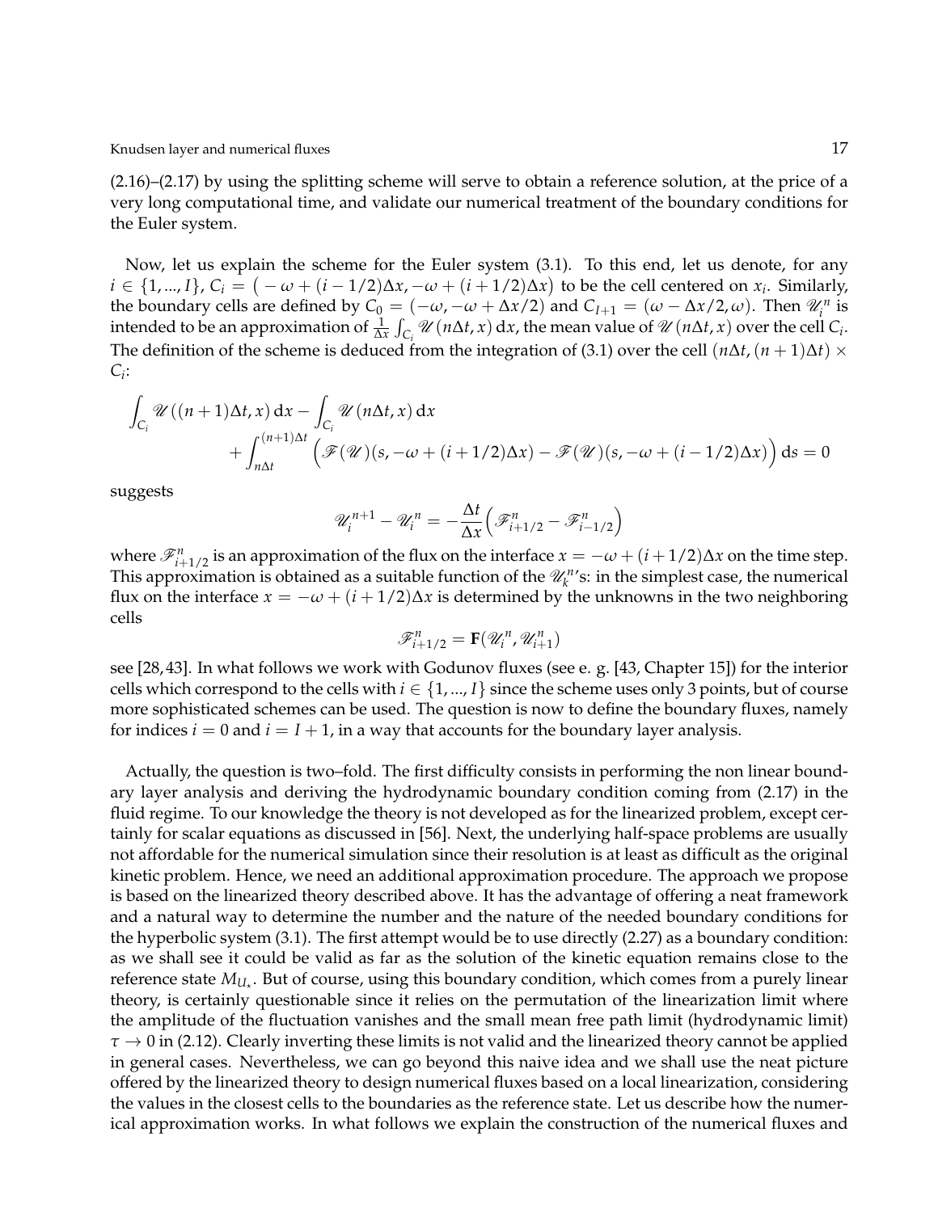(2.16)–(2.17) by using the splitting scheme will serve to obtain a reference solution, at the price of a very long computational time, and validate our numerical treatment of the boundary conditions for the Euler system.

Now, let us explain the scheme for the Euler system (3.1). To this end, let us denote, for any $i \in \{1, ..., I\}$, $C_i = \big( -\omega + (i-1/2)\Delta x, -\omega + (i+1/2)\Delta x \big)$ to be the cell centered on $x_i$. Similarly, the boundary cells are defined by $C_0 = (-\omega, -\omega + \Delta x/2)$ and $C_{I+1} = (\omega - \Delta x/2, \omega)$. Then $\mathscr{U}_i^n$ is intended to be an approximation of $\frac{1}{\Delta x}\int_{C_i} \mathscr{U}(n\Delta t, x)\,\mathrm{d}x$, the mean value of $\mathscr{U}(n\Delta t, x)$ over the cell $C_i$. The definition of the scheme is deduced from the integration of (3.1) over the cell $(n\Delta t, (n+1)\Delta t) \times C_i$:

$$
\begin{aligned}
\int_{C_i} \mathscr{U}((n+1)\Delta t, x)\,\mathrm{d}x &- \int_{C_i} \mathscr{U}(n\Delta t, x)\,\mathrm{d}x \\
&+ \int_{n\Delta t}^{(n+1)\Delta t} \Big( \mathscr{F}(\mathscr{U})(s, -\omega + (i+1/2)\Delta x) - \mathscr{F}(\mathscr{U})(s, -\omega + (i-1/2)\Delta x) \Big)\,\mathrm{d}s = 0
\end{aligned}
$$

suggests

$$
\mathscr{U}_i^{n+1} - \mathscr{U}_i^n = -\frac{\Delta t}{\Delta x}\Big( \mathscr{F}_{i+1/2}^n - \mathscr{F}_{i-1/2}^n \Big)
$$

where $\mathscr{F}_{i+1/2}^n$ is an approximation of the flux on the interface $x = -\omega + (i+1/2)\Delta x$ on the time step. This approximation is obtained as a suitable function of the $\mathscr{U}_k^n$'s: in the simplest case, the numerical flux on the interface $x = -\omega + (i+1/2)\Delta x$ is determined by the unknowns in the two neighboring cells

$$
\mathscr{F}_{i+1/2}^n = \mathbf{F}(\mathscr{U}_i^n, \mathscr{U}_{i+1}^n)
$$

see [28,43]. In what follows we work with Godunov fluxes (see e. g. [43, Chapter 15]) for the interior cells which correspond to the cells with $i \in \{1, ..., I\}$ since the scheme uses only 3 points, but of course more sophisticated schemes can be used. The question is now to define the boundary fluxes, namely for indices $i = 0$ and $i = I+1$, in a way that accounts for the boundary layer analysis.

Actually, the question is two–fold. The first difficulty consists in performing the non linear boundary layer analysis and deriving the hydrodynamic boundary condition coming from (2.17) in the fluid regime. To our knowledge the theory is not developed as for the linearized problem, except certainly for scalar equations as discussed in [56]. Next, the underlying half-space problems are usually not affordable for the numerical simulation since their resolution is at least as difficult as the original kinetic problem. Hence, we need an additional approximation procedure. The approach we propose is based on the linearized theory described above. It has the advantage of offering a neat framework and a natural way to determine the number and the nature of the needed boundary conditions for the hyperbolic system (3.1). The first attempt would be to use directly (2.27) as a boundary condition: as we shall see it could be valid as far as the solution of the kinetic equation remains close to the reference state $M_{U_\star}$. But of course, using this boundary condition, which comes from a purely linear theory, is certainly questionable since it relies on the permutation of the linearization limit where the amplitude of the fluctuation vanishes and the small mean free path limit (hydrodynamic limit) $\tau \to 0$ in (2.12). Clearly inverting these limits is not valid and the linearized theory cannot be applied in general cases. Nevertheless, we can go beyond this naive idea and we shall use the neat picture offered by the linearized theory to design numerical fluxes based on a local linearization, considering the values in the closest cells to the boundaries as the reference state. Let us describe how the numerical approximation works. In what follows we explain the construction of the numerical fluxes and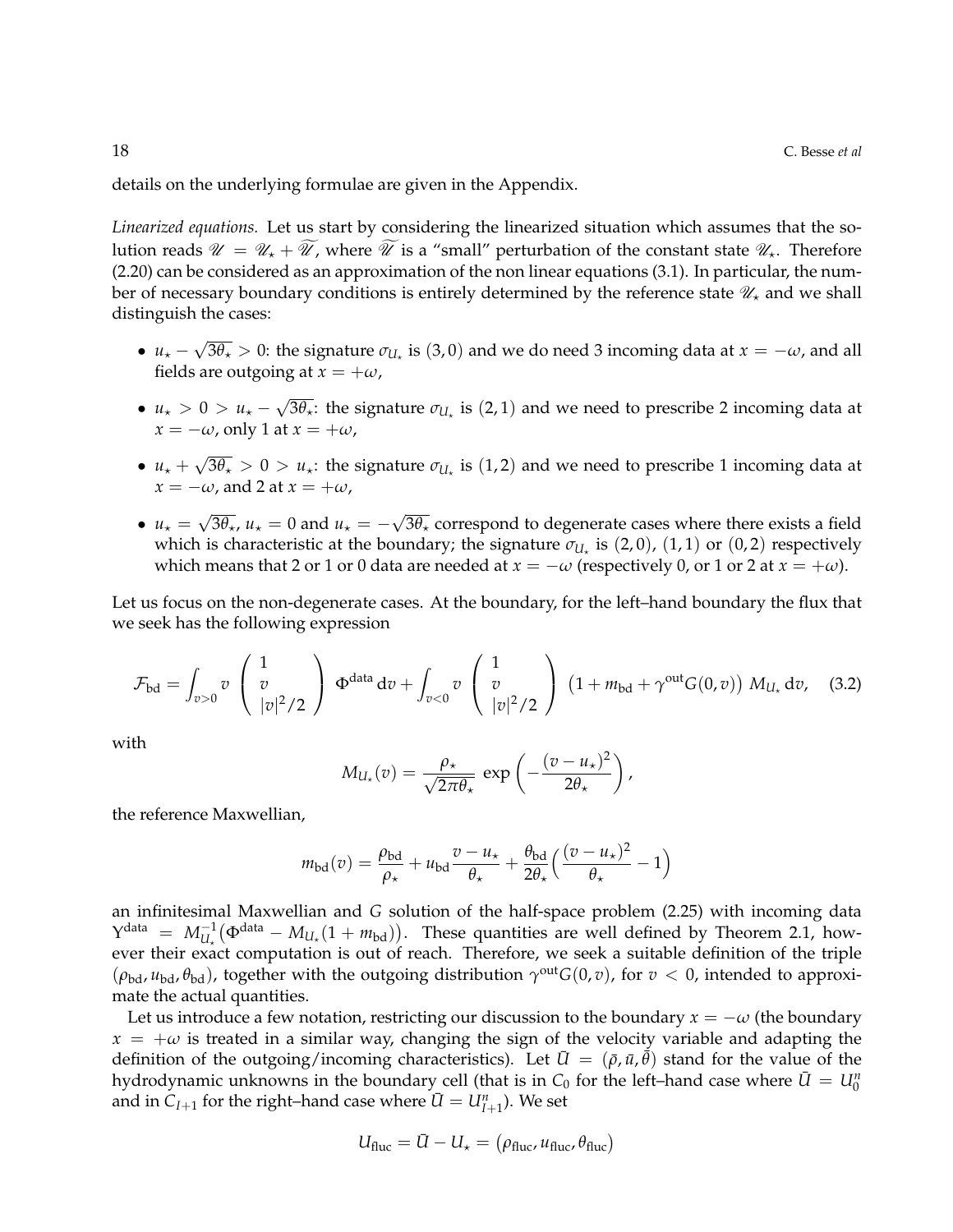details on the underlying formulae are given in the Appendix.

*Linearized equations.* Let us start by considering the linearized situation which assumes that the solution reads $\mathscr{U} = \mathscr{U}_\star + \widetilde{\mathscr{U}}$, where $\widetilde{\mathscr{U}}$ is a "small" perturbation of the constant state $\mathscr{U}_\star$. Therefore (2.20) can be considered as an approximation of the non linear equations (3.1). In particular, the number of necessary boundary conditions is entirely determined by the reference state $\mathscr{U}_\star$ and we shall distinguish the cases:

- $u_\star - \sqrt{3\theta_\star} > 0$: the signature $\sigma_{U_\star}$ is $(3, 0)$ and we do need 3 incoming data at $x = -\omega$, and all fields are outgoing at $x = +\omega$,
- $u_\star > 0 > u_\star - \sqrt{3\theta_\star}$: the signature $\sigma_{U_\star}$ is $(2, 1)$ and we need to prescribe 2 incoming data at $x = -\omega$, only 1 at $x = +\omega$,
- $u_\star + \sqrt{3\theta_\star} > 0 > u_\star$: the signature $\sigma_{U_\star}$ is $(1, 2)$ and we need to prescribe 1 incoming data at $x = -\omega$, and 2 at $x = +\omega$,
- $u_\star = \sqrt{3\theta_\star}$, $u_\star = 0$ and $u_\star = -\sqrt{3\theta_\star}$ correspond to degenerate cases where there exists a field which is characteristic at the boundary; the signature $\sigma_{U_\star}$ is $(2, 0)$, $(1, 1)$ or $(0, 2)$ respectively which means that 2 or 1 or 0 data are needed at $x = -\omega$ (respectively 0, or 1 or 2 at $x = +\omega$).

Let us focus on the non-degenerate cases. At the boundary, for the left–hand boundary the flux that we seek has the following expression

$$\mathcal{F}_{\text{bd}} = \int_{v>0} v \begin{pmatrix} 1 \\ v \\ |v|^2/2 \end{pmatrix} \Phi^{\text{data}} \, dv + \int_{v<0} v \begin{pmatrix} 1 \\ v \\ |v|^2/2 \end{pmatrix} \big(1 + m_{\text{bd}} + \gamma^{\text{out}} G(0, v)\big) \, M_{U_\star} \, dv, \tag{3.2}$$

with

$$M_{U_\star}(v) = \frac{\rho_\star}{\sqrt{2\pi\theta_\star}} \, \exp\left(-\frac{(v - u_\star)^2}{2\theta_\star}\right),$$

the reference Maxwellian,

$$m_{\text{bd}}(v) = \frac{\rho_{\text{bd}}}{\rho_\star} + u_{\text{bd}} \frac{v - u_\star}{\theta_\star} + \frac{\theta_{\text{bd}}}{2\theta_\star}\Big(\frac{(v - u_\star)^2}{\theta_\star} - 1\Big)$$

an infinitesimal Maxwellian and $G$ solution of the half-space problem (2.25) with incoming data $\Upsilon^{\text{data}} = M_{U_\star}^{-1}\big(\Phi^{\text{data}} - M_{U_\star}(1 + m_{\text{bd}})\big)$. These quantities are well defined by Theorem 2.1, however their exact computation is out of reach. Therefore, we seek a suitable definition of the triple $(\rho_{\text{bd}}, u_{\text{bd}}, \theta_{\text{bd}})$, together with the outgoing distribution $\gamma^{\text{out}} G(0, v)$, for $v < 0$, intended to approximate the actual quantities.

Let us introduce a few new notation, restricting our discussion to the boundary $x = -\omega$ (the boundary $x = +\omega$ is treated in a similar way, changing the sign of the velocity variable and adapting the definition of the outgoing/incoming characteristics). Let $\bar{U} = (\bar{\rho}, \bar{u}, \bar{\theta})$ stand for the value of the hydrodynamic unknowns in the boundary cell (that is in $C_0$ for the left–hand case where $\bar{U} = U_0^n$ and in $C_{I+1}$ for the right–hand case where $\bar{U} = U_{I+1}^n$). We set

$$U_{\text{fluc}} = \bar{U} - U_\star = \big(\rho_{\text{fluc}}, u_{\text{fluc}}, \theta_{\text{fluc}}\big)$$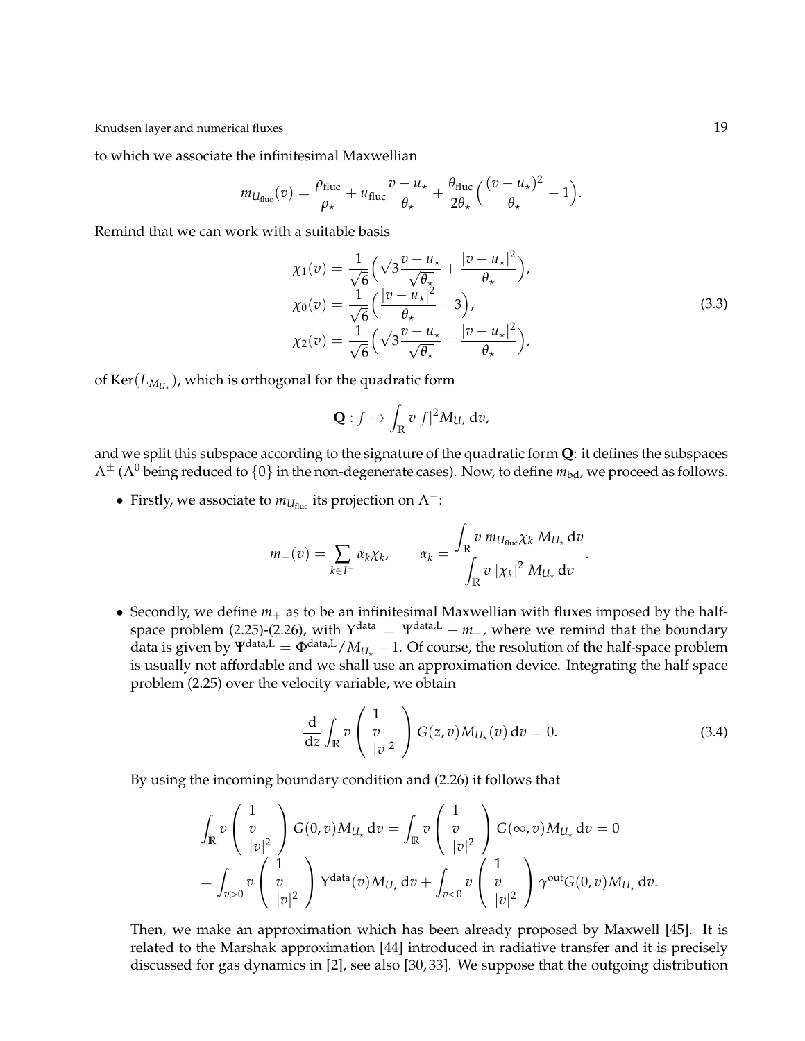to which we associate the infinitesimal Maxwellian

$$m_{U_{\text{fluc}}}(v) = \frac{\rho_{\text{fluc}}}{\rho_\star} + u_{\text{fluc}} \frac{v - u_\star}{\theta_\star} + \frac{\theta_{\text{fluc}}}{2\theta_\star}\Big(\frac{(v-u_\star)^2}{\theta_\star} - 1\Big).$$

Remind that we can work with a suitable basis

$$\begin{aligned}
\chi_1(v) &= \frac{1}{\sqrt{6}}\Big(\sqrt{3}\frac{v-u_\star}{\sqrt{\theta_\star}} + \frac{|v-u_\star|^2}{\theta_\star}\Big),\\
\chi_0(v) &= \frac{1}{\sqrt{6}}\Big(\frac{|v-u_\star|^2}{\theta_\star} - 3\Big),\\
\chi_2(v) &= \frac{1}{\sqrt{6}}\Big(\sqrt{3}\frac{v-u_\star}{\sqrt{\theta_\star}} - \frac{|v-u_\star|^2}{\theta_\star}\Big),
\end{aligned} \tag{3.3}$$

of $\text{Ker}(L_{M_{U_\star}})$, which is orthogonal for the quadratic form

$$\mathbf{Q} : f \mapsto \int_{\mathbb{R}} v|f|^2 M_{U_\star}\,\mathrm{d}v,$$

and we split this subspace according to the signature of the quadratic form $\mathbf{Q}$: it defines the subspaces $\Lambda^\pm$ ($\Lambda^0$ being reduced to $\{0\}$ in the non-degenerate cases). Now, to define $m_{\text{bd}}$, we proceed as follows.

- Firstly, we associate to $m_{U_{\text{fluc}}}$ its projection on $\Lambda^-$:

$$m_-(v) = \sum_{k\in I^-} \alpha_k \chi_k, \qquad \alpha_k = \frac{\displaystyle\int_{\mathbb{R}} v\, m_{U_{\text{fluc}}}\chi_k\, M_{U_\star}\,\mathrm{d}v}{\displaystyle\int_{\mathbb{R}} v\,|\chi_k|^2\, M_{U_\star}\,\mathrm{d}v}.$$

- Secondly, we define $m_+$ as to be an infinitesimal Maxwellian with fluxes imposed by the half-space problem (2.25)-(2.26), with $\Upsilon^{\text{data}} = \Psi^{\text{data,L}} - m_-$, where we remind that the boundary data is given by $\Psi^{\text{data,L}} = \Phi^{\text{data,L}}/M_{U_\star} - 1$. Of course, the resolution of the half-space problem is usually not affordable and we shall use an approximation device. Integrating the half space problem (2.25) over the velocity variable, we obtain

$$\frac{\mathrm{d}}{\mathrm{d}z}\int_{\mathbb{R}} v \begin{pmatrix} 1 \\ v \\ |v|^2 \end{pmatrix} G(z,v) M_{U_\star}(v)\,\mathrm{d}v = 0. \tag{3.4}$$

By using the incoming boundary condition and (2.26) it follows that

$$\begin{aligned}
\int_{\mathbb{R}} v \begin{pmatrix} 1 \\ v \\ |v|^2 \end{pmatrix} G(0,v) M_{U_\star}\,\mathrm{d}v &= \int_{\mathbb{R}} v \begin{pmatrix} 1 \\ v \\ |v|^2 \end{pmatrix} G(\infty,v) M_{U_\star}\,\mathrm{d}v = 0\\
&= \int_{v>0} v \begin{pmatrix} 1 \\ v \\ |v|^2 \end{pmatrix} \Upsilon^{\text{data}}(v) M_{U_\star}\,\mathrm{d}v + \int_{v<0} v \begin{pmatrix} 1 \\ v \\ |v|^2 \end{pmatrix} \gamma^{\text{out}} G(0,v) M_{U_\star}\,\mathrm{d}v.
\end{aligned}$$

Then, we make an approximation which has been already proposed by Maxwell [45]. It is related to the Marshak approximation [44] introduced in radiative transfer and it is precisely discussed for gas dynamics in [2], see also [30, 33]. We suppose that the outgoing distribution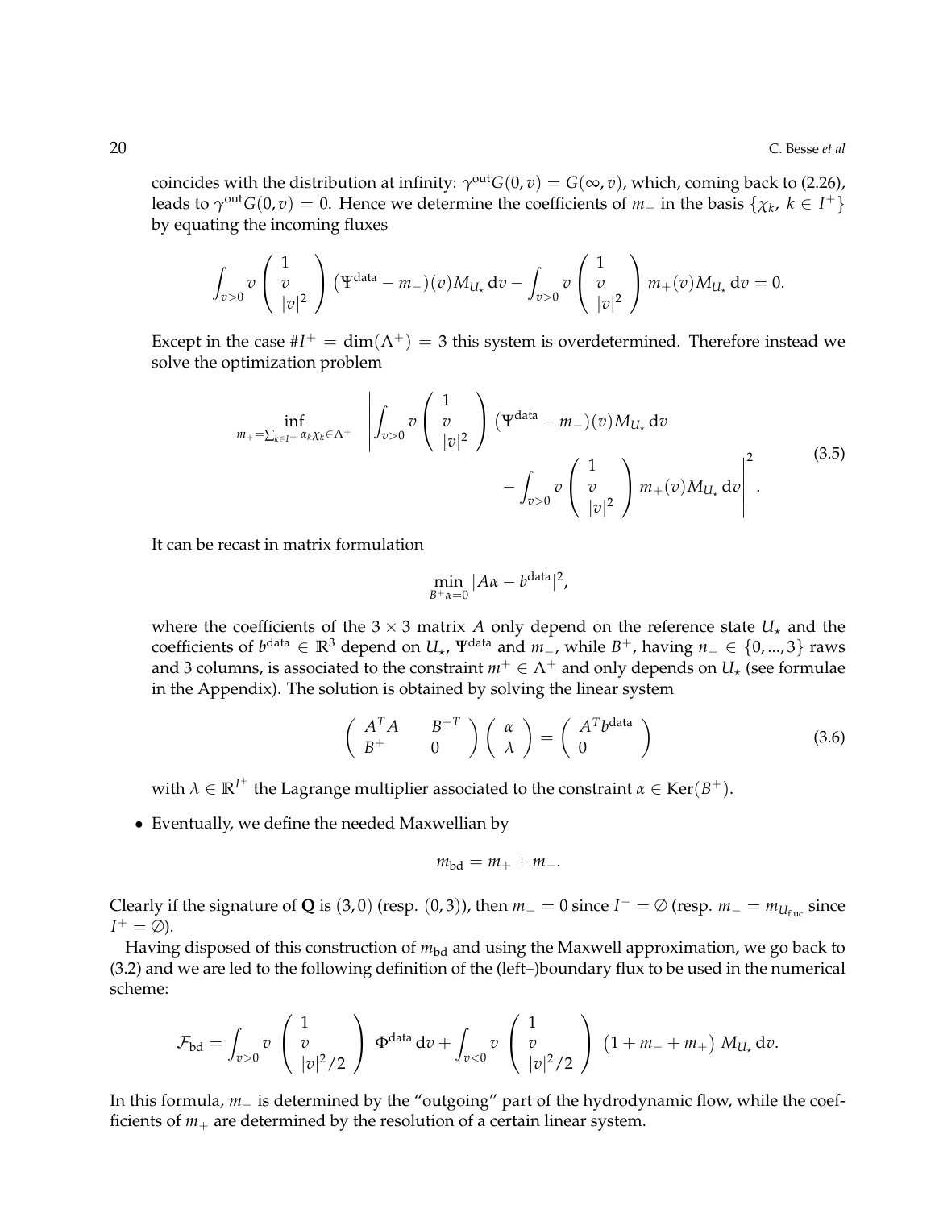coincides with the distribution at infinity: $\gamma^{\text{out}} G(0, v) = G(\infty, v)$, which, coming back to (2.26), leads to $\gamma^{\text{out}} G(0, v) = 0$. Hence we determine the coefficients of $m_+$ in the basis $\{\chi_k,\ k \in I^+\}$ by equating the incoming fluxes

$$\int_{v>0} v \begin{pmatrix} 1 \\ v \\ |v|^2 \end{pmatrix} \left(\Psi^{\text{data}} - m_-\right)(v) M_{U_\star} \,\mathrm{d}v - \int_{v>0} v \begin{pmatrix} 1 \\ v \\ |v|^2 \end{pmatrix} m_+(v) M_{U_\star} \,\mathrm{d}v = 0.$$

Except in the case $\# I^+ = \dim(\Lambda^+) = 3$ this system is overdetermined. Therefore instead we solve the optimization problem

$$\inf_{m_+ = \sum_{k \in I^+} \alpha_k \chi_k \in \Lambda^+} \left| \int_{v>0} v \begin{pmatrix} 1 \\ v \\ |v|^2 \end{pmatrix} \left(\Psi^{\text{data}} - m_-\right)(v) M_{U_\star} \,\mathrm{d}v - \int_{v>0} v \begin{pmatrix} 1 \\ v \\ |v|^2 \end{pmatrix} m_+(v) M_{U_\star} \,\mathrm{d}v \right|^2. \tag{3.5}$$

It can be recast in matrix formulation

$$\min_{B^+ \alpha = 0} |A\alpha - b^{\text{data}}|^2,$$

where the coefficients of the $3 \times 3$ matrix $A$ only depend on the reference state $U_\star$ and the coefficients of $b^{\text{data}} \in \mathbb{R}^3$ depend on $U_\star$, $\Psi^{\text{data}}$ and $m_-$, while $B^+$, having $n_+ \in \{0, ..., 3\}$ raws and 3 columns, is associated to the constraint $m^+ \in \Lambda^+$ and only depends on $U_\star$ (see formulae in the Appendix). The solution is obtained by solving the linear system

$$\begin{pmatrix} A^T A & B^{+T} \\ B^+ & 0 \end{pmatrix} \begin{pmatrix} \alpha \\ \lambda \end{pmatrix} = \begin{pmatrix} A^T b^{\text{data}} \\ 0 \end{pmatrix} \tag{3.6}$$

with $\lambda \in \mathbb{R}^{I^+}$ the Lagrange multiplier associated to the constraint $\alpha \in \text{Ker}(B^+)$.

- Eventually, we define the needed Maxwellian by

$$m_{\text{bd}} = m_+ + m_-.$$

Clearly if the signature of $\mathbf{Q}$ is $(3, 0)$ (resp. $(0, 3)$), then $m_- = 0$ since $I^- = \emptyset$ (resp. $m_- = m_{U_{\text{fluc}}}$ since $I^+ = \emptyset$).

Having disposed of this construction of $m_{\text{bd}}$ and using the Maxwell approximation, we go back to (3.2) and we are led to the following definition of the (left–)boundary flux to be used in the numerical scheme:

$$\mathcal{F}_{\text{bd}} = \int_{v>0} v \begin{pmatrix} 1 \\ v \\ |v|^2/2 \end{pmatrix} \Phi^{\text{data}} \,\mathrm{d}v + \int_{v<0} v \begin{pmatrix} 1 \\ v \\ |v|^2/2 \end{pmatrix} \left(1 + m_- + m_+\right) M_{U_\star} \,\mathrm{d}v.$$

In this formula, $m_-$ is determined by the "outgoing" part of the hydrodynamic flow, while the coefficients of $m_+$ are determined by the resolution of a certain linear system.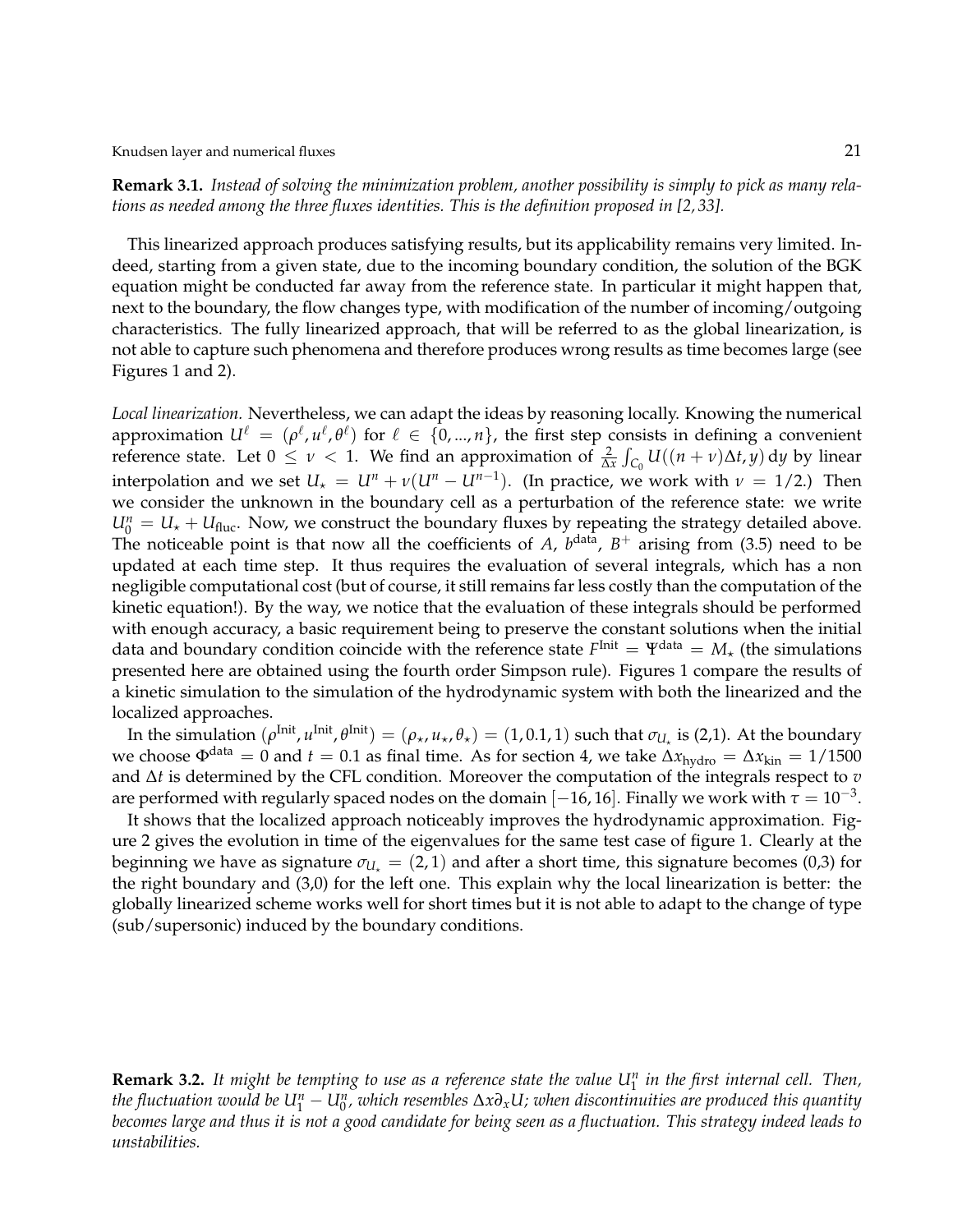**Remark 3.1.** *Instead of solving the minimization problem, another possibility is simply to pick as many relations as needed among the three fluxes identities. This is the definition proposed in [2, 33].*

This linearized approach produces satisfying results, but its applicability remains very limited. Indeed, starting from a given state, due to the incoming boundary condition, the solution of the BGK equation might be conducted far away from the reference state. In particular it might happen that, next to the boundary, the flow changes type, with modification of the number of incoming/outgoing characteristics. The fully linearized approach, that will be referred to as the global linearization, is not able to capture such phenomena and therefore produces wrong results as time becomes large (see Figures 1 and 2).

*Local linearization.* Nevertheless, we can adapt the ideas by reasoning locally. Knowing the numerical approximation $U^\ell = (\rho^\ell, u^\ell, \theta^\ell)$ for $\ell \in \{0, ..., n\}$, the first step consists in defining a convenient reference state. Let $0 \leq \nu < 1$. We find an approximation of $\frac{2}{\Delta x} \int_{C_0} U((n+\nu)\Delta t, y)\,\mathrm{d}y$ by linear interpolation and we set $U_\star = U^n + \nu(U^n - U^{n-1})$. (In practice, we work with $\nu = 1/2$.) Then we consider the unknown in the boundary cell as a perturbation of the reference state: we write $U_0^n = U_\star + U_{\text{fluc}}$. Now, we construct the boundary fluxes by repeating the strategy detailed above. The noticeable point is that now all the coefficients of $A$, $b^{\text{data}}$, $B^+$ arising from (3.5) need to be updated at each time step. It thus requires the evaluation of several integrals, which has a non negligible computational cost (but of course, it still remains far less costly than the computation of the kinetic equation!). By the way, we notice that the evaluation of these integrals should be performed with enough accuracy, a basic requirement being to preserve the constant solutions when the initial data and boundary condition coincide with the reference state $F^{\text{Init}} = \Psi^{\text{data}} = M_\star$ (the simulations presented here are obtained using the fourth order Simpson rule). Figures 1 compare the results of a kinetic simulation to the simulation of the hydrodynamic system with both the linearized and the localized approaches.

In the simulation $(\rho^{\text{Init}}, u^{\text{Init}}, \theta^{\text{Init}}) = (\rho_\star, u_\star, \theta_\star) = (1, 0.1, 1)$ such that $\sigma_{U_\star}$ is (2,1). At the boundary we choose $\Phi^{\text{data}} = 0$ and $t = 0.1$ as final time. As for section 4, we take $\Delta x_{\text{hydro}} = \Delta x_{\text{kin}} = 1/1500$ and $\Delta t$ is determined by the CFL condition. Moreover the computation of the integrals respect to $v$ are performed with regularly spaced nodes on the domain $[-16, 16]$. Finally we work with $\tau = 10^{-3}$.

It shows that the localized approach noticeably improves the hydrodynamic approximation. Figure 2 gives the evolution in time of the eigenvalues for the same test case of figure 1. Clearly at the beginning we have as signature $\sigma_{U_\star} = (2, 1)$ and after a short time, this signature becomes (0,3) for the right boundary and (3,0) for the left one. This explain why the local linearization is better: the globally linearized scheme works well for short times but it is not able to adapt to the change of type (sub/supersonic) induced by the boundary conditions.

**Remark 3.2.** *It might be tempting to use as a reference state the value $U_1^n$ in the first internal cell. Then, the fluctuation would be $U_1^n - U_0^n$, which resembles $\Delta x \partial_x U$; when discontinuities are produced this quantity becomes large and thus it is not a good candidate for being seen as a fluctuation. This strategy indeed leads to unstabilities.*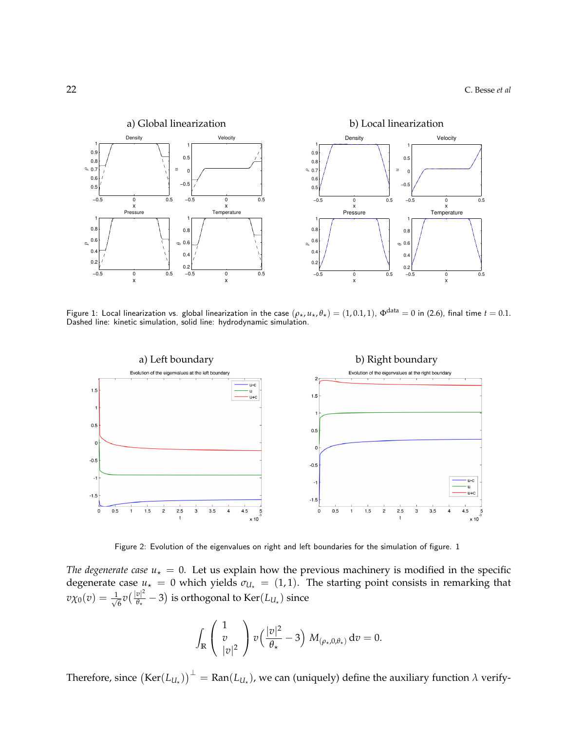Figure 1: Local linearization vs. global linearization in the case $(\rho_\star, u_\star, \theta_\star) = (1, 0.1, 1)$, $\Phi^{\text{data}} = 0$ in (2.6), final time $t = 0.1$. Dashed line: kinetic simulation, solid line: hydrodynamic simulation.

Figure 2: Evolution of the eigenvalues on right and left boundaries for the simulation of figure. 1

*The degenerate case* $u_\star = 0$. Let us explain how the previous machinery is modified in the specific degenerate case $u_\star = 0$ which yields $\sigma_{U_\star} = (1, 1)$. The starting point consists in remarking that $v\chi_0(v) = \frac{1}{\sqrt{6}} v\big(\frac{|v|^2}{\theta_\star} - 3\big)$ is orthogonal to $\text{Ker}(L_{U_\star})$ since

$$\int_{\mathbb{R}} \begin{pmatrix} 1 \\ v \\ |v|^2 \end{pmatrix} v\Big(\frac{|v|^2}{\theta_\star} - 3\Big)\, M_{(\rho_\star, 0, \theta_\star)}\, \mathrm{d}v = 0.$$

Therefore, since $\big(\text{Ker}(L_{U_\star})\big)^\perp = \text{Ran}(L_{U_\star})$, we can (uniquely) define the auxiliary function $\lambda$ verify-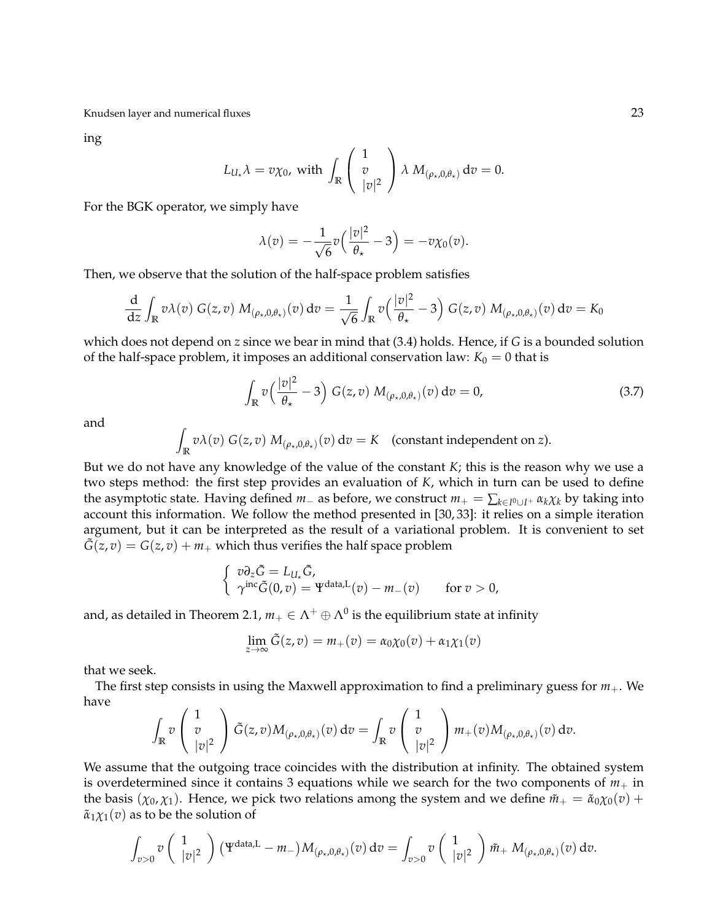ing

$$L_{U_\star}\lambda = v\chi_0, \text{ with } \int_{\mathbb{R}} \begin{pmatrix} 1 \\ v \\ |v|^2 \end{pmatrix} \lambda \, M_{(\rho_\star,0,\theta_\star)} \, \mathrm{d}v = 0.$$

For the BGK operator, we simply have

$$\lambda(v) = -\frac{1}{\sqrt{6}} v\Big(\frac{|v|^2}{\theta_\star} - 3\Big) = -v\chi_0(v).$$

Then, we observe that the solution of the half-space problem satisfies

$$\frac{\mathrm{d}}{\mathrm{d}z}\int_{\mathbb{R}} v\lambda(v)\, G(z,v)\, M_{(\rho_\star,0,\theta_\star)}(v)\,\mathrm{d}v = \frac{1}{\sqrt{6}}\int_{\mathbb{R}} v\Big(\frac{|v|^2}{\theta_\star} - 3\Big)\, G(z,v)\, M_{(\rho_\star,0,\theta_\star)}(v)\,\mathrm{d}v = K_0$$

which does not depend on $z$ since we bear in mind that (3.4) holds. Hence, if $G$ is a bounded solution of the half-space problem, it imposes an additional conservation law: $K_0 = 0$ that is

$$\int_{\mathbb{R}} v\Big(\frac{|v|^2}{\theta_\star} - 3\Big)\, G(z,v)\, M_{(\rho_\star,0,\theta_\star)}(v)\,\mathrm{d}v = 0, \tag{3.7}$$

and

$$\int_{\mathbb{R}} v\lambda(v)\, G(z,v)\, M_{(\rho_\star,0,\theta_\star)}(v)\,\mathrm{d}v = K \quad \text{(constant independent on } z\text{)}.$$

But we do not have any knowledge of the value of the constant $K$; this is the reason why we use a two steps method: the first step provides an evaluation of $K$, which in turn can be used to define the asymptotic state. Having defined $m_-$ as before, we construct $m_+ = \sum_{k\in I^0\cup I^+} \alpha_k\chi_k$ by taking into account this information. We follow the method presented in [30, 33]: it relies on a simple iteration argument, but it can be interpreted as the result of a variational problem. It is convenient to set $\tilde{G}(z,v) = G(z,v) + m_+$ which thus verifies the half space problem

$$\begin{cases} v\partial_z \tilde{G} = L_{U_\star}\tilde{G}, \\ \gamma^{\mathrm{inc}}\tilde{G}(0,v) = \Psi^{\mathrm{data,L}}(v) - m_-(v) \qquad \text{for } v > 0, \end{cases}$$

and, as detailed in Theorem 2.1, $m_+ \in \Lambda^+ \oplus \Lambda^0$ is the equilibrium state at infinity

$$\lim_{z\to\infty} \tilde{G}(z,v) = m_+(v) = \alpha_0\chi_0(v) + \alpha_1\chi_1(v)$$

that we seek.

The first step consists in using the Maxwell approximation to find a preliminary guess for $m_+$. We have

$$\int_{\mathbb{R}} v \begin{pmatrix} 1 \\ v \\ |v|^2 \end{pmatrix} \tilde{G}(z,v) M_{(\rho_\star,0,\theta_\star)}(v)\,\mathrm{d}v = \int_{\mathbb{R}} v \begin{pmatrix} 1 \\ v \\ |v|^2 \end{pmatrix} m_+(v) M_{(\rho_\star,0,\theta_\star)}(v)\,\mathrm{d}v.$$

We assume that the outgoing trace coincides with the distribution at infinity. The obtained system is overdetermined since it contains 3 equations while we search for the two components of $m_+$ in the basis $(\chi_0, \chi_1)$. Hence, we pick two relations among the system and we define $\tilde{m}_+ = \tilde{\alpha}_0\chi_0(v) + \tilde{\alpha}_1\chi_1(v)$ as to be the solution of

$$\int_{v>0} v \begin{pmatrix} 1 \\ |v|^2 \end{pmatrix} \big(\Psi^{\mathrm{data,L}} - m_-\big) M_{(\rho_\star,0,\theta_\star)}(v)\,\mathrm{d}v = \int_{v>0} v \begin{pmatrix} 1 \\ |v|^2 \end{pmatrix} \tilde{m}_+ \, M_{(\rho_\star,0,\theta_\star)}(v)\,\mathrm{d}v.$$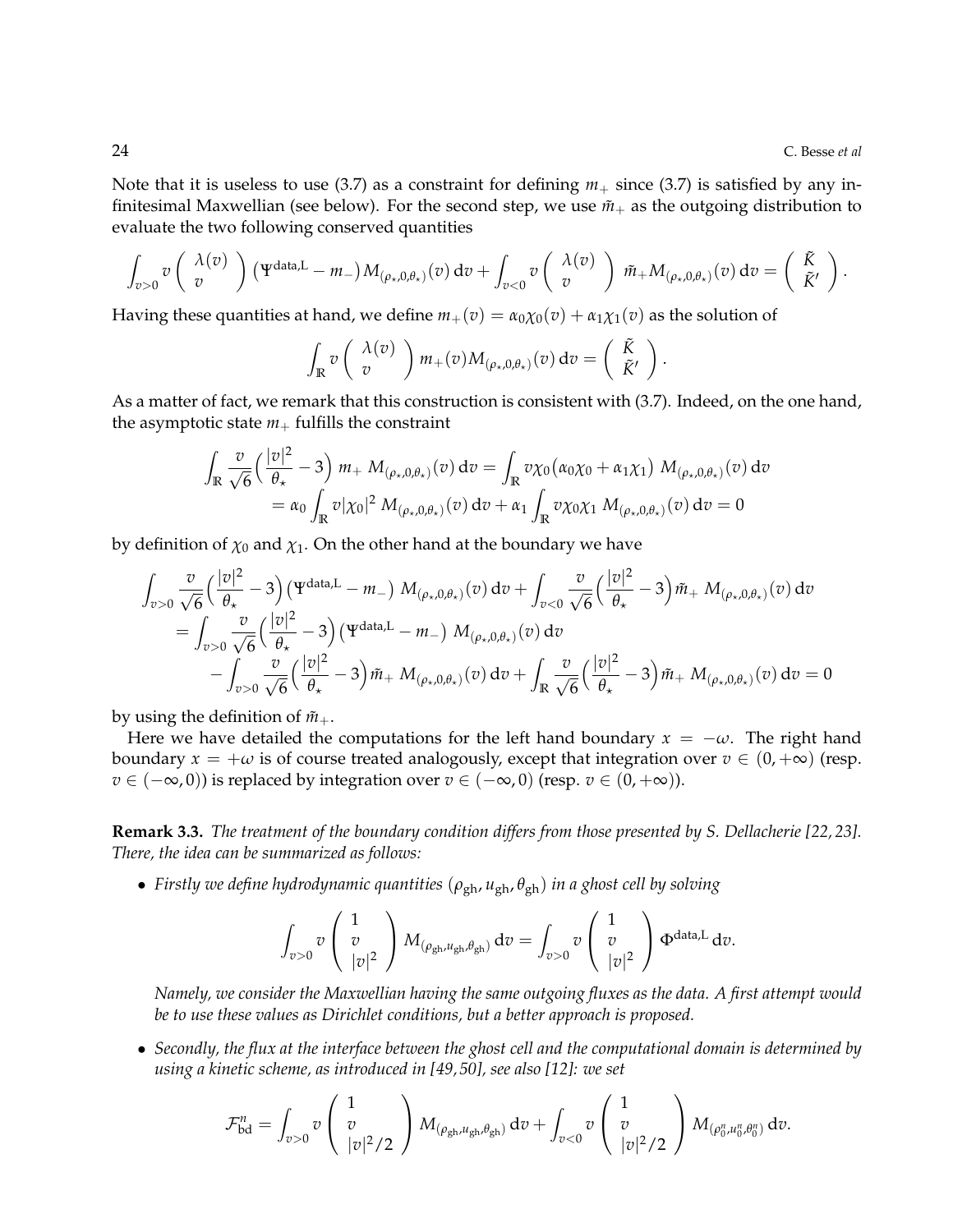Note that it is useless to use (3.7) as a constraint for defining $m_+$ since (3.7) is satisfied by any infinitesimal Maxwellian (see below). For the second step, we use $\tilde{m}_+$ as the outgoing distribution to evaluate the two following conserved quantities

$$\int_{v>0} v \begin{pmatrix} \lambda(v) \\ v \end{pmatrix} \left(\Psi^{\text{data,L}} - m_-\right) M_{(\rho_\star,0,\theta_\star)}(v)\,\mathrm{d}v + \int_{v<0} v \begin{pmatrix} \lambda(v) \\ v \end{pmatrix} \tilde{m}_+ M_{(\rho_\star,0,\theta_\star)}(v)\,\mathrm{d}v = \begin{pmatrix} \tilde{K} \\ \tilde{K}' \end{pmatrix}.$$

Having these quantities at hand, we define $m_+(v) = \alpha_0\chi_0(v) + \alpha_1\chi_1(v)$ as the solution of

$$\int_{\mathbb{R}} v \begin{pmatrix} \lambda(v) \\ v \end{pmatrix} m_+(v) M_{(\rho_\star,0,\theta_\star)}(v)\,\mathrm{d}v = \begin{pmatrix} \tilde{K} \\ \tilde{K}' \end{pmatrix}.$$

As a matter of fact, we remark that this construction is consistent with (3.7). Indeed, on the one hand, the asymptotic state $m_+$ fulfills the constraint

$$\begin{aligned}
\int_{\mathbb{R}} \frac{v}{\sqrt{6}}\Big(\frac{|v|^2}{\theta_\star} - 3\Big)\, m_+\, M_{(\rho_\star,0,\theta_\star)}(v)\,\mathrm{d}v &= \int_{\mathbb{R}} v\chi_0\big(\alpha_0\chi_0 + \alpha_1\chi_1\big)\, M_{(\rho_\star,0,\theta_\star)}(v)\,\mathrm{d}v \\
&= \alpha_0 \int_{\mathbb{R}} v|\chi_0|^2\, M_{(\rho_\star,0,\theta_\star)}(v)\,\mathrm{d}v + \alpha_1 \int_{\mathbb{R}} v\chi_0\chi_1\, M_{(\rho_\star,0,\theta_\star)}(v)\,\mathrm{d}v = 0
\end{aligned}$$

by definition of $\chi_0$ and $\chi_1$. On the other hand at the boundary we have

$$\begin{aligned}
&\int_{v>0} \frac{v}{\sqrt{6}}\Big(\frac{|v|^2}{\theta_\star} - 3\Big)\big(\Psi^{\text{data,L}} - m_-\big)\, M_{(\rho_\star,0,\theta_\star)}(v)\,\mathrm{d}v + \int_{v<0} \frac{v}{\sqrt{6}}\Big(\frac{|v|^2}{\theta_\star} - 3\Big)\tilde{m}_+\, M_{(\rho_\star,0,\theta_\star)}(v)\,\mathrm{d}v \\
&\quad = \int_{v>0} \frac{v}{\sqrt{6}}\Big(\frac{|v|^2}{\theta_\star} - 3\Big)\big(\Psi^{\text{data,L}} - m_-\big)\, M_{(\rho_\star,0,\theta_\star)}(v)\,\mathrm{d}v \\
&\quad\quad - \int_{v>0} \frac{v}{\sqrt{6}}\Big(\frac{|v|^2}{\theta_\star} - 3\Big)\tilde{m}_+\, M_{(\rho_\star,0,\theta_\star)}(v)\,\mathrm{d}v + \int_{\mathbb{R}} \frac{v}{\sqrt{6}}\Big(\frac{|v|^2}{\theta_\star} - 3\Big)\tilde{m}_+\, M_{(\rho_\star,0,\theta_\star)}(v)\,\mathrm{d}v = 0
\end{aligned}$$

by using the definition of $\tilde{m}_+$.

Here we have detailed the computations for the left hand boundary $x = -\omega$. The right hand boundary $x = +\omega$ is of course treated analogously, except that integration over $v \in (0, +\infty)$ (resp. $v \in (-\infty, 0)$) is replaced by integration over $v \in (-\infty, 0)$ (resp. $v \in (0, +\infty)$).

**Remark 3.3.** *The treatment of the boundary condition differs from those presented by S. Dellacherie [22, 23]. There, the idea can be summarized as follows:*

- *Firstly we define hydrodynamic quantities $(\rho_{\text{gh}}, u_{\text{gh}}, \theta_{\text{gh}})$ in a ghost cell by solving*

$$\int_{v>0} v \begin{pmatrix} 1 \\ v \\ |v|^2 \end{pmatrix} M_{(\rho_{\text{gh}},u_{\text{gh}},\theta_{\text{gh}})}\,\mathrm{d}v = \int_{v>0} v \begin{pmatrix} 1 \\ v \\ |v|^2 \end{pmatrix} \Phi^{\text{data,L}}\,\mathrm{d}v.$$

  *Namely, we consider the Maxwellian having the same outgoing fluxes as the data. A first attempt would be to use these values as Dirichlet conditions, but a better approach is proposed.*

- *Secondly, the flux at the interface between the ghost cell and the computational domain is determined by using a kinetic scheme, as introduced in [49, 50], see also [12]: we set*

$$\mathcal{F}^n_{\text{bd}} = \int_{v>0} v \begin{pmatrix} 1 \\ v \\ |v|^2/2 \end{pmatrix} M_{(\rho_{\text{gh}},u_{\text{gh}},\theta_{\text{gh}})}\,\mathrm{d}v + \int_{v<0} v \begin{pmatrix} 1 \\ v \\ |v|^2/2 \end{pmatrix} M_{(\rho^n_0,u^n_0,\theta^n_0)}\,\mathrm{d}v.$$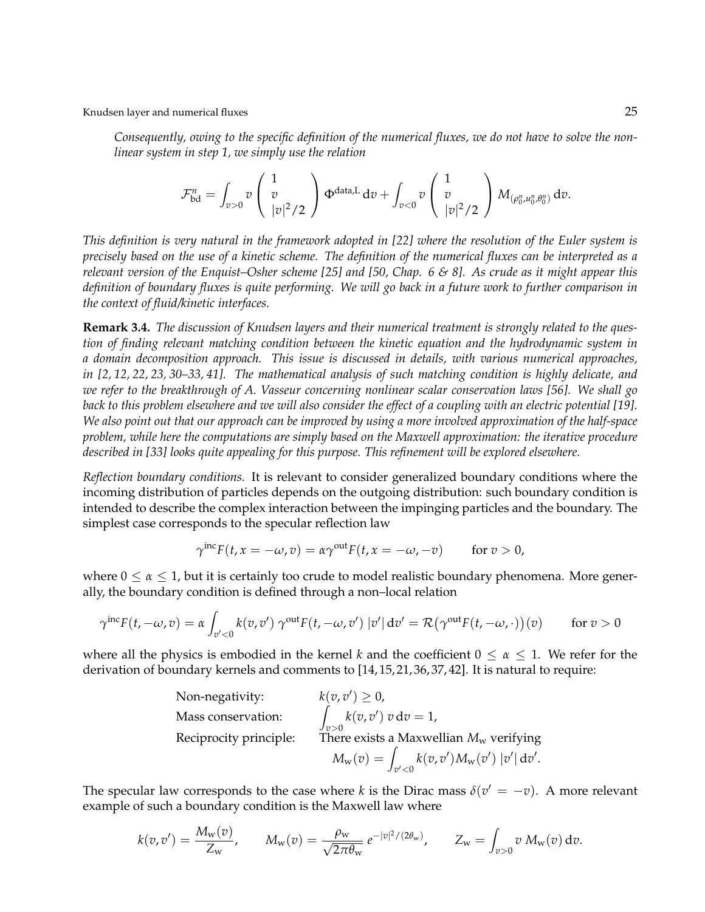*Consequently, owing to the specific definition of the numerical fluxes, we do not have to solve the non-linear system in step 1, we simply use the relation*

$$\mathcal{F}^n_{\rm bd} = \int_{v>0} v \begin{pmatrix} 1 \\ v \\ |v|^2/2 \end{pmatrix} \Phi^{\rm data,L}\,{\rm d}v + \int_{v<0} v \begin{pmatrix} 1 \\ v \\ |v|^2/2 \end{pmatrix} M_{(\rho^n_0,u^n_0,\theta^n_0)}\,{\rm d}v.$$

*This definition is very natural in the framework adopted in [22] where the resolution of the Euler system is precisely based on the use of a kinetic scheme. The definition of the numerical fluxes can be interpreted as a relevant version of the Enquist–Osher scheme [25] and [50, Chap. 6 & 8]. As crude as it might appear this definition of boundary fluxes is quite performing. We will go back in a future work to further comparison in the context of fluid/kinetic interfaces.*

**Remark 3.4.** *The discussion of Knudsen layers and their numerical treatment is strongly related to the question of finding relevant matching condition between the kinetic equation and the hydrodynamic system in a domain decomposition approach. This issue is discussed in details, with various numerical approaches, in [2, 12, 22, 23, 30–33, 41]. The mathematical analysis of such matching condition is highly delicate, and we refer to the breakthrough of A. Vasseur concerning nonlinear scalar conservation laws [56]. We shall go back to this problem elsewhere and we will also consider the effect of a coupling with an electric potential [19]. We also point out that our approach can be improved by using a more involved approximation of the half-space problem, while here the computations are simply based on the Maxwell approximation: the iterative procedure described in [33] looks quite appealing for this purpose. This refinement will be explored elsewhere.*

*Reflection boundary conditions.* It is relevant to consider generalized boundary conditions where the incoming distribution of particles depends on the outgoing distribution: such boundary condition is intended to describe the complex interaction between the impinging particles and the boundary. The simplest case corresponds to the specular reflection law

$$\gamma^{\rm inc}F(t, x = -\omega, v) = \alpha\gamma^{\rm out}F(t, x = -\omega, -v) \qquad \text{for } v > 0,$$

where $0 \leq \alpha \leq 1$, but it is certainly too crude to model realistic boundary phenomena. More generally, the boundary condition is defined through a non–local relation

$$\gamma^{\rm inc}F(t, -\omega, v) = \alpha \int_{v'<0} k(v, v')\, \gamma^{\rm out}F(t, -\omega, v')\, |v'|\,{\rm d}v' = \mathcal{R}\big(\gamma^{\rm out}F(t, -\omega, \cdot)\big)(v) \qquad \text{for } v > 0$$

where all the physics is embodied in the kernel $k$ and the coefficient $0 \leq \alpha \leq 1$. We refer for the derivation of boundary kernels and comments to [14,15,21,36,37,42]. It is natural to require:

- Non-negativity: $k(v, v') \geq 0$,
- Mass conservation: $\displaystyle\int_{v>0} k(v, v')\, v\,{\rm d}v = 1$,
- Reciprocity principle: There exists a Maxwellian $M_{\rm w}$ verifying
$$M_{\rm w}(v) = \int_{v'<0} k(v, v')M_{\rm w}(v')\, |v'|\,{\rm d}v'.$$

The specular law corresponds to the case where $k$ is the Dirac mass $\delta(v' = -v)$. A more relevant example of such a boundary condition is the Maxwell law where

$$k(v, v') = \frac{M_{\rm w}(v)}{Z_{\rm w}}, \qquad M_{\rm w}(v) = \frac{\rho_{\rm w}}{\sqrt{2\pi\theta_{\rm w}}}\, e^{-|v|^2/(2\theta_{\rm w})}, \qquad Z_{\rm w} = \int_{v>0} v\, M_{\rm w}(v)\,{\rm d}v.$$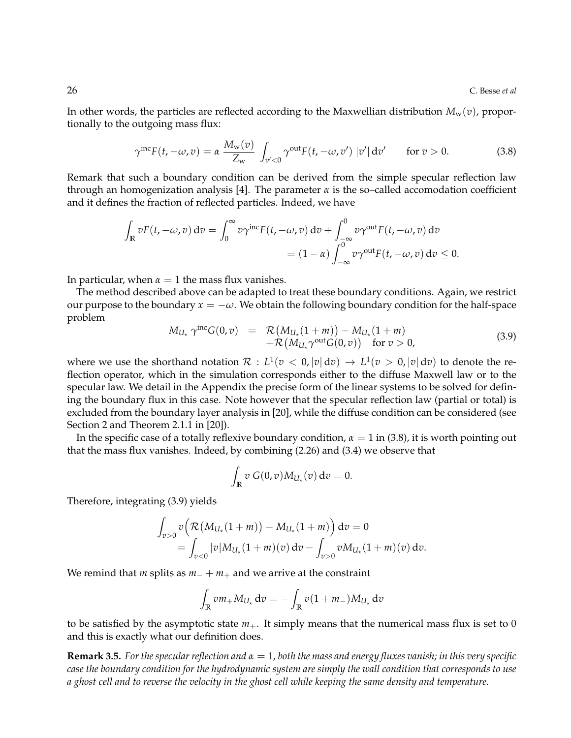In other words, the particles are reflected according to the Maxwellian distribution $M_{\rm w}(v)$, proportionally to the outgoing mass flux:

$$\gamma^{\rm inc}F(t,-\omega,v) = \alpha\,\frac{M_{\rm w}(v)}{Z_{\rm w}}\int_{v'<0}\gamma^{\rm out}F(t,-\omega,v')\,|v'|\,{\rm d}v' \qquad \text{for } v>0. \tag{3.8}$$

Remark that such a boundary condition can be derived from the simple specular reflection law through an homogenization analysis [4]. The parameter $\alpha$ is the so–called accomodation coefficient and it defines the fraction of reflected particles. Indeed, we have

$$\begin{aligned}\int_{\mathbb{R}} vF(t,-\omega,v)\,{\rm d}v &= \int_0^\infty v\gamma^{\rm inc}F(t,-\omega,v)\,{\rm d}v + \int_{-\infty}^0 v\gamma^{\rm out}F(t,-\omega,v)\,{\rm d}v \\ &= (1-\alpha)\int_{-\infty}^0 v\gamma^{\rm out}F(t,-\omega,v)\,{\rm d}v \le 0.\end{aligned}$$

In particular, when $\alpha=1$ the mass flux vanishes.

The method described above can be adapted to treat these boundary conditions. Again, we restrict our purpose to the boundary $x=-\omega$. We obtain the following boundary condition for the half-space problem

$$\begin{aligned} M_{U_\star}\,\gamma^{\rm inc}G(0,v) &= \mathcal{R}\big(M_{U_\star}(1+m)\big) - M_{U_\star}(1+m) \\ &\quad + \mathcal{R}\big(M_{U_\star}\gamma^{\rm out}G(0,v)\big) \quad \text{for } v>0, \end{aligned} \tag{3.9}$$

where we use the shorthand notation $\mathcal{R} : L^1(v<0,|v|\,{\rm d}v) \to L^1(v>0,|v|\,{\rm d}v)$ to denote the reflection operator, which in the simulation corresponds either to the diffuse Maxwell law or to the specular law. We detail in the Appendix the precise form of the linear systems to be solved for defining the boundary flux in this case. Note however that the specular reflection law (partial or total) is excluded from the boundary layer analysis in [20], while the diffuse condition can be considered (see Section 2 and Theorem 2.1.1 in [20]).

In the specific case of a totally reflexive boundary condition, $\alpha=1$ in (3.8), it is worth pointing out that the mass flux vanishes. Indeed, by combining (2.26) and (3.4) we observe that

$$\int_{\mathbb{R}} v\,G(0,v)M_{U_\star}(v)\,{\rm d}v = 0.$$

Therefore, integrating (3.9) yields

$$\begin{aligned}\int_{v>0} v\Big(\mathcal{R}\big(M_{U_\star}(1+m)\big) - M_{U_\star}(1+m)\Big)\,{\rm d}v = 0 \\ = \int_{v<0}|v|M_{U_\star}(1+m)(v)\,{\rm d}v - \int_{v>0} vM_{U_\star}(1+m)(v)\,{\rm d}v.\end{aligned}$$

We remind that $m$ splits as $m_- + m_+$ and we arrive at the constraint

$$\int_{\mathbb{R}} vm_+M_{U_\star}\,{\rm d}v = -\int_{\mathbb{R}} v(1+m_-)M_{U_\star}\,{\rm d}v$$

to be satisfied by the asymptotic state $m_+$. It simply means that the numerical mass flux is set to 0 and this is exactly what our definition does.

**Remark 3.5.** *For the specular reflection and $\alpha=1$, both the mass and energy fluxes vanish; in this very specific case the boundary condition for the hydrodynamic system are simply the wall condition that corresponds to use a ghost cell and to reverse the velocity in the ghost cell while keeping the same density and temperature.*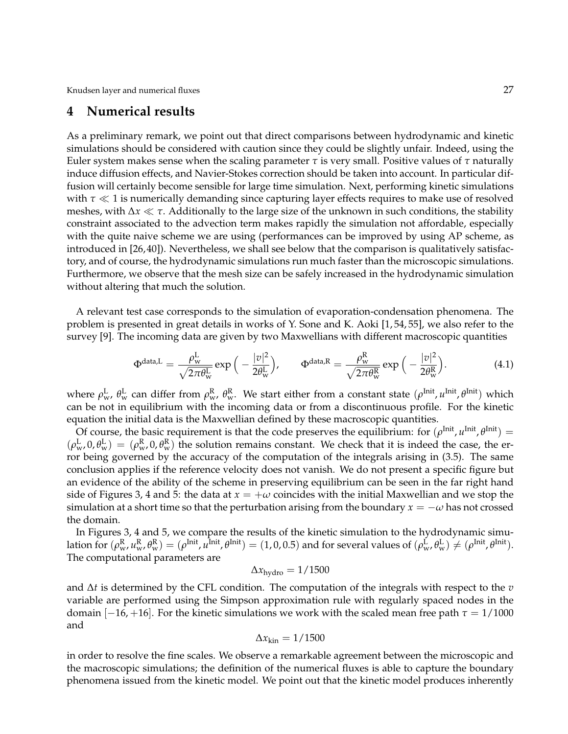## 4 Numerical results

As a preliminary remark, we point out that direct comparisons between hydrodynamic and kinetic simulations should be considered with caution since they could be slightly unfair. Indeed, using the Euler system makes sense when the scaling parameter $\tau$ is very small. Positive values of $\tau$ naturally induce diffusion effects, and Navier-Stokes correction should be taken into account. In particular diffusion will certainly become sensible for large time simulation. Next, performing kinetic simulations with $\tau \ll 1$ is numerically demanding since capturing layer effects requires to make use of resolved meshes, with $\Delta x \ll \tau$. Additionally to the large size of the unknown in such conditions, the stability constraint associated to the advection term makes rapidly the simulation not affordable, especially with the quite naive scheme we are using (performances can be improved by using AP scheme, as introduced in [26,40]). Nevertheless, we shall see below that the comparison is qualitatively satisfactory, and of course, the hydrodynamic simulations run much faster than the microscopic simulations. Furthermore, we observe that the mesh size can be safely increased in the hydrodynamic simulation without altering that much the solution.

A relevant test case corresponds to the simulation of evaporation-condensation phenomena. The problem is presented in great details in works of Y. Sone and K. Aoki [1,54,55], we also refer to the survey [9]. The incoming data are given by two Maxwellians with different macroscopic quantities

$$\Phi^{\text{data,L}} = \frac{\rho_{\text{w}}^{\text{L}}}{\sqrt{2\pi\theta_{\text{w}}^{\text{L}}}} \exp\Big(-\frac{|v|^2}{2\theta_{\text{w}}^{\text{L}}}\Big), \qquad \Phi^{\text{data,R}} = \frac{\rho_{\text{w}}^{\text{R}}}{\sqrt{2\pi\theta_{\text{w}}^{\text{R}}}} \exp\Big(-\frac{|v|^2}{2\theta_{\text{w}}^{\text{R}}}\Big). \tag{4.1}$$

where $\rho_{\text{w}}^{\text{L}}$, $\theta_{\text{w}}^{\text{L}}$ can differ from $\rho_{\text{w}}^{\text{R}}$, $\theta_{\text{w}}^{\text{R}}$. We start either from a constant state $(\rho^{\text{Init}}, u^{\text{Init}}, \theta^{\text{Init}})$ which can be not in equilibrium with the incoming data or from a discontinuous profile. For the kinetic equation the initial data is the Maxwellian defined by these macroscopic quantities.

Of course, the basic requirement is that the code preserves the equilibrium: for $(\rho^{\text{Init}}, u^{\text{Init}}, \theta^{\text{Init}}) = (\rho_{\text{w}}^{\text{L}}, 0, \theta_{\text{w}}^{\text{L}}) = (\rho_{\text{w}}^{\text{R}}, 0, \theta_{\text{w}}^{\text{R}})$ the solution remains constant. We check that it is indeed the case, the error being governed by the accuracy of the computation of the integrals arising in (3.5). The same conclusion applies if the reference velocity does not vanish. We do not present a specific figure but an evidence of the ability of the scheme in preserving equilibrium can be seen in the far right hand side of Figures 3, 4 and 5: the data at $x = +\omega$ coincides with the initial Maxwellian and we stop the simulation at a short time so that the perturbation arising from the boundary $x = -\omega$ has not crossed the domain.

In Figures 3, 4 and 5, we compare the results of the kinetic simulation to the hydrodynamic simulation for $(\rho_{\text{w}}^{\text{R}}, u_{\text{w}}^{\text{R}}, \theta_{\text{w}}^{\text{R}}) = (\rho^{\text{Init}}, u^{\text{Init}}, \theta^{\text{Init}}) = (1, 0, 0.5)$ and for several values of $(\rho_{\text{w}}^{\text{L}}, \theta_{\text{w}}^{\text{L}}) \neq (\rho^{\text{Init}}, \theta^{\text{Init}})$. The computational parameters are

$$\Delta x_{\text{hydro}} = 1/1500$$

and $\Delta t$ is determined by the CFL condition. The computation of the integrals with respect to the $v$ variable are performed using the Simpson approximation rule with regularly spaced nodes in the domain $[-16, +16]$. For the kinetic simulations we work with the scaled mean free path $\tau = 1/1000$ and

$$\Delta x_{\text{kin}} = 1/1500$$

in order to resolve the fine scales. We observe a remarkable agreement between the microscopic and the macroscopic simulations; the definition of the numerical fluxes is able to capture the boundary phenomena issued from the kinetic model. We point out that the kinetic model produces inherently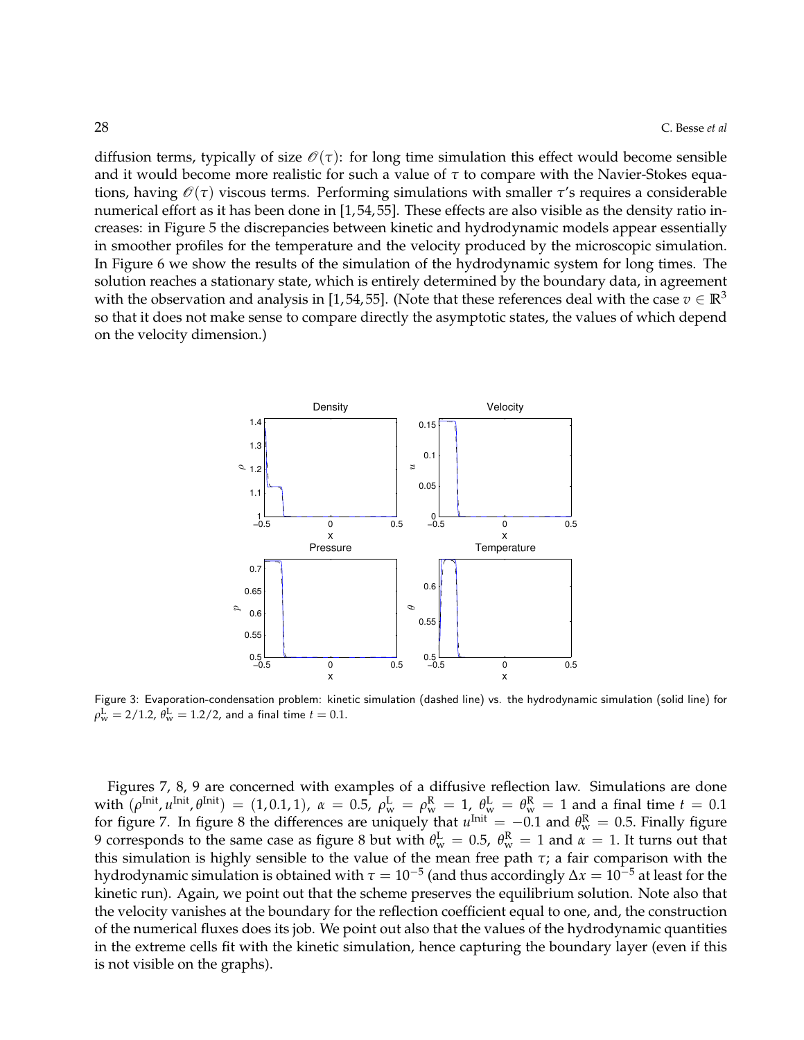diffusion terms, typically of size $\mathscr{O}(\tau)$: for long time simulation this effect would become sensible and it would become more realistic for such a value of $\tau$ to compare with the Navier-Stokes equations, having $\mathscr{O}(\tau)$ viscous terms. Performing simulations with smaller $\tau$'s requires a considerable numerical effort as it has been done in [1,54,55]. These effects are also visible as the density ratio increases: in Figure 5 the discrepancies between kinetic and hydrodynamic models appear essentially in smoother profiles for the temperature and the velocity produced by the microscopic simulation. In Figure 6 we show the results of the simulation of the hydrodynamic system for long times. The solution reaches a stationary state, which is entirely determined by the boundary data, in agreement with the observation and analysis in [1,54,55]. (Note that these references deal with the case $v \in \mathbb{R}^3$ so that it does not make sense to compare directly the asymptotic states, the values of which depend on the velocity dimension.)

Figure 3: Evaporation-condensation problem: kinetic simulation (dashed line) vs. the hydrodynamic simulation (solid line) for $\rho_{\rm w}^{\rm L} = 2/1.2$, $\theta_{\rm w}^{\rm L} = 1.2/2$, and a final time $t = 0.1$.

Figures 7, 8, 9 are concerned with examples of a diffusive reflection law. Simulations are done with $(\rho^{\rm Init}, u^{\rm Init}, \theta^{\rm Init}) = (1, 0.1, 1)$, $\alpha = 0.5$, $\rho_{\rm w}^{\rm L} = \rho_{\rm w}^{\rm R} = 1$, $\theta_{\rm w}^{\rm L} = \theta_{\rm w}^{\rm R} = 1$ and a final time $t = 0.1$ for figure 7. In figure 8 the differences are uniquely that $u^{\rm Init} = -0.1$ and $\theta_{\rm w}^{\rm R} = 0.5$. Finally figure 9 corresponds to the same case as figure 8 but with $\theta_{\rm w}^{\rm L} = 0.5$, $\theta_{\rm w}^{\rm R} = 1$ and $\alpha = 1$. It turns out that this simulation is highly sensible to the value of the mean free path $\tau$; a fair comparison with the hydrodynamic simulation is obtained with $\tau = 10^{-5}$ (and thus accordingly $\Delta x = 10^{-5}$ at least for the kinetic run). Again, we point out that the scheme preserves the equilibrium solution. Note also that the velocity vanishes at the boundary for the reflection coefficient equal to one, and, the construction of the numerical fluxes does its job. We point out also that the values of the hydrodynamic quantities in the extreme cells fit with the kinetic simulation, hence capturing the boundary layer (even if this is not visible on the graphs).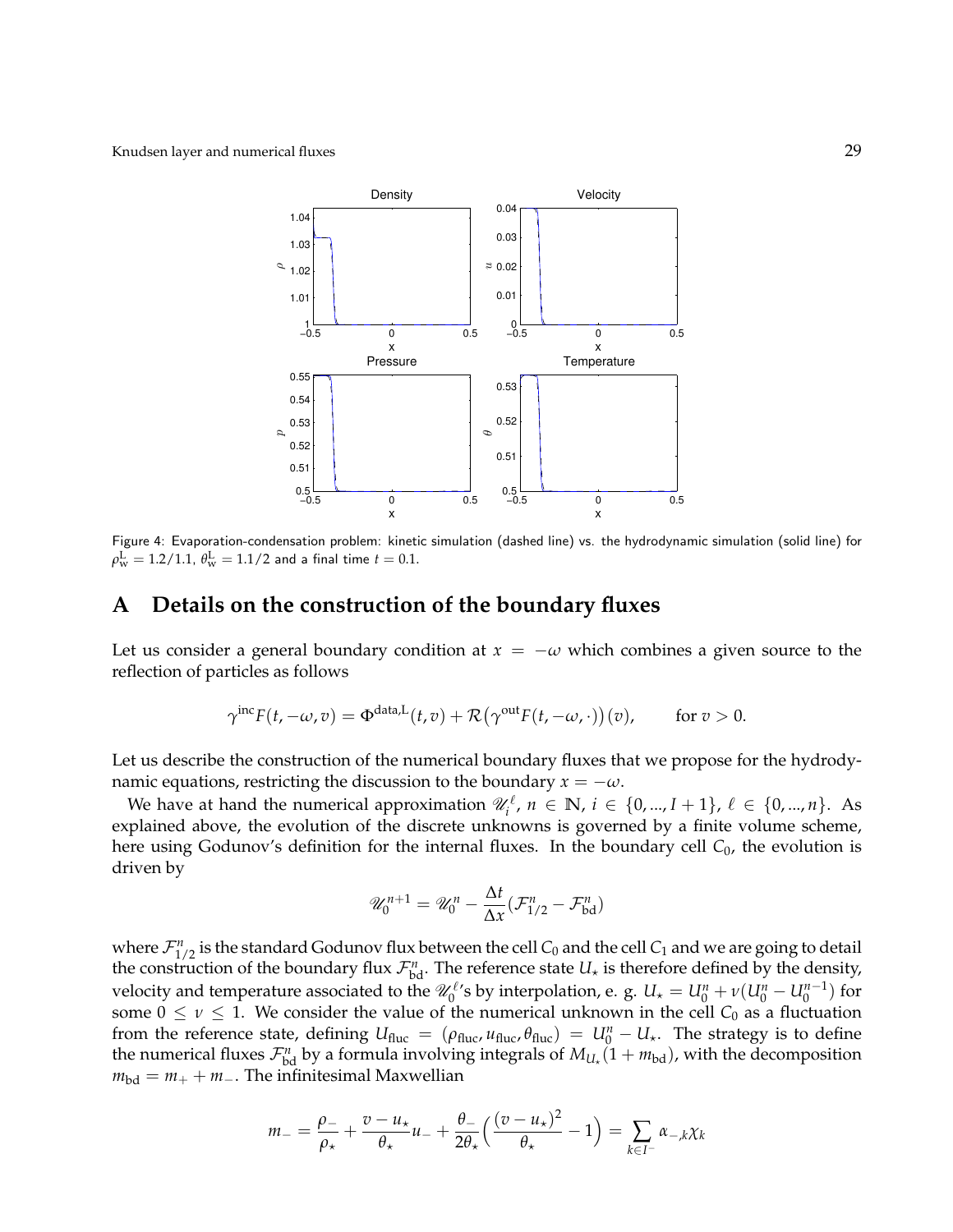Figure 4: Evaporation-condensation problem: kinetic simulation (dashed line) vs. the hydrodynamic simulation (solid line) for $\rho_{\rm w}^{\rm L} = 1.2/1.1$, $\theta_{\rm w}^{\rm L} = 1.1/2$ and a final time $t = 0.1$.

# A Details on the construction of the boundary fluxes

Let us consider a general boundary condition at $x = -\omega$ which combines a given source to the reflection of particles as follows

$$\gamma^{\rm inc} F(t, -\omega, v) = \Phi^{\rm data,L}(t, v) + \mathcal{R}\big(\gamma^{\rm out} F(t, -\omega, \cdot)\big)(v), \qquad \text{for } v > 0.$$

Let us describe the construction of the numerical boundary fluxes that we propose for the hydrodynamic equations, restricting the discussion to the boundary $x = -\omega$.

We have at hand the numerical approximation $\mathscr{U}_i^\ell$, $n \in \mathbb{N}$, $i \in \{0, ..., I+1\}$, $\ell \in \{0, ..., n\}$. As explained above, the evolution of the discrete unknowns is governed by a finite volume scheme, here using Godunov's definition for the internal fluxes. In the boundary cell $C_0$, the evolution is driven by

$$\mathscr{U}_0^{n+1} = \mathscr{U}_0^n - \frac{\Delta t}{\Delta x}(\mathcal{F}_{1/2}^n - \mathcal{F}_{\rm bd}^n)$$

where $\mathcal{F}_{1/2}^n$ is the standard Godunov flux between the cell $C_0$ and the cell $C_1$ and we are going to detail the construction of the boundary flux $\mathcal{F}_{\rm bd}^n$. The reference state $U_\star$ is therefore defined by the density, velocity and temperature associated to the $\mathscr{U}_0^\ell$'s by interpolation, e. g. $U_\star = U_0^n + \nu(U_0^n - U_0^{n-1})$ for some $0 \leq \nu \leq 1$. We consider the value of the numerical unknown in the cell $C_0$ as a fluctuation from the reference state, defining $U_{\rm fluc} = (\rho_{\rm fluc}, u_{\rm fluc}, \theta_{\rm fluc}) = U_0^n - U_\star$. The strategy is to define the numerical fluxes $\mathcal{F}_{\rm bd}^n$ by a formula involving integrals of $M_{U_\star}(1 + m_{\rm bd})$, with the decomposition $m_{\rm bd} = m_+ + m_-$. The infinitesimal Maxwellian

$$m_- = \frac{\rho_-}{\rho_\star} + \frac{v - u_\star}{\theta_\star} u_- + \frac{\theta_-}{2\theta_\star}\Big(\frac{(v - u_\star)^2}{\theta_\star} - 1\Big) = \sum_{k \in I^-} \alpha_{-,k} \chi_k$$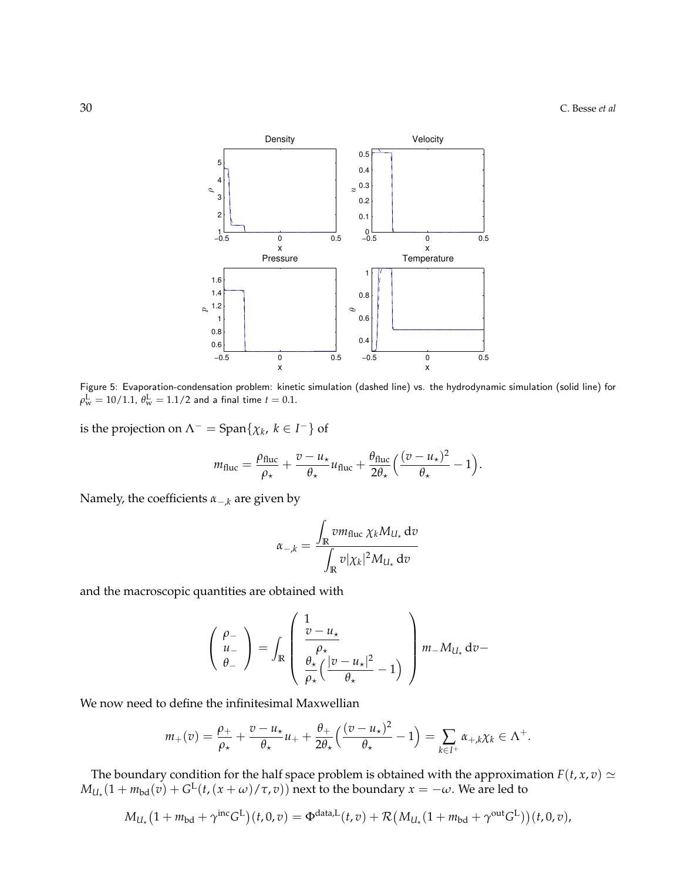Figure 5: Evaporation-condensation problem: kinetic simulation (dashed line) vs. the hydrodynamic simulation (solid line) for $\rho^{\rm L}_{\rm w} = 10/1.1$, $\theta^{\rm L}_{\rm w} = 1.1/2$ and a final time $t = 0.1$.

is the projection on $\Lambda^- = \mathrm{Span}\{\chi_k,\ k \in I^-\}$ of

$$m_{\rm fluc} = \frac{\rho_{\rm fluc}}{\rho_\star} + \frac{v - u_\star}{\theta_\star} u_{\rm fluc} + \frac{\theta_{\rm fluc}}{2\theta_\star}\Big(\frac{(v-u_\star)^2}{\theta_\star} - 1\Big).$$

Namely, the coefficients $\alpha_{-,k}$ are given by

$$\alpha_{-,k} = \frac{\displaystyle\int_{\mathbb{R}} v m_{\rm fluc}\, \chi_k M_{U_\star}\,\mathrm{d}v}{\displaystyle\int_{\mathbb{R}} v |\chi_k|^2 M_{U_\star}\,\mathrm{d}v}$$

and the macroscopic quantities are obtained with

$$\begin{pmatrix} \rho_- \\ u_- \\ \theta_- \end{pmatrix} = \int_{\mathbb{R}} \begin{pmatrix} 1 \\ \dfrac{v-u_\star}{\rho_\star} \\ \dfrac{\theta_\star}{\rho_\star}\Big(\dfrac{|v-u_\star|^2}{\theta_\star} - 1\Big) \end{pmatrix} m_- M_{U_\star}\,\mathrm{d}v -$$

We now need to define the infinitesimal Maxwellian

$$m_+(v) = \frac{\rho_+}{\rho_\star} + \frac{v-u_\star}{\theta_\star} u_+ + \frac{\theta_+}{2\theta_\star}\Big(\frac{(v-u_\star)^2}{\theta_\star} - 1\Big) = \sum_{k \in I^+} \alpha_{+,k}\chi_k \in \Lambda^+.$$

The boundary condition for the half space problem is obtained with the approximation $F(t,x,v) \simeq M_{U_\star}(1 + m_{\rm bd}(v) + G^{\rm L}(t,(x+\omega)/\tau, v))$ next to the boundary $x = -\omega$. We are led to

$$M_{U_\star}\big(1 + m_{\rm bd} + \gamma^{\rm inc} G^{\rm L}\big)(t,0,v) = \Phi^{\rm data,L}(t,v) + \mathcal{R}\big(M_{U_\star}(1 + m_{\rm bd} + \gamma^{\rm out} G^{\rm L})\big)(t,0,v),$$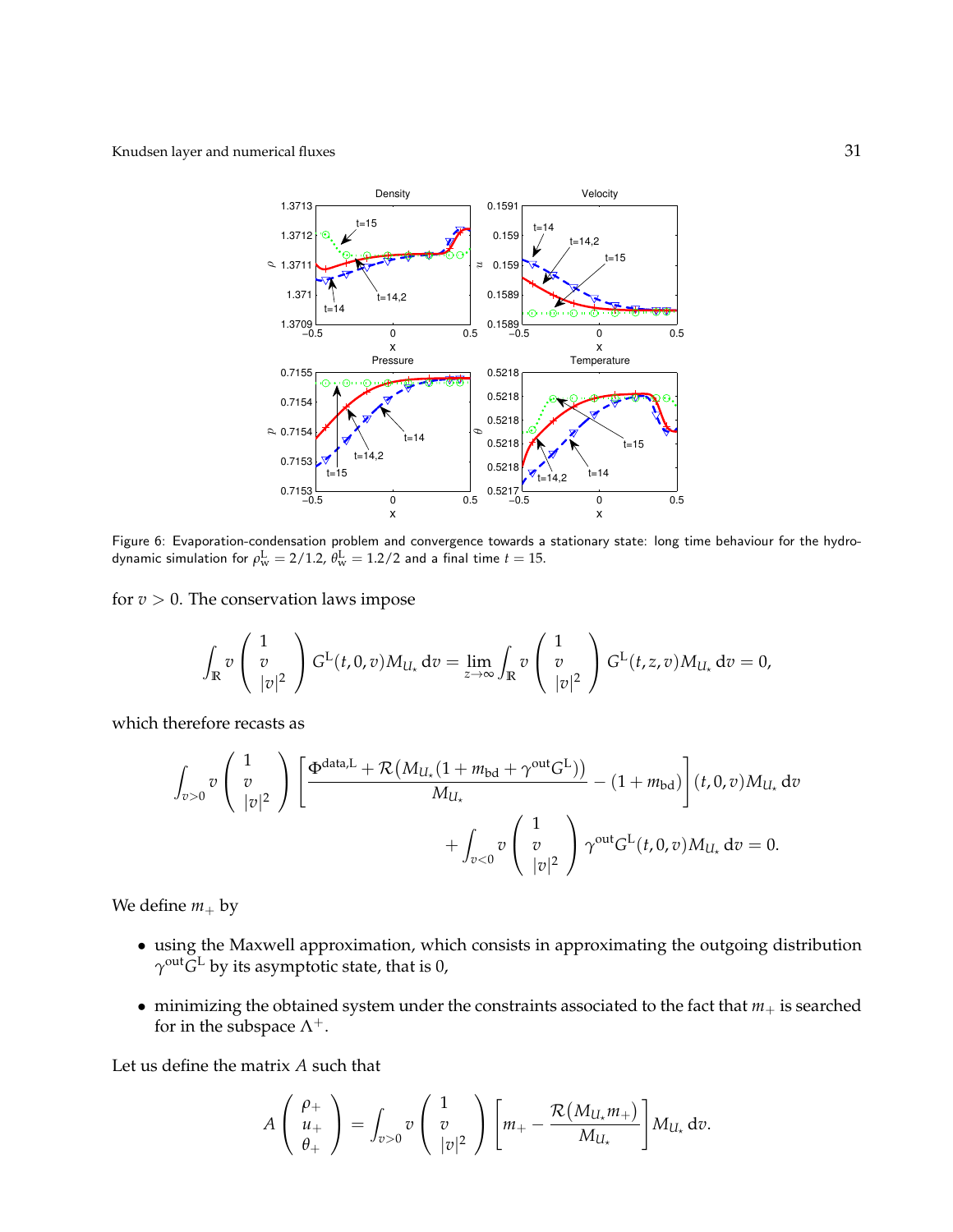Figure 6: Evaporation-condensation problem and convergence towards a stationary state: long time behaviour for the hydrodynamic simulation for $\rho_{\mathrm{w}}^{\mathrm{L}} = 2/1.2$, $\theta_{\mathrm{w}}^{\mathrm{L}} = 1.2/2$ and a final time $t = 15$.

for $v > 0$. The conservation laws impose

$$\int_{\mathbb{R}} v \begin{pmatrix} 1 \\ v \\ |v|^2 \end{pmatrix} G^{\mathrm{L}}(t,0,v) M_{U_\star}\,\mathrm{d}v = \lim_{z\to\infty} \int_{\mathbb{R}} v \begin{pmatrix} 1 \\ v \\ |v|^2 \end{pmatrix} G^{\mathrm{L}}(t,z,v) M_{U_\star}\,\mathrm{d}v = 0,$$

which therefore recasts as

$$\int_{v>0} v \begin{pmatrix} 1 \\ v \\ |v|^2 \end{pmatrix} \left[ \frac{\Phi^{\mathrm{data,L}} + \mathcal{R}\big(M_{U_\star}(1 + m_{\mathrm{bd}} + \gamma^{\mathrm{out}} G^{\mathrm{L}})\big)}{M_{U_\star}} - (1 + m_{\mathrm{bd}}) \right](t,0,v) M_{U_\star}\,\mathrm{d}v$$
$$+ \int_{v<0} v \begin{pmatrix} 1 \\ v \\ |v|^2 \end{pmatrix} \gamma^{\mathrm{out}} G^{\mathrm{L}}(t,0,v) M_{U_\star}\,\mathrm{d}v = 0.$$

We define $m_+$ by

- using the Maxwell approximation, which consists in approximating the outgoing distribution $\gamma^{\mathrm{out}} G^{\mathrm{L}}$ by its asymptotic state, that is 0,
- minimizing the obtained system under the constraints associated to the fact that $m_+$ is searched for in the subspace $\Lambda^+$.

Let us define the matrix $A$ such that

$$A \begin{pmatrix} \rho_+ \\ u_+ \\ \theta_+ \end{pmatrix} = \int_{v>0} v \begin{pmatrix} 1 \\ v \\ |v|^2 \end{pmatrix} \left[ m_+ - \frac{\mathcal{R}(M_{U_\star} m_+)}{M_{U_\star}} \right] M_{U_\star}\,\mathrm{d}v.$$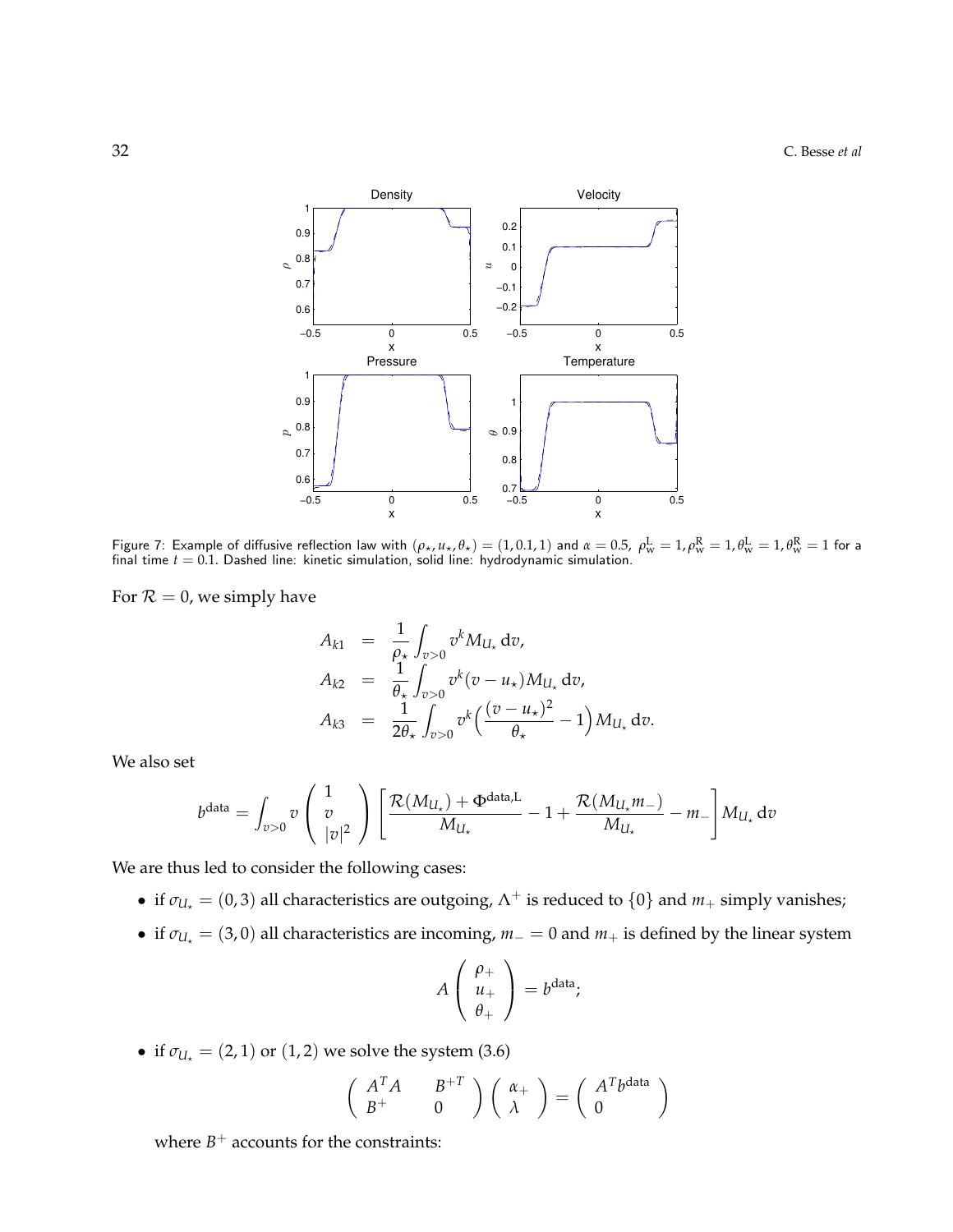Figure 7: Example of diffusive reflection law with $(\rho_\star, u_\star, \theta_\star) = (1, 0.1, 1)$ and $\alpha = 0.5$, $\rho_w^L = 1, \rho_w^R = 1, \theta_w^L = 1, \theta_w^R = 1$ for a final time $t = 0.1$. Dashed line: kinetic simulation, solid line: hydrodynamic simulation.

For $\mathcal{R} = 0$, we simply have

$$
\begin{aligned}
A_{k1} &= \frac{1}{\rho_\star} \int_{v>0} v^k M_{U_\star} \, \mathrm{d}v, \\
A_{k2} &= \frac{1}{\theta_\star} \int_{v>0} v^k (v - u_\star) M_{U_\star} \, \mathrm{d}v, \\
A_{k3} &= \frac{1}{2\theta_\star} \int_{v>0} v^k \Big( \frac{(v-u_\star)^2}{\theta_\star} - 1 \Big) M_{U_\star} \, \mathrm{d}v.
\end{aligned}
$$

We also set

$$
b^{\text{data}} = \int_{v>0} v \begin{pmatrix} 1 \\ v \\ |v|^2 \end{pmatrix} \left[ \frac{\mathcal{R}(M_{U_\star}) + \Phi^{\text{data},L}}{M_{U_\star}} - 1 + \frac{\mathcal{R}(M_{U_\star} m_-)}{M_{U_\star}} - m_- \right] M_{U_\star} \, \mathrm{d}v
$$

We are thus led to consider the following cases:

- if $\sigma_{U_\star} = (0, 3)$ all characteristics are outgoing, $\Lambda^+$ is reduced to $\{0\}$ and $m_+$ simply vanishes;
- if $\sigma_{U_\star} = (3, 0)$ all characteristics are incoming, $m_- = 0$ and $m_+$ is defined by the linear system

$$
A \begin{pmatrix} \rho_+ \\ u_+ \\ \theta_+ \end{pmatrix} = b^{\text{data}};
$$

- if $\sigma_{U_\star} = (2, 1)$ or $(1, 2)$ we solve the system (3.6)

$$
\begin{pmatrix} A^T A & B^{+T} \\ B^+ & 0 \end{pmatrix} \begin{pmatrix} \alpha_+ \\ \lambda \end{pmatrix} = \begin{pmatrix} A^T b^{\text{data}} \\ 0 \end{pmatrix}
$$

  where $B^+$ accounts for the constraints: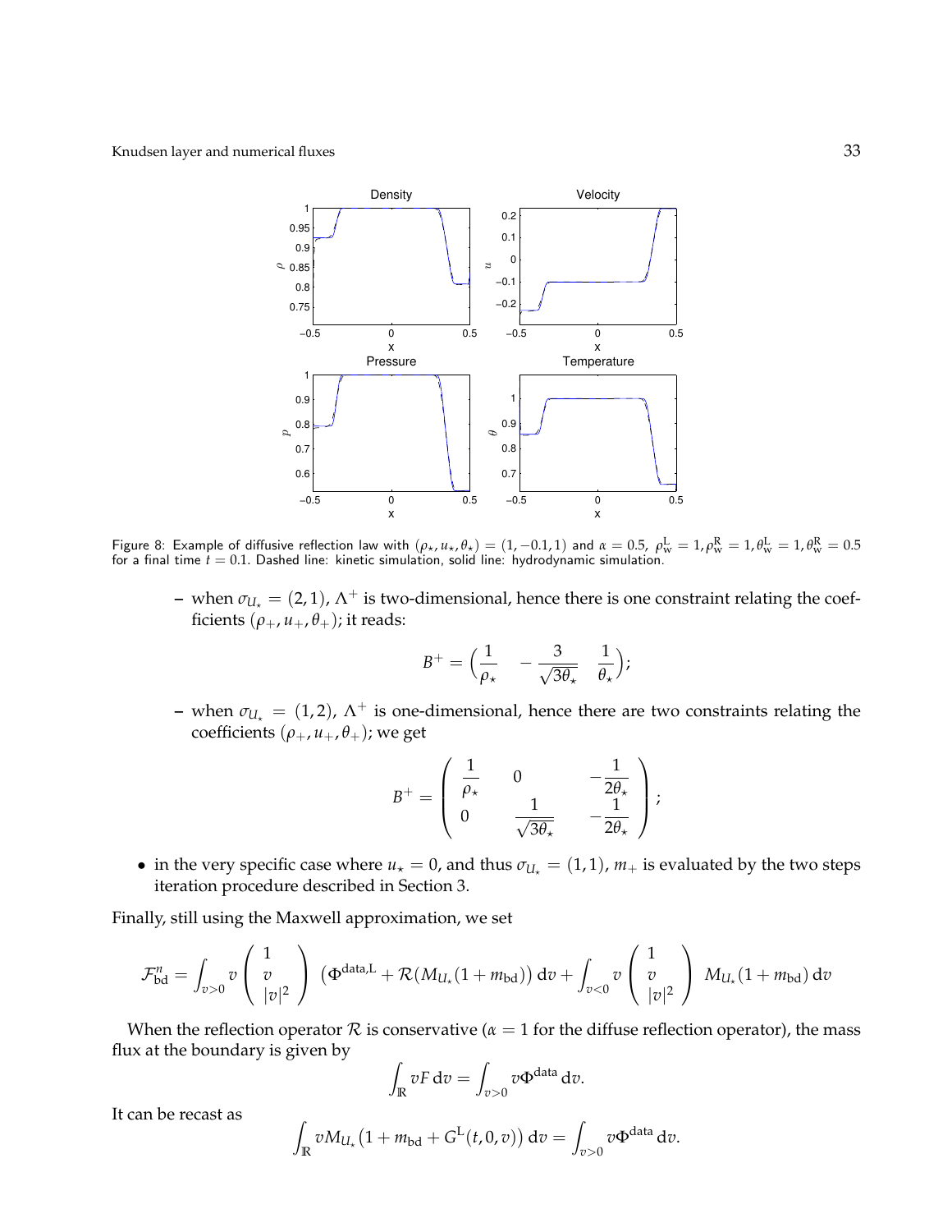Figure 8: Example of diffusive reflection law with $(\rho_\star, u_\star, \theta_\star) = (1, -0.1, 1)$ and $\alpha = 0.5$, $\rho_{\rm w}^{\rm L} = 1, \rho_{\rm w}^{\rm R} = 1, \theta_{\rm w}^{\rm L} = 1, \theta_{\rm w}^{\rm R} = 0.5$ for a final time $t = 0.1$. Dashed line: kinetic simulation, solid line: hydrodynamic simulation.

- when $\sigma_{U_\star} = (2,1)$, $\Lambda^+$ is two-dimensional, hence there is one constraint relating the coefficients $(\rho_+, u_+, \theta_+)$; it reads:

$$B^+ = \begin{pmatrix} \dfrac{1}{\rho_\star} & -\dfrac{3}{\sqrt{3\theta_\star}} & \dfrac{1}{\theta_\star} \end{pmatrix};$$

- when $\sigma_{U_\star} = (1,2)$, $\Lambda^+$ is one-dimensional, hence there are two constraints relating the coefficients $(\rho_+, u_+, \theta_+)$; we get

$$B^+ = \begin{pmatrix} \dfrac{1}{\rho_\star} & 0 & -\dfrac{1}{2\theta_\star} \\ 0 & \dfrac{1}{\sqrt{3\theta_\star}} & -\dfrac{1}{2\theta_\star} \end{pmatrix};$$

- in the very specific case where $u_\star = 0$, and thus $\sigma_{U_\star} = (1,1)$, $m_+$ is evaluated by the two steps iteration procedure described in Section 3.

Finally, still using the Maxwell approximation, we set

$$\mathcal{F}_{\rm bd}^n = \int_{v>0} v \begin{pmatrix} 1 \\ v \\ |v|^2 \end{pmatrix} \left(\Phi^{\rm data,L} + \mathcal{R}(M_{U_\star}(1+m_{\rm bd})\right) {\rm d}v + \int_{v<0} v \begin{pmatrix} 1 \\ v \\ |v|^2 \end{pmatrix} M_{U_\star}(1+m_{\rm bd})\, {\rm d}v$$

When the reflection operator $\mathcal{R}$ is conservative ($\alpha = 1$ for the diffuse reflection operator), the mass flux at the boundary is given by

$$\int_{\mathbb{R}} vF\,{\rm d}v = \int_{v>0} v\Phi^{\rm data}\,{\rm d}v.$$

It can be recast as

$$\int_{\mathbb{R}} vM_{U_\star}\left(1 + m_{\rm bd} + G^{\rm L}(t,0,v)\right) {\rm d}v = \int_{v>0} v\Phi^{\rm data}\,{\rm d}v.$$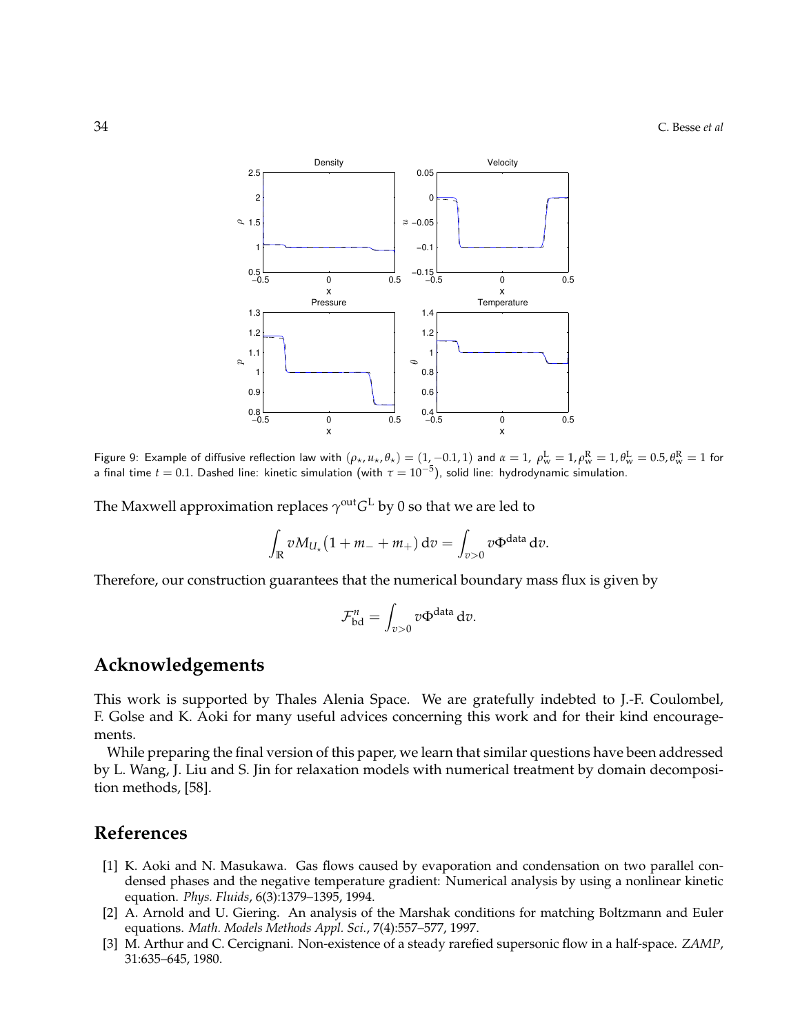Figure 9: Example of diffusive reflection law with $(\rho_\star, u_\star, \theta_\star) = (1, -0.1, 1)$ and $\alpha = 1$, $\rho_{\rm w}^{\rm L} = 1, \rho_{\rm w}^{\rm R} = 1, \theta_{\rm w}^{\rm L} = 0.5, \theta_{\rm w}^{\rm R} = 1$ for a final time $t = 0.1$. Dashed line: kinetic simulation (with $\tau = 10^{-5}$), solid line: hydrodynamic simulation.

The Maxwell approximation replaces $\gamma^{\rm out} G^{\rm L}$ by 0 so that we are led to

$$\int_{\mathbb{R}} v M_{U_\star} \big(1 + m_- + m_+\big)\, \mathrm{d}v = \int_{v>0} v \Phi^{\rm data}\, \mathrm{d}v.$$

Therefore, our construction guarantees that the numerical boundary mass flux is given by

$$\mathcal{F}^n_{\rm bd} = \int_{v>0} v \Phi^{\rm data}\, \mathrm{d}v.$$

## Acknowledgements

This work is supported by Thales Alenia Space. We are gratefully indebted to J.-F. Coulombel, F. Golse and K. Aoki for many useful advices concerning this work and for their kind encouragements.

While preparing the final version of this paper, we learn that similar questions have been addressed by L. Wang, J. Liu and S. Jin for relaxation models with numerical treatment by domain decomposition methods, [58].

## References

[1] K. Aoki and N. Masukawa. Gas flows caused by evaporation and condensation on two parallel condensed phases and the negative temperature gradient: Numerical analysis by using a nonlinear kinetic equation. *Phys. Fluids*, 6(3):1379–1395, 1994.

[2] A. Arnold and U. Giering. An analysis of the Marshak conditions for matching Boltzmann and Euler equations. *Math. Models Methods Appl. Sci.*, 7(4):557–577, 1997.

[3] M. Arthur and C. Cercignani. Non-existence of a steady rarefied supersonic flow in a half-space. *ZAMP*, 31:635–645, 1980.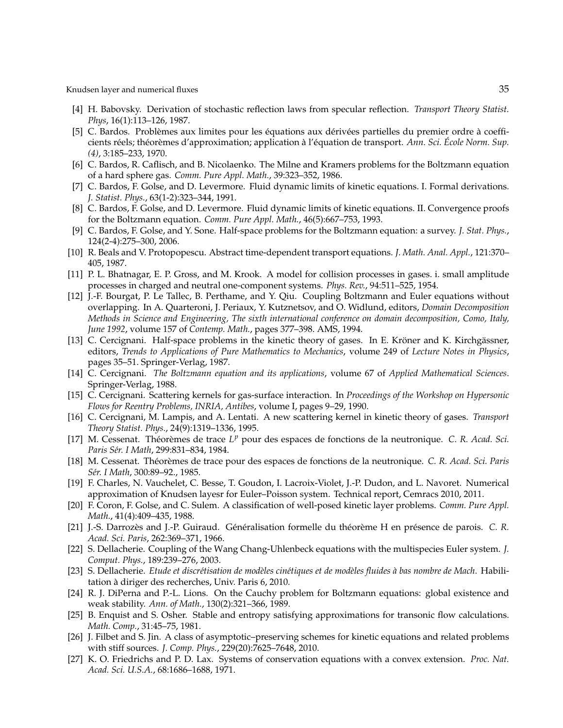[4] H. Babovsky. Derivation of stochastic reflection laws from specular reflection. *Transport Theory Statist. Phys*, 16(1):113–126, 1987.

[5] C. Bardos. Problèmes aux limites pour les équations aux dérivées partielles du premier ordre à coefficients réels; théorèmes d'approximation; application à l'équation de transport. *Ann. Sci. École Norm. Sup. (4)*, 3:185–233, 1970.

[6] C. Bardos, R. Caflisch, and B. Nicolaenko. The Milne and Kramers problems for the Boltzmann equation of a hard sphere gas. *Comm. Pure Appl. Math.*, 39:323–352, 1986.

[7] C. Bardos, F. Golse, and D. Levermore. Fluid dynamic limits of kinetic equations. I. Formal derivations. *J. Statist. Phys.*, 63(1-2):323–344, 1991.

[8] C. Bardos, F. Golse, and D. Levermore. Fluid dynamic limits of kinetic equations. II. Convergence proofs for the Boltzmann equation. *Comm. Pure Appl. Math.*, 46(5):667–753, 1993.

[9] C. Bardos, F. Golse, and Y. Sone. Half-space problems for the Boltzmann equation: a survey. *J. Stat. Phys.*, 124(2-4):275–300, 2006.

[10] R. Beals and V. Protopopescu. Abstract time-dependent transport equations. *J. Math. Anal. Appl.*, 121:370–405, 1987.

[11] P. L. Bhatnagar, E. P. Gross, and M. Krook. A model for collision processes in gases. i. small amplitude processes in charged and neutral one-component systems. *Phys. Rev.*, 94:511–525, 1954.

[12] J.-F. Bourgat, P. Le Tallec, B. Perthame, and Y. Qiu. Coupling Boltzmann and Euler equations without overlapping. In A. Quarteroni, J. Periaux, Y. Kutznetsov, and O. Widlund, editors, *Domain Decomposition Methods in Science and Engineering, The sixth international conference on domain decomposition, Como, Italy, June 1992*, volume 157 of *Contemp. Math.*, pages 377–398. AMS, 1994.

[13] C. Cercignani. Half-space problems in the kinetic theory of gases. In E. Kröner and K. Kirchgässner, editors, *Trends to Applications of Pure Mathematics to Mechanics*, volume 249 of *Lecture Notes in Physics*, pages 35–51. Springer-Verlag, 1987.

[14] C. Cercignani. *The Boltzmann equation and its applications*, volume 67 of *Applied Mathematical Sciences*. Springer-Verlag, 1988.

[15] C. Cercignani. Scattering kernels for gas-surface interaction. In *Proceedings of the Workshop on Hypersonic Flows for Reentry Problems, INRIA, Antibes*, volume I, pages 9–29, 1990.

[16] C. Cercignani, M. Lampis, and A. Lentati. A new scattering kernel in kinetic theory of gases. *Transport Theory Statist. Phys.*, 24(9):1319–1336, 1995.

[17] M. Cessenat. Théorèmes de trace $L^p$ pour des espaces de fonctions de la neutronique. *C. R. Acad. Sci. Paris Sér. I Math*, 299:831–834, 1984.

[18] M. Cessenat. Théorèmes de trace pour des espaces de fonctions de la neutronique. *C. R. Acad. Sci. Paris Sér. I Math*, 300:89–92., 1985.

[19] F. Charles, N. Vauchelet, C. Besse, T. Goudon, I. Lacroix-Violet, J.-P. Dudon, and L. Navoret. Numerical approximation of Knudsen layesr for Euler–Poisson system. Technical report, Cemracs 2010, 2011.

[20] F. Coron, F. Golse, and C. Sulem. A classification of well-posed kinetic layer problems. *Comm. Pure Appl. Math.*, 41(4):409–435, 1988.

[21] J.-S. Darrozès and J.-P. Guiraud. Généralisation formelle du théorème H en présence de parois. *C. R. Acad. Sci. Paris*, 262:369–371, 1966.

[22] S. Dellacherie. Coupling of the Wang Chang-Uhlenbeck equations with the multispecies Euler system. *J. Comput. Phys.*, 189:239–276, 2003.

[23] S. Dellacherie. *Etude et discrétisation de modèles cinétiques et de modèles fluides à bas nombre de Mach*. Habilitation à diriger des recherches, Univ. Paris 6, 2010.

[24] R. J. DiPerna and P.-L. Lions. On the Cauchy problem for Boltzmann equations: global existence and weak stability. *Ann. of Math.*, 130(2):321–366, 1989.

[25] B. Enquist and S. Osher. Stable and entropy satisfying approximations for transonic flow calculations. *Math. Comp.*, 31:45–75, 1981.

[26] J. Filbet and S. Jin. A class of asymptotic–preserving schemes for kinetic equations and related problems with stiff sources. *J. Comp. Phys.*, 229(20):7625–7648, 2010.

[27] K. O. Friedrichs and P. D. Lax. Systems of conservation equations with a convex extension. *Proc. Nat. Acad. Sci. U.S.A.*, 68:1686–1688, 1971.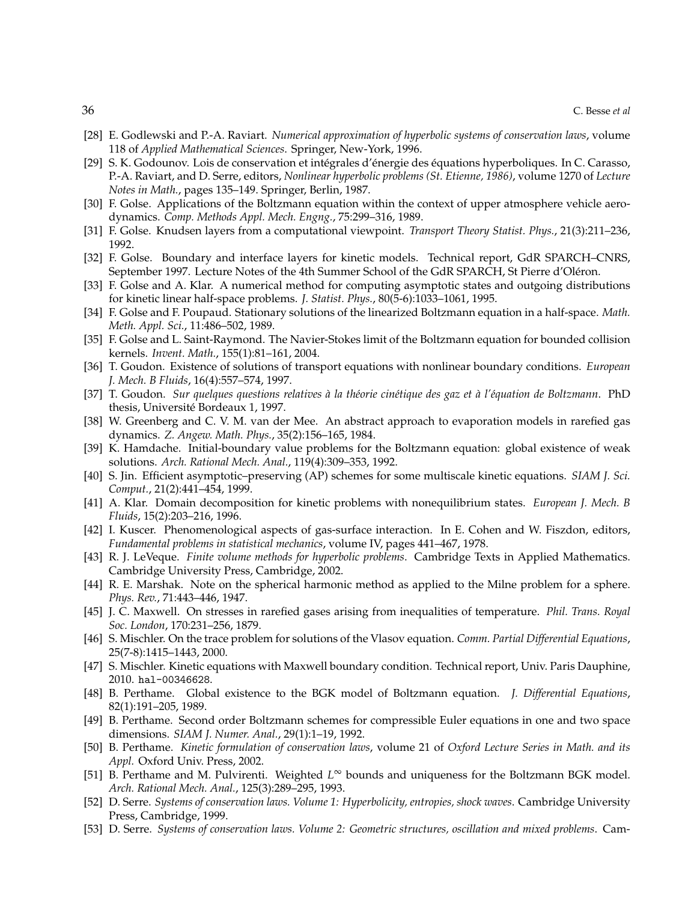[28] E. Godlewski and P.-A. Raviart. *Numerical approximation of hyperbolic systems of conservation laws*, volume 118 of *Applied Mathematical Sciences*. Springer, New-York, 1996.

[29] S. K. Godounov. Lois de conservation et intégrales d'énergie des équations hyperboliques. In C. Carasso, P.-A. Raviart, and D. Serre, editors, *Nonlinear hyperbolic problems (St. Etienne, 1986)*, volume 1270 of *Lecture Notes in Math.*, pages 135–149. Springer, Berlin, 1987.

[30] F. Golse. Applications of the Boltzmann equation within the context of upper atmosphere vehicle aerodynamics. *Comp. Methods Appl. Mech. Engng.*, 75:299–316, 1989.

[31] F. Golse. Knudsen layers from a computational viewpoint. *Transport Theory Statist. Phys.*, 21(3):211–236, 1992.

[32] F. Golse. Boundary and interface layers for kinetic models. Technical report, GdR SPARCH–CNRS, September 1997. Lecture Notes of the 4th Summer School of the GdR SPARCH, St Pierre d'Oléron.

[33] F. Golse and A. Klar. A numerical method for computing asymptotic states and outgoing distributions for kinetic linear half-space problems. *J. Statist. Phys.*, 80(5-6):1033–1061, 1995.

[34] F. Golse and F. Poupaud. Stationary solutions of the linearized Boltzmann equation in a half-space. *Math. Meth. Appl. Sci.*, 11:486–502, 1989.

[35] F. Golse and L. Saint-Raymond. The Navier-Stokes limit of the Boltzmann equation for bounded collision kernels. *Invent. Math.*, 155(1):81–161, 2004.

[36] T. Goudon. Existence of solutions of transport equations with nonlinear boundary conditions. *European J. Mech. B Fluids*, 16(4):557–574, 1997.

[37] T. Goudon. *Sur quelques questions relatives à la théorie cinétique des gaz et à l'équation de Boltzmann*. PhD thesis, Université Bordeaux 1, 1997.

[38] W. Greenberg and C. V. M. van der Mee. An abstract approach to evaporation models in rarefied gas dynamics. *Z. Angew. Math. Phys.*, 35(2):156–165, 1984.

[39] K. Hamdache. Initial-boundary value problems for the Boltzmann equation: global existence of weak solutions. *Arch. Rational Mech. Anal.*, 119(4):309–353, 1992.

[40] S. Jin. Efficient asymptotic–preserving (AP) schemes for some multiscale kinetic equations. *SIAM J. Sci. Comput.*, 21(2):441–454, 1999.

[41] A. Klar. Domain decomposition for kinetic problems with nonequilibrium states. *European J. Mech. B Fluids*, 15(2):203–216, 1996.

[42] I. Kuscer. Phenomenological aspects of gas-surface interaction. In E. Cohen and W. Fiszdon, editors, *Fundamental problems in statistical mechanics*, volume IV, pages 441–467, 1978.

[43] R. J. LeVeque. *Finite volume methods for hyperbolic problems*. Cambridge Texts in Applied Mathematics. Cambridge University Press, Cambridge, 2002.

[44] R. E. Marshak. Note on the spherical harmonic method as applied to the Milne problem for a sphere. *Phys. Rev.*, 71:443–446, 1947.

[45] J. C. Maxwell. On stresses in rarefied gases arising from inequalities of temperature. *Phil. Trans. Royal Soc. London*, 170:231–256, 1879.

[46] S. Mischler. On the trace problem for solutions of the Vlasov equation. *Comm. Partial Differential Equations*, 25(7-8):1415–1443, 2000.

[47] S. Mischler. Kinetic equations with Maxwell boundary condition. Technical report, Univ. Paris Dauphine, 2010. hal-00346628.

[48] B. Perthame. Global existence to the BGK model of Boltzmann equation. *J. Differential Equations*, 82(1):191–205, 1989.

[49] B. Perthame. Second order Boltzmann schemes for compressible Euler equations in one and two space dimensions. *SIAM J. Numer. Anal.*, 29(1):1–19, 1992.

[50] B. Perthame. *Kinetic formulation of conservation laws*, volume 21 of *Oxford Lecture Series in Math. and its Appl.* Oxford Univ. Press, 2002.

[51] B. Perthame and M. Pulvirenti. Weighted $L^\infty$ bounds and uniqueness for the Boltzmann BGK model. *Arch. Rational Mech. Anal.*, 125(3):289–295, 1993.

[52] D. Serre. *Systems of conservation laws. Volume 1: Hyperbolicity, entropies, shock waves*. Cambridge University Press, Cambridge, 1999.

[53] D. Serre. *Systems of conservation laws. Volume 2: Geometric structures, oscillation and mixed problems*. Cam-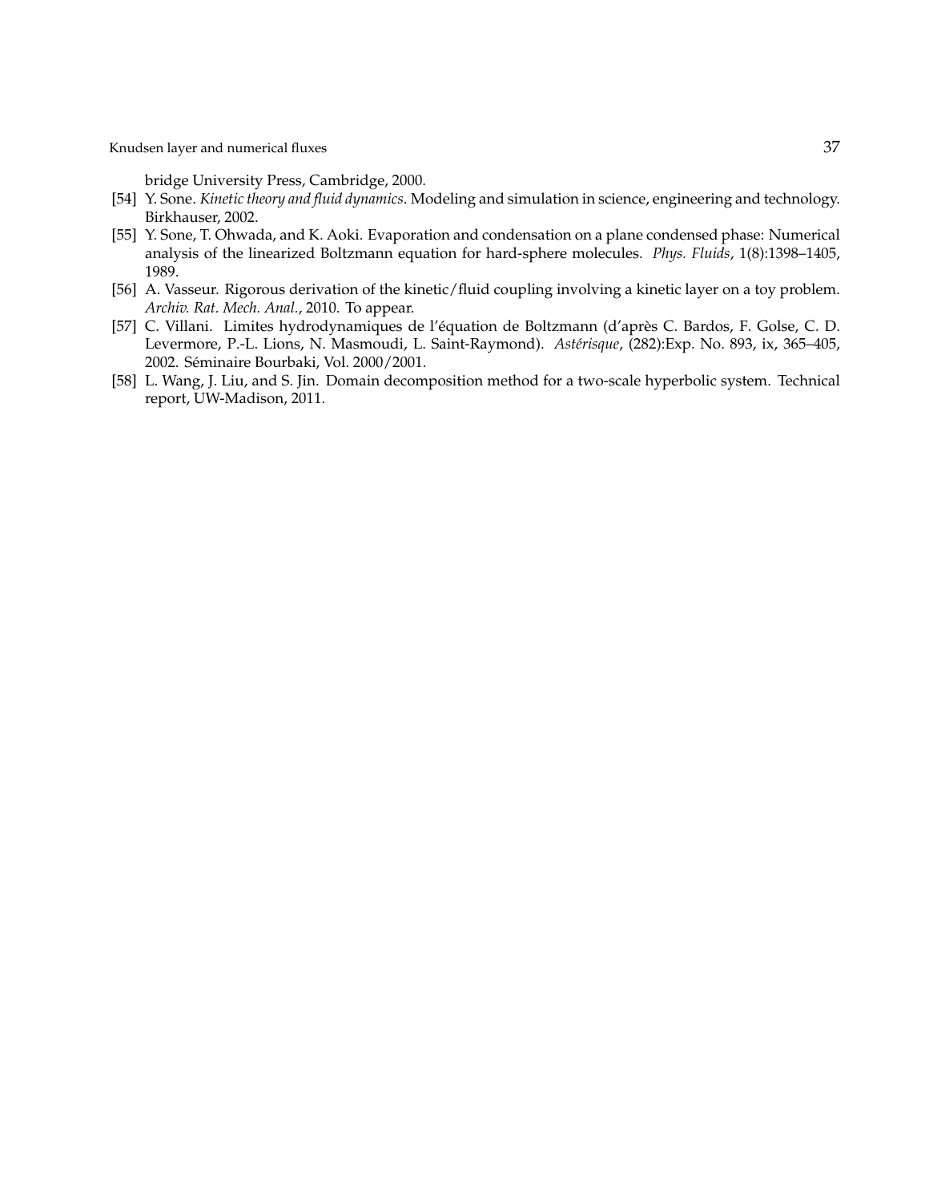bridge University Press, Cambridge, 2000.

[54] Y. Sone. *Kinetic theory and fluid dynamics*. Modeling and simulation in science, engineering and technology. Birkhauser, 2002.

[55] Y. Sone, T. Ohwada, and K. Aoki. Evaporation and condensation on a plane condensed phase: Numerical analysis of the linearized Boltzmann equation for hard-sphere molecules. *Phys. Fluids*, 1(8):1398–1405, 1989.

[56] A. Vasseur. Rigorous derivation of the kinetic/fluid coupling involving a kinetic layer on a toy problem. *Archiv. Rat. Mech. Anal.*, 2010. To appear.

[57] C. Villani. Limites hydrodynamiques de l'équation de Boltzmann (d'après C. Bardos, F. Golse, C. D. Levermore, P.-L. Lions, N. Masmoudi, L. Saint-Raymond). *Astérisque*, (282):Exp. No. 893, ix, 365–405, 2002. Séminaire Bourbaki, Vol. 2000/2001.

[58] L. Wang, J. Liu, and S. Jin. Domain decomposition method for a two-scale hyperbolic system. Technical report, UW-Madison, 2011.